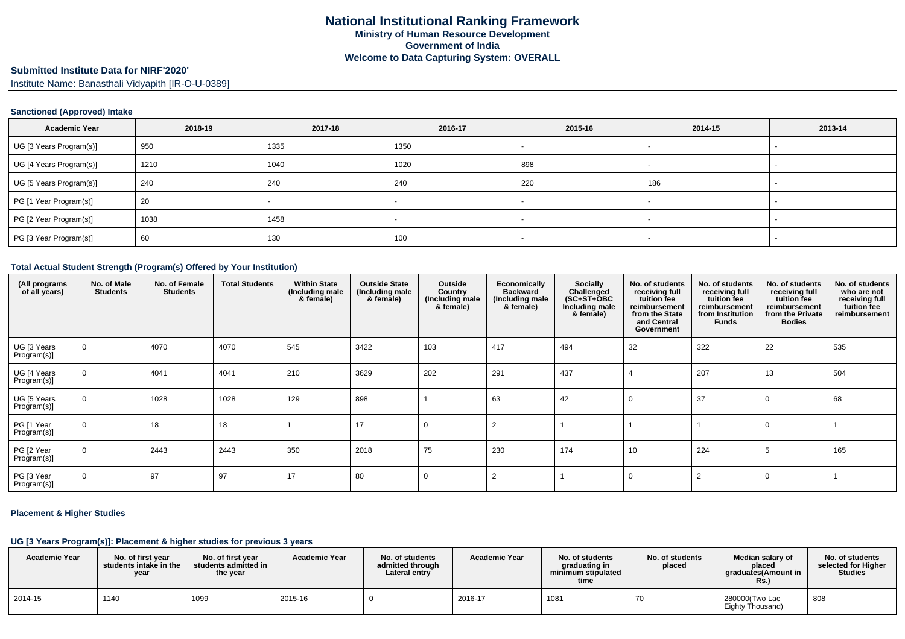# National Institutional Ranking Framework
**Ministry of Human Resource Development**
**Government of India**
**Welcome to Data Capturing System: OVERALL**

**Submitted Institute Data for NIRF'2020'**

Institute Name: Banasthali Vidyapith [IR-O-U-0389]

### Sanctioned (Approved) Intake

| Academic Year | 2018-19 | 2017-18 | 2016-17 | 2015-16 | 2014-15 | 2013-14 |
|---|---|---|---|---|---|---|
| UG [3 Years Program(s)] | 950 | 1335 | 1350 | - | - | - |
| UG [4 Years Program(s)] | 1210 | 1040 | 1020 | 898 | - | - |
| UG [5 Years Program(s)] | 240 | 240 | 240 | 220 | 186 | - |
| PG [1 Year Program(s)] | 20 | - | - | - | - | - |
| PG [2 Year Program(s)] | 1038 | 1458 | - | - | - | - |
| PG [3 Year Program(s)] | 60 | 130 | 100 | - | - | - |

### Total Actual Student Strength (Program(s) Offered by Your Institution)

| (All programs of all years) | No. of Male Students | No. of Female Students | Total Students | Within State (Including male & female) | Outside State (Including male & female) | Outside Country (Including male & female) | Economically Backward (Including male & female) | Socially Challenged (SC+ST+OBC Including male & female) | No. of students receiving full tuition fee reimbursement from the State and Central Government | No. of students receiving full tuition fee reimbursement from Institution Funds | No. of students receiving full tuition fee reimbursement from the Private Bodies | No. of students who are not receiving full tuition fee reimbursement |
|---|---|---|---|---|---|---|---|---|---|---|---|---|
| UG [3 Years Program(s)] | 0 | 4070 | 4070 | 545 | 3422 | 103 | 417 | 494 | 32 | 322 | 22 | 535 |
| UG [4 Years Program(s)] | 0 | 4041 | 4041 | 210 | 3629 | 202 | 291 | 437 | 4 | 207 | 13 | 504 |
| UG [5 Years Program(s)] | 0 | 1028 | 1028 | 129 | 898 | 1 | 63 | 42 | 0 | 37 | 0 | 68 |
| PG [1 Year Program(s)] | 0 | 18 | 18 | 1 | 17 | 0 | 2 | 1 | 1 | 1 | 0 | 1 |
| PG [2 Year Program(s)] | 0 | 2443 | 2443 | 350 | 2018 | 75 | 230 | 174 | 10 | 224 | 5 | 165 |
| PG [3 Year Program(s)] | 0 | 97 | 97 | 17 | 80 | 0 | 2 | 1 | 0 | 2 | 0 | 1 |

### Placement & Higher Studies

#### UG [3 Years Program(s)]: Placement & higher studies for previous 3 years

| Academic Year | No. of first year students intake in the year | No. of first year students admitted in the year | Academic Year | No. of students admitted through Lateral entry | Academic Year | No. of students graduating in minimum stipulated time | No. of students placed | Median salary of placed graduates(Amount in Rs.) | No. of students selected for Higher Studies |
|---|---|---|---|---|---|---|---|---|---|
| 2014-15 | 1140 | 1099 | 2015-16 | 0 | 2016-17 | 1081 | 70 | 280000(Two Lac Eighty Thousand) | 808 |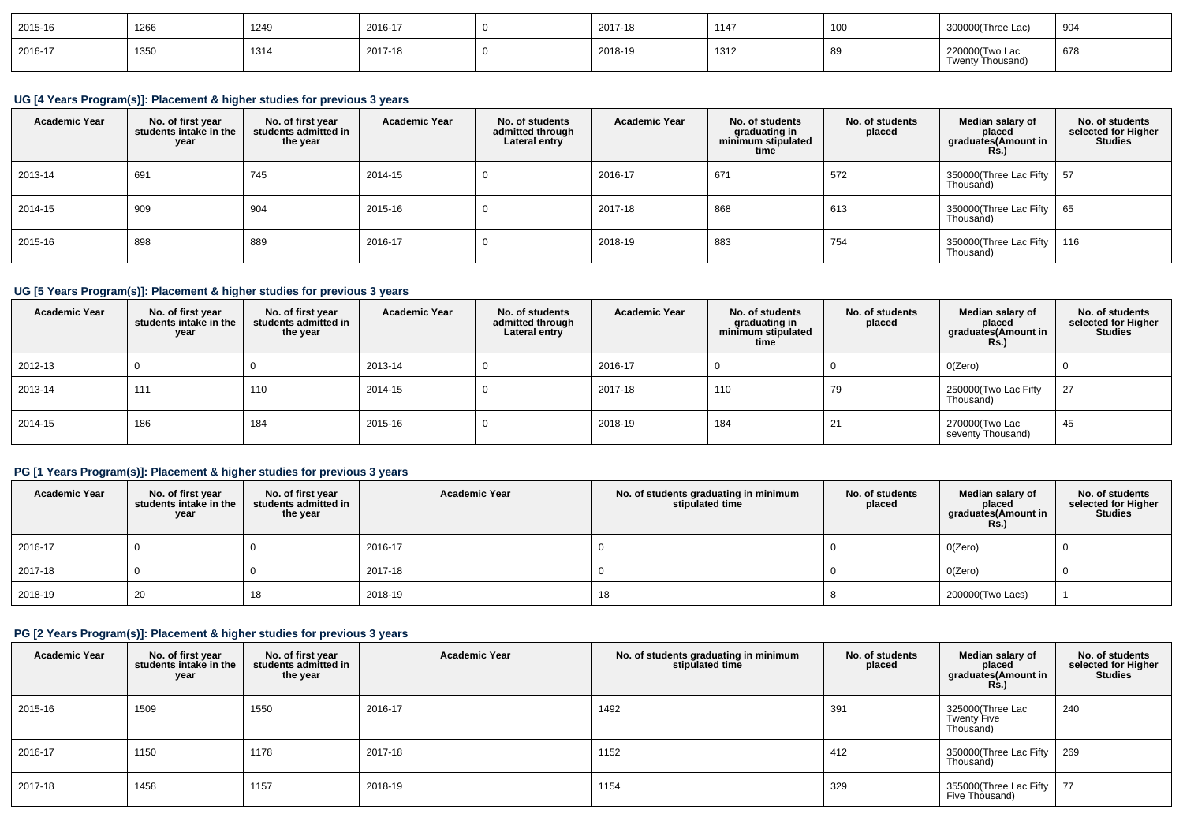| 2015-16 | 1266 | 1249 | 2016-17 | 0 | 2017-18 | 1147 | 100 | 300000(Three Lac) | 904 |
|---|---|---|---|---|---|---|---|---|---|
| 2016-17 | 1350 | 1314 | 2017-18 | 0 | 2018-19 | 1312 | 89 | 220000(Two Lac Twenty Thousand) | 678 |

### UG [4 Years Program(s)]: Placement & higher studies for previous 3 years

| Academic Year | No. of first year students intake in the year | No. of first year students admitted in the year | Academic Year | No. of students admitted through Lateral entry | Academic Year | No. of students graduating in minimum stipulated time | No. of students placed | Median salary of placed graduates(Amount in Rs.) | No. of students selected for Higher Studies |
|---|---|---|---|---|---|---|---|---|---|
| 2013-14 | 691 | 745 | 2014-15 | 0 | 2016-17 | 671 | 572 | 350000(Three Lac Fifty Thousand) | 57 |
| 2014-15 | 909 | 904 | 2015-16 | 0 | 2017-18 | 868 | 613 | 350000(Three Lac Fifty Thousand) | 65 |
| 2015-16 | 898 | 889 | 2016-17 | 0 | 2018-19 | 883 | 754 | 350000(Three Lac Fifty Thousand) | 116 |

### UG [5 Years Program(s)]: Placement & higher studies for previous 3 years

| Academic Year | No. of first year students intake in the year | No. of first year students admitted in the year | Academic Year | No. of students admitted through Lateral entry | Academic Year | No. of students graduating in minimum stipulated time | No. of students placed | Median salary of placed graduates(Amount in Rs.) | No. of students selected for Higher Studies |
|---|---|---|---|---|---|---|---|---|---|
| 2012-13 | 0 | 0 | 2013-14 | 0 | 2016-17 | 0 | 0 | 0(Zero) | 0 |
| 2013-14 | 111 | 110 | 2014-15 | 0 | 2017-18 | 110 | 79 | 250000(Two Lac Fifty Thousand) | 27 |
| 2014-15 | 186 | 184 | 2015-16 | 0 | 2018-19 | 184 | 21 | 270000(Two Lac seventy Thousand) | 45 |

### PG [1 Years Program(s)]: Placement & higher studies for previous 3 years

| Academic Year | No. of first year students intake in the year | No. of first year students admitted in the year | Academic Year | No. of students graduating in minimum stipulated time | No. of students placed | Median salary of placed graduates(Amount in Rs.) | No. of students selected for Higher Studies |
|---|---|---|---|---|---|---|---|
| 2016-17 | 0 | 0 | 2016-17 | 0 | 0 | 0(Zero) | 0 |
| 2017-18 | 0 | 0 | 2017-18 | 0 | 0 | 0(Zero) | 0 |
| 2018-19 | 20 | 18 | 2018-19 | 18 | 8 | 200000(Two Lacs) | 1 |

### PG [2 Years Program(s)]: Placement & higher studies for previous 3 years

| Academic Year | No. of first year students intake in the year | No. of first year students admitted in the year | Academic Year | No. of students graduating in minimum stipulated time | No. of students placed | Median salary of placed graduates(Amount in Rs.) | No. of students selected for Higher Studies |
|---|---|---|---|---|---|---|---|
| 2015-16 | 1509 | 1550 | 2016-17 | 1492 | 391 | 325000(Three Lac Twenty Five Thousand) | 240 |
| 2016-17 | 1150 | 1178 | 2017-18 | 1152 | 412 | 350000(Three Lac Fifty Thousand) | 269 |
| 2017-18 | 1458 | 1157 | 2018-19 | 1154 | 329 | 355000(Three Lac Fifty Five Thousand) | 77 |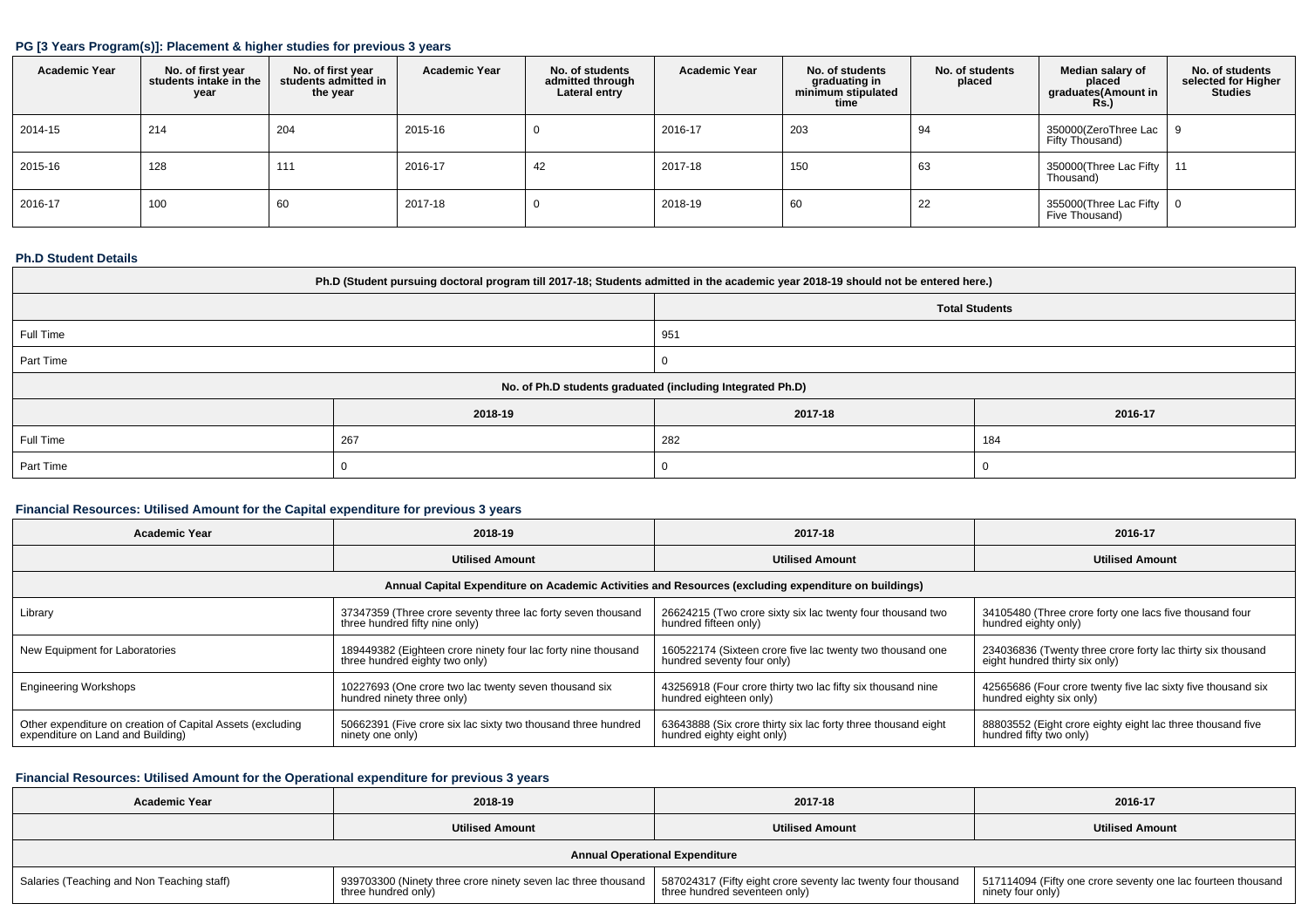### PG [3 Years Program(s)]: Placement & higher studies for previous 3 years

| Academic Year | No. of first year students intake in the year | No. of first year students admitted in the year | Academic Year | No. of students admitted through Lateral entry | Academic Year | No. of students graduating in minimum stipulated time | No. of students placed | Median salary of placed graduates(Amount in Rs.) | No. of students selected for Higher Studies |
|---|---|---|---|---|---|---|---|---|---|
| 2014-15 | 214 | 204 | 2015-16 | 0 | 2016-17 | 203 | 94 | 350000(ZeroThree Lac Fifty Thousand) | 9 |
| 2015-16 | 128 | 111 | 2016-17 | 42 | 2017-18 | 150 | 63 | 350000(Three Lac Fifty Thousand) | 11 |
| 2016-17 | 100 | 60 | 2017-18 | 0 | 2018-19 | 60 | 22 | 355000(Three Lac Fifty Five Thousand) | 0 |

### Ph.D Student Details

| Ph.D (Student pursuing doctoral program till 2017-18; Students admitted in the academic year 2018-19 should not be entered here.) | |
|---|---|
| | Total Students |
| Full Time | 951 |
| Part Time | 0 |

| No. of Ph.D students graduated (including Integrated Ph.D) | | | |
|---|---|---|---|
| | 2018-19 | 2017-18 | 2016-17 |
| Full Time | 267 | 282 | 184 |
| Part Time | 0 | 0 | 0 |

### Financial Resources: Utilised Amount for the Capital expenditure for previous 3 years

| Academic Year | 2018-19 | 2017-18 | 2016-17 |
|---|---|---|---|
| | Utilised Amount | Utilised Amount | Utilised Amount |
| Annual Capital Expenditure on Academic Activities and Resources (excluding expenditure on buildings) | | | |
| Library | 37347359 (Three crore seventy three lac forty seven thousand three hundred fifty nine only) | 26624215 (Two crore sixty six lac twenty four thousand two hundred fifteen only) | 34105480 (Three crore forty one lacs five thousand four hundred eighty only) |
| New Equipment for Laboratories | 189449382 (Eighteen crore ninety four lac forty nine thousand three hundred eighty two only) | 160522174 (Sixteen crore five lac twenty two thousand one hundred seventy four only) | 234036836 (Twenty three crore forty lac thirty six thousand eight hundred thirty six only) |
| Engineering Workshops | 10227693 (One crore two lac twenty seven thousand six hundred ninety three only) | 43256918 (Four crore thirty two lac fifty six thousand nine hundred eighteen only) | 42565686 (Four crore twenty five lac sixty five thousand six hundred eighty six only) |
| Other expenditure on creation of Capital Assets (excluding expenditure on Land and Building) | 50662391 (Five crore six lac sixty two thousand three hundred ninety one only) | 63643888 (Six crore thirty six lac forty three thousand eight hundred eighty eight only) | 88803552 (Eight crore eighty eight lac three thousand five hundred fifty two only) |

### Financial Resources: Utilised Amount for the Operational expenditure for previous 3 years

| Academic Year | 2018-19 | 2017-18 | 2016-17 |
|---|---|---|---|
| | Utilised Amount | Utilised Amount | Utilised Amount |
| Annual Operational Expenditure | | | |
| Salaries (Teaching and Non Teaching staff) | 939703300 (Ninety three crore ninety seven lac three thousand three hundred only) | 587024317 (Fifty eight crore seventy lac twenty four thousand three hundred seventeen only) | 517114094 (Fifty one crore seventy one lac fourteen thousand ninety four only) |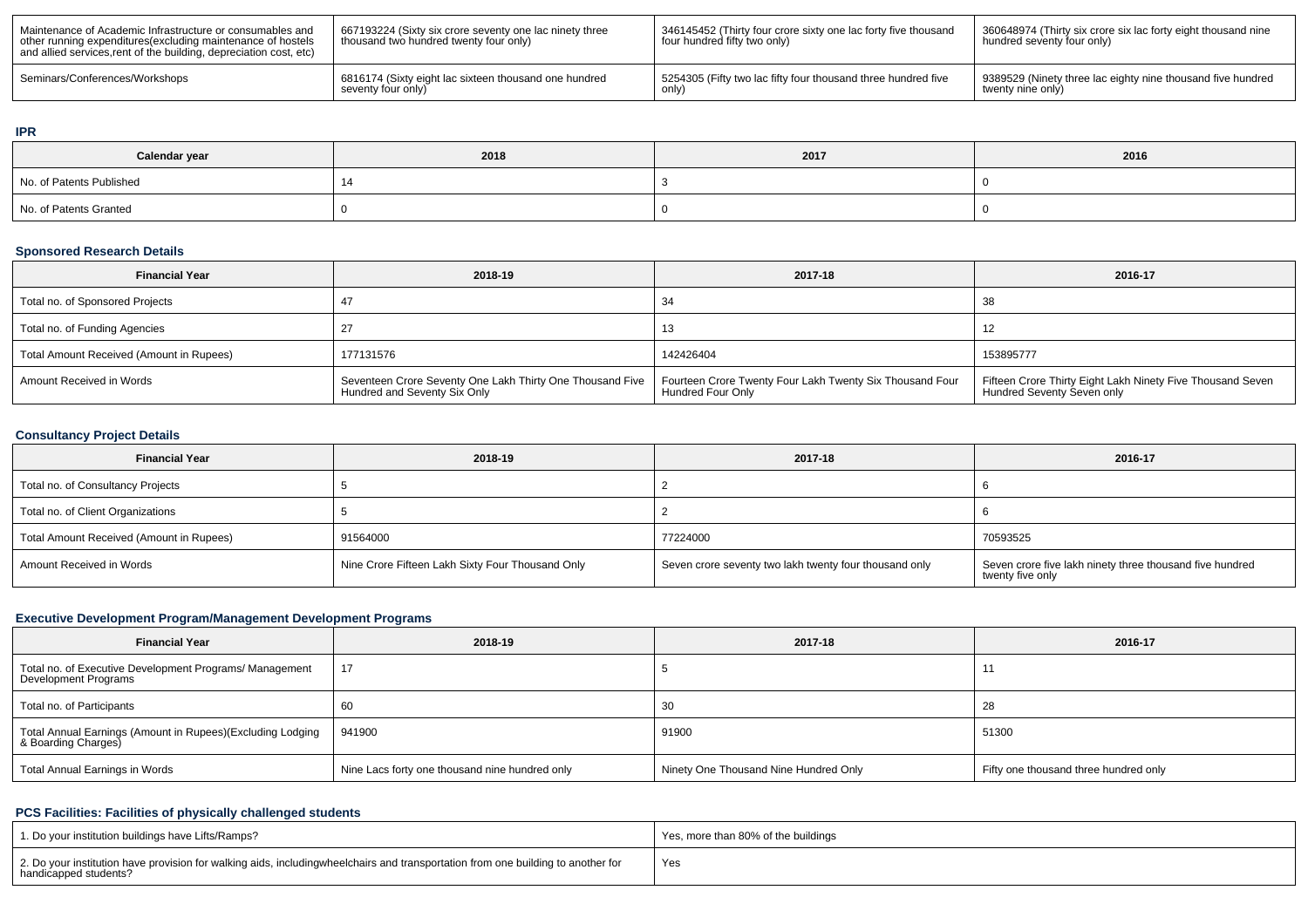| Maintenance of Academic Infrastructure or consumables and other running expenditures(excluding maintenance of hostels and allied services,rent of the building, depreciation cost, etc) | 667193224 (Sixty six crore seventy one lac ninety three thousand two hundred twenty four only) | 346145452 (Thirty four crore sixty one lac forty five thousand four hundred fifty two only) | 360648974 (Thirty six crore six lac forty eight thousand nine hundred seventy four only) |
|---|---|---|---|
| Seminars/Conferences/Workshops | 6816174 (Sixty eight lac sixteen thousand one hundred seventy four only) | 5254305 (Fifty two lac fifty four thousand three hundred five only) | 9389529 (Ninety three lac eighty nine thousand five hundred twenty nine only) |

## IPR

| Calendar year | 2018 | 2017 | 2016 |
|---|---|---|---|
| No. of Patents Published | 14 | 3 | 0 |
| No. of Patents Granted | 0 | 0 | 0 |

## Sponsored Research Details

| Financial Year | 2018-19 | 2017-18 | 2016-17 |
|---|---|---|---|
| Total no. of Sponsored Projects | 47 | 34 | 38 |
| Total no. of Funding Agencies | 27 | 13 | 12 |
| Total Amount Received (Amount in Rupees) | 177131576 | 142426404 | 153895777 |
| Amount Received in Words | Seventeen Crore Seventy One Lakh Thirty One Thousand Five Hundred and Seventy Six Only | Fourteen Crore Twenty Four Lakh Twenty Six Thousand Four Hundred Four Only | Fifteen Crore Thirty Eight Lakh Ninety Five Thousand Seven Hundred Seventy Seven only |

## Consultancy Project Details

| Financial Year | 2018-19 | 2017-18 | 2016-17 |
|---|---|---|---|
| Total no. of Consultancy Projects | 5 | 2 | 6 |
| Total no. of Client Organizations | 5 | 2 | 6 |
| Total Amount Received (Amount in Rupees) | 91564000 | 77224000 | 70593525 |
| Amount Received in Words | Nine Crore Fifteen Lakh Sixty Four Thousand Only | Seven crore seventy two lakh twenty four thousand only | Seven crore five lakh ninety three thousand five hundred twenty five only |

## Executive Development Program/Management Development Programs

| Financial Year | 2018-19 | 2017-18 | 2016-17 |
|---|---|---|---|
| Total no. of Executive Development Programs/ Management Development Programs | 17 | 5 | 11 |
| Total no. of Participants | 60 | 30 | 28 |
| Total Annual Earnings (Amount in Rupees)(Excluding Lodging & Boarding Charges) | 941900 | 91900 | 51300 |
| Total Annual Earnings in Words | Nine Lacs forty one thousand nine hundred only | Ninety One Thousand Nine Hundred Only | Fifty one thousand three hundred only |

## PCS Facilities: Facilities of physically challenged students

| 1. Do your institution buildings have Lifts/Ramps? | Yes, more than 80% of the buildings |
|---|---|
| 2. Do your institution have provision for walking aids, includingwheelchairs and transportation from one building to another for handicapped students? | Yes |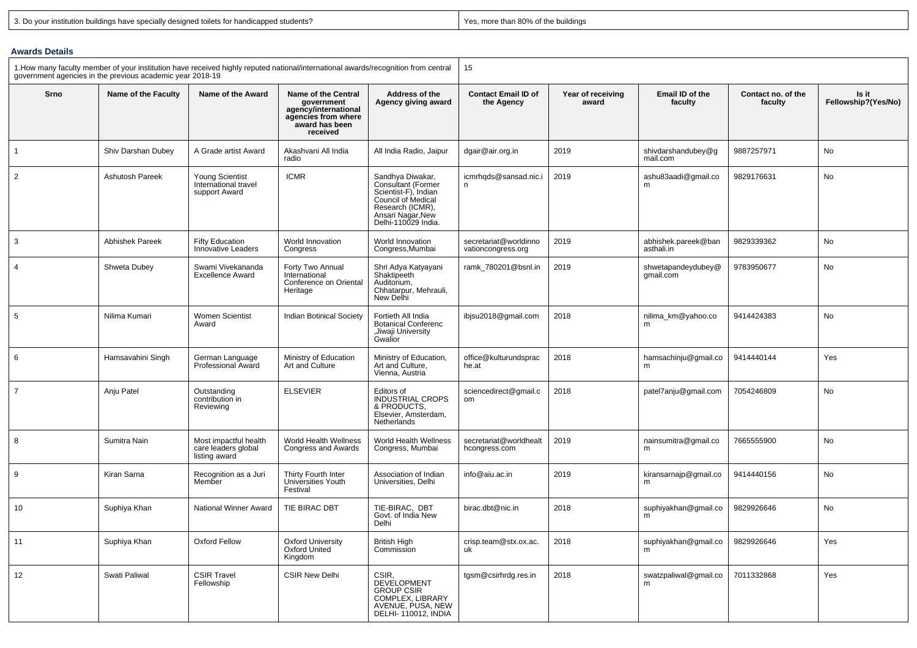| 3. Do your institution buildings have specially designed toilets for handicapped students? | Yes, more than 80% of the buildings |
|---|---|

**Awards Details**

| 1.How many faculty member of your institution have received highly reputed national/international awards/recognition from central government agencies in the previous academic year 2018-19 | 15 |
|---|---|

| Srno | Name of the Faculty | Name of the Award | Name of the Central government agency/international agencies from where award has been received | Address of the Agency giving award | Contact Email ID of the Agency | Year of receiving award | Email ID of the faculty | Contact no. of the faculty | Is it Fellowship?(Yes/No) |
|---|---|---|---|---|---|---|---|---|---|
| 1 | Shiv Darshan Dubey | A Grade artist Award | Akashvani All India radio | All India Radio, Jaipur | dgair@air.org.in | 2019 | shivdarshandubey@gmail.com | 9887257971 | No |
| 2 | Ashutosh Pareek | Young Scientist International travel support Award | ICMR | Sandhya Diwakar, Consultant (Former Scientist-F), Indian Council of Medical Research (ICMR), Ansari Nagar,New Delhi-110029 India. | icmrhqds@sansad.nic.in | 2019 | ashu83aadi@gmail.com | 9829176631 | No |
| 3 | Abhishek Pareek | Fifty Education Innovative Leaders | World Innovation Congress | World Innovation Congress,Mumbai | secretariat@worldinnovationcongress.org | 2019 | abhishek.pareek@banasthali.in | 9829339362 | No |
| 4 | Shweta Dubey | Swami Vivekananda Excellence Award | Forty Two Annual International Conference on Oriental Heritage | Shri Adya Katyayani Shaktipeeth Auditorium, Chhatarpur, Mehrauli, New Delhi | ramk_780201@bsnl.in | 2019 | shwetapandeydubey@gmail.com | 9783950677 | No |
| 5 | Nilima Kumari | Women Scientist Award | Indian Botinical Society | Fortieth All India Botanical Conferenc ,Jiwaji University Gwalior | ibjsu2018@gmail.com | 2018 | nilima_km@yahoo.com | 9414424383 | No |
| 6 | Hamsavahini Singh | German Language Professional Award | Ministry of Education Art and Culture | Ministry of Education, Art and Culture, Vienna, Austria | office@kulturundsprache.at | 2018 | hamsachinju@gmail.com | 9414440144 | Yes |
| 7 | Anju Patel | Outstanding contribution in Reviewing | ELSEVIER | Editors of INDUSTRIAL CROPS & PRODUCTS, Elsevier, Amsterdam, Netherlands | sciencedirect@gmail.com | 2018 | patel7anju@gmail.com | 7054246809 | No |
| 8 | Sumitra Nain | Most impactful health care leaders global listing award | World Health Wellness Congress and Awards | World Health Wellness Congress, Mumbai | secretariat@worldhealthcongress.com | 2019 | nainsumitra@gmail.com | 7665555900 | No |
| 9 | Kiran Sarna | Recognition as a Juri Member | Thirty Fourth Inter Universities Youth Festival | Association of Indian Universities, Delhi | info@aiu.ac.in | 2019 | kiransarnajp@gmail.com | 9414440156 | No |
| 10 | Suphiya Khan | National Winner Award | TIE BIRAC DBT | TIE-BIRAC, DBT Govt. of India New Delhi | birac.dbt@nic.in | 2018 | suphiyakhan@gmail.com | 9829926646 | No |
| 11 | Suphiya Khan | Oxford Fellow | Oxford University Oxford United Kingdom | British High Commission | crisp.team@stx.ox.ac.uk | 2018 | suphiyakhan@gmail.com | 9829926646 | Yes |
| 12 | Swati Paliwal | CSIR Travel Fellowship | CSIR New Delhi | CSIR, DEVELOPMENT GROUP CSIR COMPLEX, LIBRARY AVENUE, PUSA, NEW DELHI- 110012, INDIA | tgsm@csirhrdg.res.in | 2018 | swatzpaliwal@gmail.com | 7011332868 | Yes |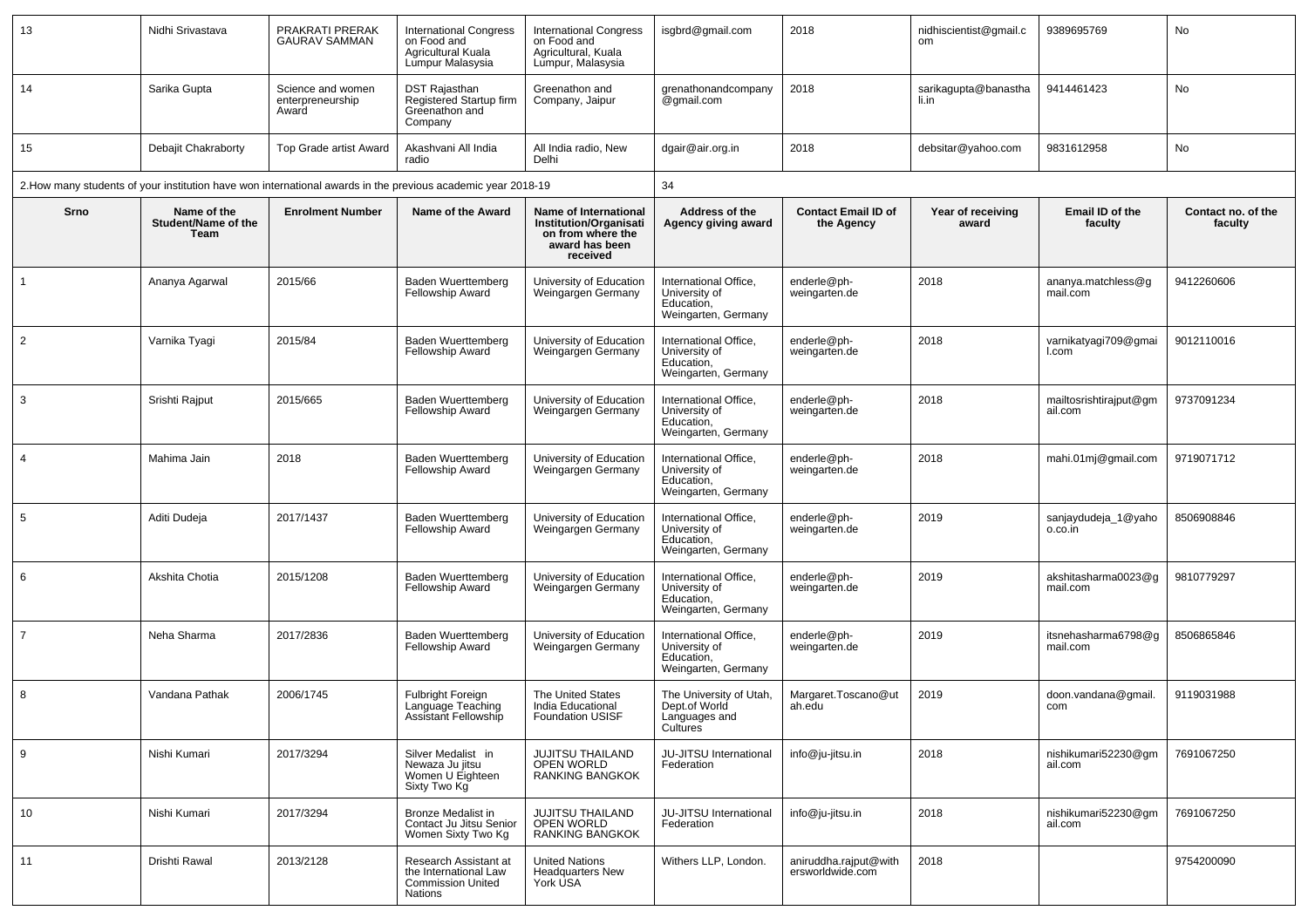| 13 | Nidhi Srivastava | PRAKRATI PRERAK GAURAV SAMMAN | International Congress on Food and Agricultural Kuala Lumpur Malaysia | International Congress on Food and Agricultural, Kuala Lumpur, Malaysia | isgbrd@gmail.com | 2018 | nidhiscientist@gmail.com | 9389695769 | No |
|---|---|---|---|---|---|---|---|---|---|
| 14 | Sarika Gupta | Science and women enterpreneurship Award | DST Rajasthan Registered Startup firm Greenathon and Company | Greenathon and Company, Jaipur | grenathonandcompany@gmail.com | 2018 | sarikagupta@banasthali.in | 9414461423 | No |
| 15 | Debajit Chakraborty | Top Grade artist Award | Akashvani All India radio | All India radio, New Delhi | dgair@air.org.in | 2018 | debsitar@yahoo.com | 9831612958 | No |

2.How many students of your institution have won international awards in the previous academic year 2018-19: 34

| Srno | Name of the Student/Name of the Team | Enrolment Number | Name of the Award | Name of International Institution/Organisation from where the award has been received | Address of the Agency giving award | Contact Email ID of the Agency | Year of receiving award | Email ID of the faculty | Contact no. of the faculty |
|---|---|---|---|---|---|---|---|---|---|
| 1 | Ananya Agarwal | 2015/66 | Baden Wuerttemberg Fellowship Award | University of Education Weingargen Germany | International Office, University of Education, Weingarten, Germany | enderle@ph-weingarten.de | 2018 | ananya.matchless@gmail.com | 9412260606 |
| 2 | Varnika Tyagi | 2015/84 | Baden Wuerttemberg Fellowship Award | University of Education Weingargen Germany | International Office, University of Education, Weingarten, Germany | enderle@ph-weingarten.de | 2018 | varnikatyagi709@gmail.com | 9012110016 |
| 3 | Srishti Rajput | 2015/665 | Baden Wuerttemberg Fellowship Award | University of Education Weingargen Germany | International Office, University of Education, Weingarten, Germany | enderle@ph-weingarten.de | 2018 | mailtosrishtirajput@gmail.com | 9737091234 |
| 4 | Mahima Jain | 2018 | Baden Wuerttemberg Fellowship Award | University of Education Weingargen Germany | International Office, University of Education, Weingarten, Germany | enderle@ph-weingarten.de | 2018 | mahi.01mj@gmail.com | 9719071712 |
| 5 | Aditi Dudeja | 2017/1437 | Baden Wuerttemberg Fellowship Award | University of Education Weingargen Germany | International Office, University of Education, Weingarten, Germany | enderle@ph-weingarten.de | 2019 | sanjaydudeja_1@yahoo.co.in | 8506908846 |
| 6 | Akshita Chotia | 2015/1208 | Baden Wuerttemberg Fellowship Award | University of Education Weingargen Germany | International Office, University of Education, Weingarten, Germany | enderle@ph-weingarten.de | 2019 | akshitasharma0023@gmail.com | 9810779297 |
| 7 | Neha Sharma | 2017/2836 | Baden Wuerttemberg Fellowship Award | University of Education Weingargen Germany | International Office, University of Education, Weingarten, Germany | enderle@ph-weingarten.de | 2019 | itsnehasharma6798@gmail.com | 8506865846 |
| 8 | Vandana Pathak | 2006/1745 | Fulbright Foreign Language Teaching Assistant Fellowship | The United States India Educational Foundation USISF | The University of Utah, Dept.of World Languages and Cultures | Margaret.Toscano@utah.edu | 2019 | doon.vandana@gmail.com | 9119031988 |
| 9 | Nishi Kumari | 2017/3294 | Silver Medalist in Newaza Ju jitsu Women U Eighteen Sixty Two Kg | JUJITSU THAILAND OPEN WORLD RANKING BANGKOK | JU-JITSU International Federation | info@ju-jitsu.in | 2018 | nishikumari52230@gmail.com | 7691067250 |
| 10 | Nishi Kumari | 2017/3294 | Bronze Medalist in Contact Ju Jitsu Senior Women Sixty Two Kg | JUJITSU THAILAND OPEN WORLD RANKING BANGKOK | JU-JITSU International Federation | info@ju-jitsu.in | 2018 | nishikumari52230@gmail.com | 7691067250 |
| 11 | Drishti Rawal | 2013/2128 | Research Assistant at the International Law Commission United Nations | United Nations Headquarters New York USA | Withers LLP, London. | aniruddha.rajput@withersworldwide.com | 2018 | | 9754200090 |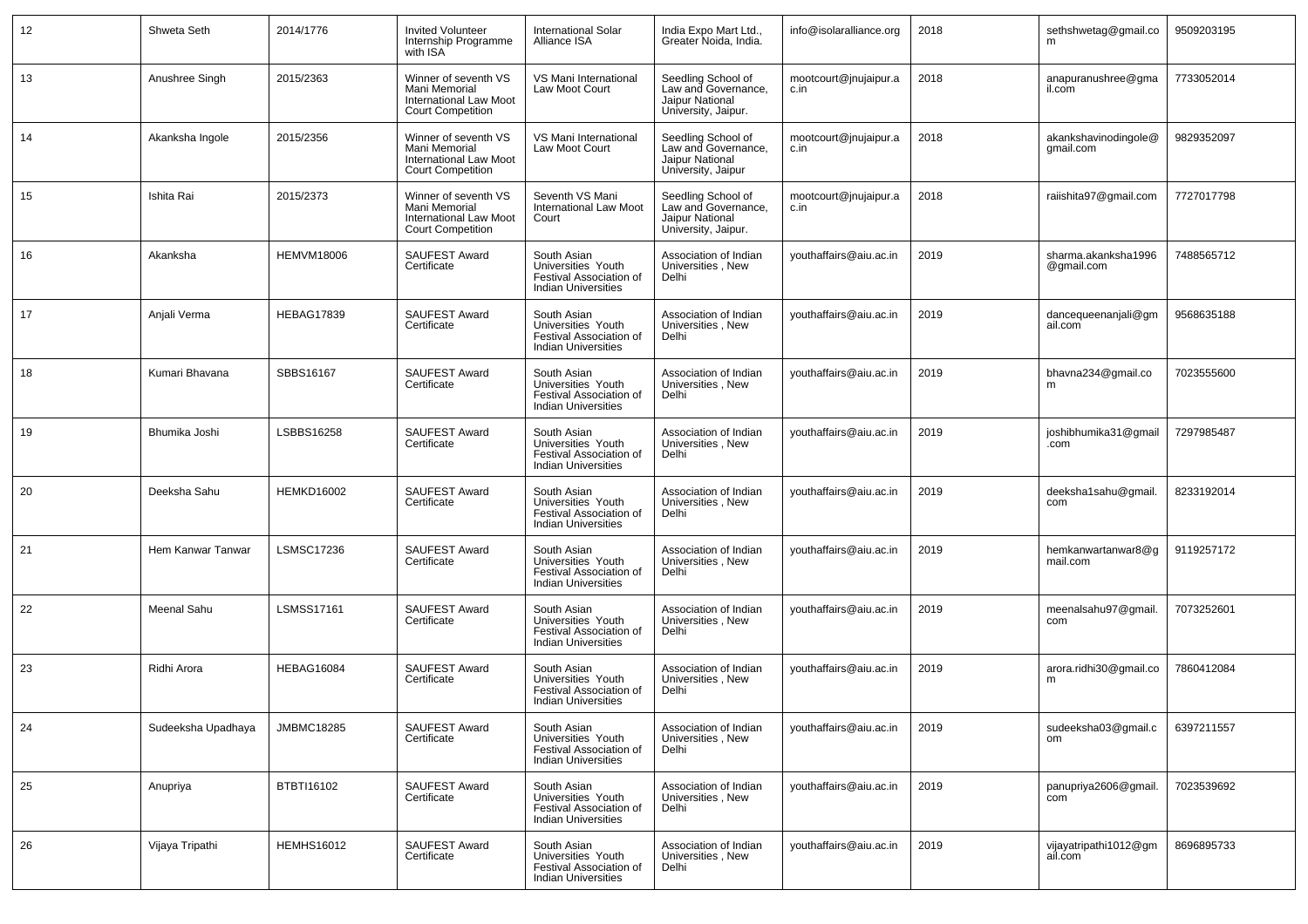| | | | | | | | | | |
|---|---|---|---|---|---|---|---|---|---|
| 12 | Shweta Seth | 2014/1776 | Invited Volunteer Internship Programme with ISA | International Solar Alliance ISA | India Expo Mart Ltd., Greater Noida, India. | info@isolaralliance.org | 2018 | sethshwetag@gmail.com | 9509203195 |
| 13 | Anushree Singh | 2015/2363 | Winner of seventh VS Mani Memorial International Law Moot Court Competition | VS Mani International Law Moot Court | Seedling School of Law and Governance, Jaipur National University, Jaipur. | mootcourt@jnujaipur.ac.in | 2018 | anapuranushree@gmail.com | 7733052014 |
| 14 | Akanksha Ingole | 2015/2356 | Winner of seventh VS Mani Memorial International Law Moot Court Competition | VS Mani International Law Moot Court | Seedling School of Law and Governance, Jaipur National University, Jaipur | mootcourt@jnujaipur.ac.in | 2018 | akankshavinodingole@gmail.com | 9829352097 |
| 15 | Ishita Rai | 2015/2373 | Winner of seventh VS Mani Memorial International Law Moot Court Competition | Seventh VS Mani International Law Moot Court | Seedling School of Law and Governance, Jaipur National University, Jaipur. | mootcourt@jnujaipur.ac.in | 2018 | raiishita97@gmail.com | 7727017798 |
| 16 | Akanksha | HEMVM18006 | SAUFEST Award Certificate | South Asian Universities Youth Festival Association of Indian Universities | Association of Indian Universities , New Delhi | youthaffairs@aiu.ac.in | 2019 | sharma.akanksha1996@gmail.com | 7488565712 |
| 17 | Anjali Verma | HEBAG17839 | SAUFEST Award Certificate | South Asian Universities Youth Festival Association of Indian Universities | Association of Indian Universities , New Delhi | youthaffairs@aiu.ac.in | 2019 | dancequeenanjali@gmail.com | 9568635188 |
| 18 | Kumari Bhavana | SBBS16167 | SAUFEST Award Certificate | South Asian Universities Youth Festival Association of Indian Universities | Association of Indian Universities , New Delhi | youthaffairs@aiu.ac.in | 2019 | bhavna234@gmail.com | 7023555600 |
| 19 | Bhumika Joshi | LSBBS16258 | SAUFEST Award Certificate | South Asian Universities Youth Festival Association of Indian Universities | Association of Indian Universities , New Delhi | youthaffairs@aiu.ac.in | 2019 | joshibhumika31@gmail.com | 7297985487 |
| 20 | Deeksha Sahu | HEMKD16002 | SAUFEST Award Certificate | South Asian Universities Youth Festival Association of Indian Universities | Association of Indian Universities , New Delhi | youthaffairs@aiu.ac.in | 2019 | deeksha1sahu@gmail.com | 8233192014 |
| 21 | Hem Kanwar Tanwar | LSMSC17236 | SAUFEST Award Certificate | South Asian Universities Youth Festival Association of Indian Universities | Association of Indian Universities , New Delhi | youthaffairs@aiu.ac.in | 2019 | hemkanwartanwar8@gmail.com | 9119257172 |
| 22 | Meenal Sahu | LSMSS17161 | SAUFEST Award Certificate | South Asian Universities Youth Festival Association of Indian Universities | Association of Indian Universities , New Delhi | youthaffairs@aiu.ac.in | 2019 | meenalsahu97@gmail.com | 7073252601 |
| 23 | Ridhi Arora | HEBAG16084 | SAUFEST Award Certificate | South Asian Universities Youth Festival Association of Indian Universities | Association of Indian Universities , New Delhi | youthaffairs@aiu.ac.in | 2019 | arora.ridhi30@gmail.com | 7860412084 |
| 24 | Sudeeksha Upadhaya | JMBMC18285 | SAUFEST Award Certificate | South Asian Universities Youth Festival Association of Indian Universities | Association of Indian Universities , New Delhi | youthaffairs@aiu.ac.in | 2019 | sudeeksha03@gmail.com | 6397211557 |
| 25 | Anupriya | BTBTI16102 | SAUFEST Award Certificate | South Asian Universities Youth Festival Association of Indian Universities | Association of Indian Universities , New Delhi | youthaffairs@aiu.ac.in | 2019 | panupriya2606@gmail.com | 7023539692 |
| 26 | Vijaya Tripathi | HEMHS16012 | SAUFEST Award Certificate | South Asian Universities Youth Festival Association of Indian Universities | Association of Indian Universities , New Delhi | youthaffairs@aiu.ac.in | 2019 | vijayatripathi1012@gmail.com | 8696895733 |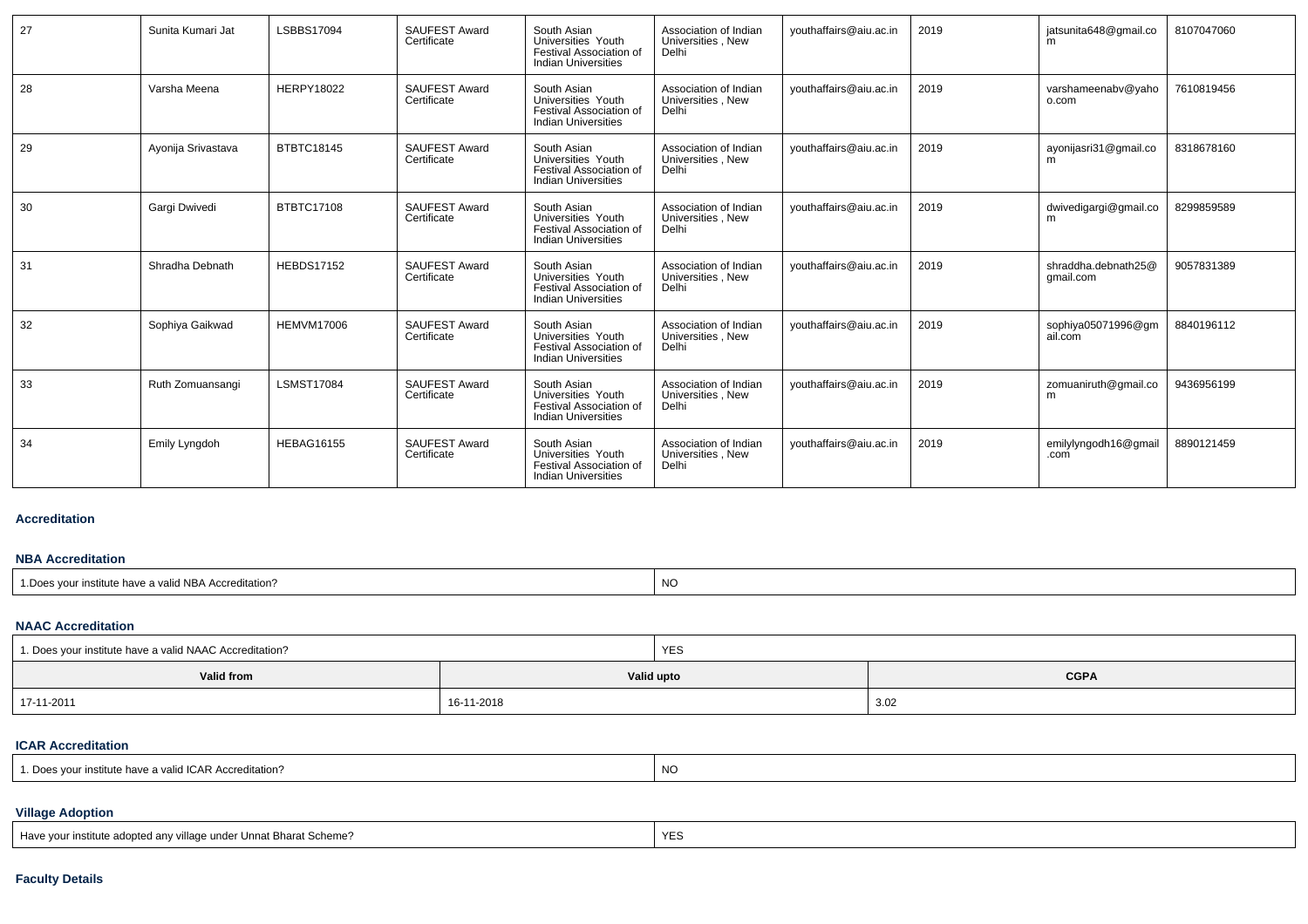| 27 | Sunita Kumari Jat | LSBBS17094 | SAUFEST Award Certificate | South Asian Universities Youth Festival Association of Indian Universities | Association of Indian Universities , New Delhi | youthaffairs@aiu.ac.in | 2019 | jatsunita648@gmail.com | 8107047060 |
|---|---|---|---|---|---|---|---|---|---|
| 28 | Varsha Meena | HERPY18022 | SAUFEST Award Certificate | South Asian Universities Youth Festival Association of Indian Universities | Association of Indian Universities , New Delhi | youthaffairs@aiu.ac.in | 2019 | varshameenabv@yahoo.com | 7610819456 |
| 29 | Ayonija Srivastava | BTBTC18145 | SAUFEST Award Certificate | South Asian Universities Youth Festival Association of Indian Universities | Association of Indian Universities , New Delhi | youthaffairs@aiu.ac.in | 2019 | ayonijasri31@gmail.com | 8318678160 |
| 30 | Gargi Dwivedi | BTBTC17108 | SAUFEST Award Certificate | South Asian Universities Youth Festival Association of Indian Universities | Association of Indian Universities , New Delhi | youthaffairs@aiu.ac.in | 2019 | dwivedigargi@gmail.com | 8299859589 |
| 31 | Shradha Debnath | HEBDS17152 | SAUFEST Award Certificate | South Asian Universities Youth Festival Association of Indian Universities | Association of Indian Universities , New Delhi | youthaffairs@aiu.ac.in | 2019 | shraddha.debnath25@gmail.com | 9057831389 |
| 32 | Sophiya Gaikwad | HEMVM17006 | SAUFEST Award Certificate | South Asian Universities Youth Festival Association of Indian Universities | Association of Indian Universities , New Delhi | youthaffairs@aiu.ac.in | 2019 | sophiya05071996@gmail.com | 8840196112 |
| 33 | Ruth Zomuansangi | LSMST17084 | SAUFEST Award Certificate | South Asian Universities Youth Festival Association of Indian Universities | Association of Indian Universities , New Delhi | youthaffairs@aiu.ac.in | 2019 | zomuaniruth@gmail.com | 9436956199 |
| 34 | Emily Lyngdoh | HEBAG16155 | SAUFEST Award Certificate | South Asian Universities Youth Festival Association of Indian Universities | Association of Indian Universities , New Delhi | youthaffairs@aiu.ac.in | 2019 | emilylyngdoh16@gmail.com | 8890121459 |

## Accreditation

### NBA Accreditation

| 1.Does your institute have a valid NBA Accreditation? | NO |
|---|---|

### NAAC Accreditation

| 1. Does your institute have a valid NAAC Accreditation? | | YES |
|---|---|---|
| **Valid from** | **Valid upto** | **CGPA** |
| 17-11-2011 | 16-11-2018 | 3.02 |

### ICAR Accreditation

| 1. Does your institute have a valid ICAR Accreditation? | NO |
|---|---|

### Village Adoption

| Have your institute adopted any village under Unnat Bharat Scheme? | YES |
|---|---|

## Faculty Details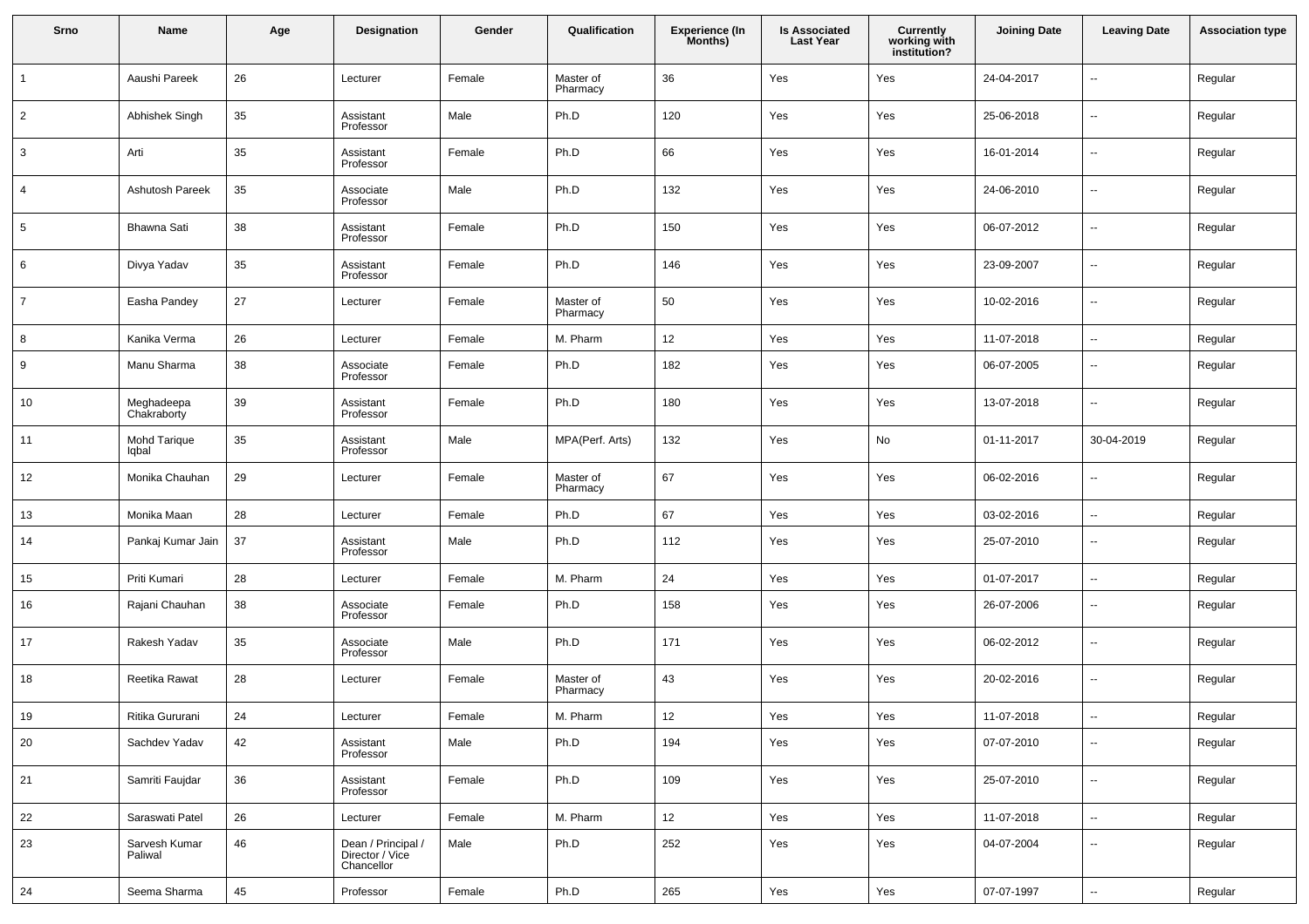| Srno | Name | Age | Designation | Gender | Qualification | Experience (In Months) | Is Associated Last Year | Currently working with institution? | Joining Date | Leaving Date | Association type |
|---|---|---|---|---|---|---|---|---|---|---|---|
| 1 | Aaushi Pareek | 26 | Lecturer | Female | Master of Pharmacy | 36 | Yes | Yes | 24-04-2017 | -- | Regular |
| 2 | Abhishek Singh | 35 | Assistant Professor | Male | Ph.D | 120 | Yes | Yes | 25-06-2018 | -- | Regular |
| 3 | Arti | 35 | Assistant Professor | Female | Ph.D | 66 | Yes | Yes | 16-01-2014 | -- | Regular |
| 4 | Ashutosh Pareek | 35 | Associate Professor | Male | Ph.D | 132 | Yes | Yes | 24-06-2010 | -- | Regular |
| 5 | Bhawna Sati | 38 | Assistant Professor | Female | Ph.D | 150 | Yes | Yes | 06-07-2012 | -- | Regular |
| 6 | Divya Yadav | 35 | Assistant Professor | Female | Ph.D | 146 | Yes | Yes | 23-09-2007 | -- | Regular |
| 7 | Easha Pandey | 27 | Lecturer | Female | Master of Pharmacy | 50 | Yes | Yes | 10-02-2016 | -- | Regular |
| 8 | Kanika Verma | 26 | Lecturer | Female | M. Pharm | 12 | Yes | Yes | 11-07-2018 | -- | Regular |
| 9 | Manu Sharma | 38 | Associate Professor | Female | Ph.D | 182 | Yes | Yes | 06-07-2005 | -- | Regular |
| 10 | Meghadeepa Chakraborty | 39 | Assistant Professor | Female | Ph.D | 180 | Yes | Yes | 13-07-2018 | -- | Regular |
| 11 | Mohd Tarique Iqbal | 35 | Assistant Professor | Male | MPA(Perf. Arts) | 132 | Yes | No | 01-11-2017 | 30-04-2019 | Regular |
| 12 | Monika Chauhan | 29 | Lecturer | Female | Master of Pharmacy | 67 | Yes | Yes | 06-02-2016 | -- | Regular |
| 13 | Monika Maan | 28 | Lecturer | Female | Ph.D | 67 | Yes | Yes | 03-02-2016 | -- | Regular |
| 14 | Pankaj Kumar Jain | 37 | Assistant Professor | Male | Ph.D | 112 | Yes | Yes | 25-07-2010 | -- | Regular |
| 15 | Priti Kumari | 28 | Lecturer | Female | M. Pharm | 24 | Yes | Yes | 01-07-2017 | -- | Regular |
| 16 | Rajani Chauhan | 38 | Associate Professor | Female | Ph.D | 158 | Yes | Yes | 26-07-2006 | -- | Regular |
| 17 | Rakesh Yadav | 35 | Associate Professor | Male | Ph.D | 171 | Yes | Yes | 06-02-2012 | -- | Regular |
| 18 | Reetika Rawat | 28 | Lecturer | Female | Master of Pharmacy | 43 | Yes | Yes | 20-02-2016 | -- | Regular |
| 19 | Ritika Gururani | 24 | Lecturer | Female | M. Pharm | 12 | Yes | Yes | 11-07-2018 | -- | Regular |
| 20 | Sachdev Yadav | 42 | Assistant Professor | Male | Ph.D | 194 | Yes | Yes | 07-07-2010 | -- | Regular |
| 21 | Samriti Faujdar | 36 | Assistant Professor | Female | Ph.D | 109 | Yes | Yes | 25-07-2010 | -- | Regular |
| 22 | Saraswati Patel | 26 | Lecturer | Female | M. Pharm | 12 | Yes | Yes | 11-07-2018 | -- | Regular |
| 23 | Sarvesh Kumar Paliwal | 46 | Dean / Principal / Director / Vice Chancellor | Male | Ph.D | 252 | Yes | Yes | 04-07-2004 | -- | Regular |
| 24 | Seema Sharma | 45 | Professor | Female | Ph.D | 265 | Yes | Yes | 07-07-1997 | -- | Regular |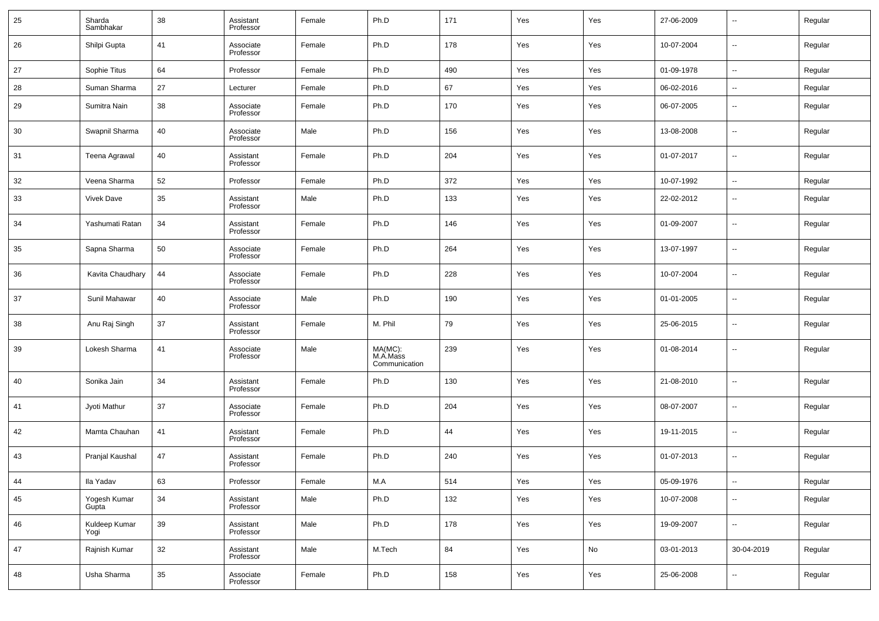| | | | | | | | | | | | |
|---|---|---|---|---|---|---|---|---|---|---|---|
| 25 | Sharda Sambhakar | 38 | Assistant Professor | Female | Ph.D | 171 | Yes | Yes | 27-06-2009 | -- | Regular |
| 26 | Shilpi Gupta | 41 | Associate Professor | Female | Ph.D | 178 | Yes | Yes | 10-07-2004 | -- | Regular |
| 27 | Sophie Titus | 64 | Professor | Female | Ph.D | 490 | Yes | Yes | 01-09-1978 | -- | Regular |
| 28 | Suman Sharma | 27 | Lecturer | Female | Ph.D | 67 | Yes | Yes | 06-02-2016 | -- | Regular |
| 29 | Sumitra Nain | 38 | Associate Professor | Female | Ph.D | 170 | Yes | Yes | 06-07-2005 | -- | Regular |
| 30 | Swapnil Sharma | 40 | Associate Professor | Male | Ph.D | 156 | Yes | Yes | 13-08-2008 | -- | Regular |
| 31 | Teena Agrawal | 40 | Assistant Professor | Female | Ph.D | 204 | Yes | Yes | 01-07-2017 | -- | Regular |
| 32 | Veena Sharma | 52 | Professor | Female | Ph.D | 372 | Yes | Yes | 10-07-1992 | -- | Regular |
| 33 | Vivek Dave | 35 | Assistant Professor | Male | Ph.D | 133 | Yes | Yes | 22-02-2012 | -- | Regular |
| 34 | Yashumati Ratan | 34 | Assistant Professor | Female | Ph.D | 146 | Yes | Yes | 01-09-2007 | -- | Regular |
| 35 | Sapna Sharma | 50 | Associate Professor | Female | Ph.D | 264 | Yes | Yes | 13-07-1997 | -- | Regular |
| 36 | Kavita Chaudhary | 44 | Associate Professor | Female | Ph.D | 228 | Yes | Yes | 10-07-2004 | -- | Regular |
| 37 | Sunil Mahawar | 40 | Associate Professor | Male | Ph.D | 190 | Yes | Yes | 01-01-2005 | -- | Regular |
| 38 | Anu Raj Singh | 37 | Assistant Professor | Female | M. Phil | 79 | Yes | Yes | 25-06-2015 | -- | Regular |
| 39 | Lokesh Sharma | 41 | Associate Professor | Male | MA(MC): M.A.Mass Communication | 239 | Yes | Yes | 01-08-2014 | -- | Regular |
| 40 | Sonika Jain | 34 | Assistant Professor | Female | Ph.D | 130 | Yes | Yes | 21-08-2010 | -- | Regular |
| 41 | Jyoti Mathur | 37 | Associate Professor | Female | Ph.D | 204 | Yes | Yes | 08-07-2007 | -- | Regular |
| 42 | Mamta Chauhan | 41 | Assistant Professor | Female | Ph.D | 44 | Yes | Yes | 19-11-2015 | -- | Regular |
| 43 | Pranjal Kaushal | 47 | Assistant Professor | Female | Ph.D | 240 | Yes | Yes | 01-07-2013 | -- | Regular |
| 44 | Ila Yadav | 63 | Professor | Female | M.A | 514 | Yes | Yes | 05-09-1976 | -- | Regular |
| 45 | Yogesh Kumar Gupta | 34 | Assistant Professor | Male | Ph.D | 132 | Yes | Yes | 10-07-2008 | -- | Regular |
| 46 | Kuldeep Kumar Yogi | 39 | Assistant Professor | Male | Ph.D | 178 | Yes | Yes | 19-09-2007 | -- | Regular |
| 47 | Rajnish Kumar | 32 | Assistant Professor | Male | M.Tech | 84 | Yes | No | 03-01-2013 | 30-04-2019 | Regular |
| 48 | Usha Sharma | 35 | Associate Professor | Female | Ph.D | 158 | Yes | Yes | 25-06-2008 | -- | Regular |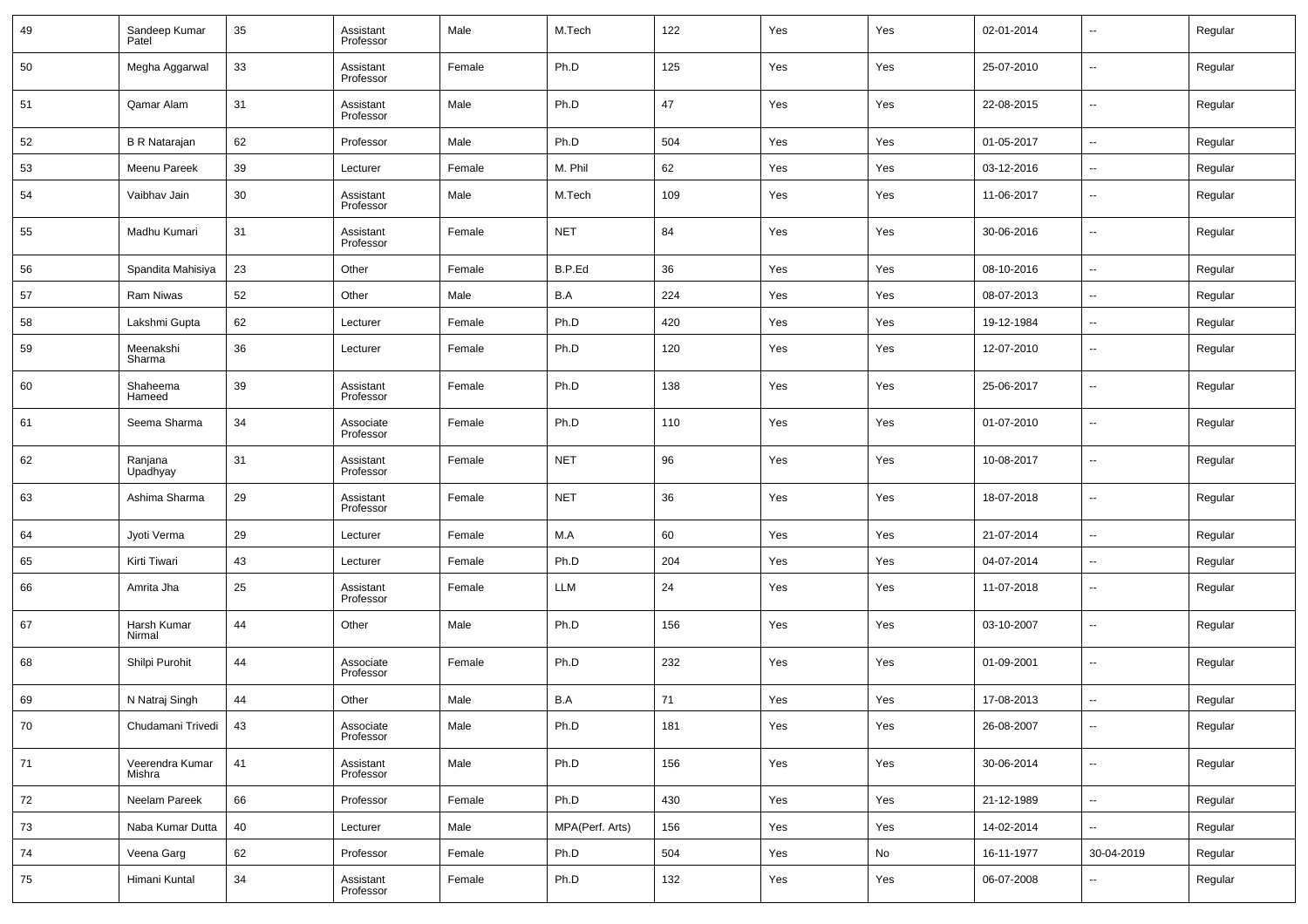| 49 | Sandeep Kumar Patel | 35 | Assistant Professor | Male | M.Tech | 122 | Yes | Yes | 02-01-2014 | -- | Regular |
|---|---|---|---|---|---|---|---|---|---|---|---|
| 50 | Megha Aggarwal | 33 | Assistant Professor | Female | Ph.D | 125 | Yes | Yes | 25-07-2010 | -- | Regular |
| 51 | Qamar Alam | 31 | Assistant Professor | Male | Ph.D | 47 | Yes | Yes | 22-08-2015 | -- | Regular |
| 52 | B R Natarajan | 62 | Professor | Male | Ph.D | 504 | Yes | Yes | 01-05-2017 | -- | Regular |
| 53 | Meenu Pareek | 39 | Lecturer | Female | M. Phil | 62 | Yes | Yes | 03-12-2016 | -- | Regular |
| 54 | Vaibhav Jain | 30 | Assistant Professor | Male | M.Tech | 109 | Yes | Yes | 11-06-2017 | -- | Regular |
| 55 | Madhu Kumari | 31 | Assistant Professor | Female | NET | 84 | Yes | Yes | 30-06-2016 | -- | Regular |
| 56 | Spandita Mahisiya | 23 | Other | Female | B.P.Ed | 36 | Yes | Yes | 08-10-2016 | -- | Regular |
| 57 | Ram Niwas | 52 | Other | Male | B.A | 224 | Yes | Yes | 08-07-2013 | -- | Regular |
| 58 | Lakshmi Gupta | 62 | Lecturer | Female | Ph.D | 420 | Yes | Yes | 19-12-1984 | -- | Regular |
| 59 | Meenakshi Sharma | 36 | Lecturer | Female | Ph.D | 120 | Yes | Yes | 12-07-2010 | -- | Regular |
| 60 | Shaheema Hameed | 39 | Assistant Professor | Female | Ph.D | 138 | Yes | Yes | 25-06-2017 | -- | Regular |
| 61 | Seema Sharma | 34 | Associate Professor | Female | Ph.D | 110 | Yes | Yes | 01-07-2010 | -- | Regular |
| 62 | Ranjana Upadhyay | 31 | Assistant Professor | Female | NET | 96 | Yes | Yes | 10-08-2017 | -- | Regular |
| 63 | Ashima Sharma | 29 | Assistant Professor | Female | NET | 36 | Yes | Yes | 18-07-2018 | -- | Regular |
| 64 | Jyoti Verma | 29 | Lecturer | Female | M.A | 60 | Yes | Yes | 21-07-2014 | -- | Regular |
| 65 | Kirti Tiwari | 43 | Lecturer | Female | Ph.D | 204 | Yes | Yes | 04-07-2014 | -- | Regular |
| 66 | Amrita Jha | 25 | Assistant Professor | Female | LLM | 24 | Yes | Yes | 11-07-2018 | -- | Regular |
| 67 | Harsh Kumar Nirmal | 44 | Other | Male | Ph.D | 156 | Yes | Yes | 03-10-2007 | -- | Regular |
| 68 | Shilpi Purohit | 44 | Associate Professor | Female | Ph.D | 232 | Yes | Yes | 01-09-2001 | -- | Regular |
| 69 | N Natraj Singh | 44 | Other | Male | B.A | 71 | Yes | Yes | 17-08-2013 | -- | Regular |
| 70 | Chudamani Trivedi | 43 | Associate Professor | Male | Ph.D | 181 | Yes | Yes | 26-08-2007 | -- | Regular |
| 71 | Veerendra Kumar Mishra | 41 | Assistant Professor | Male | Ph.D | 156 | Yes | Yes | 30-06-2014 | -- | Regular |
| 72 | Neelam Pareek | 66 | Professor | Female | Ph.D | 430 | Yes | Yes | 21-12-1989 | -- | Regular |
| 73 | Naba Kumar Dutta | 40 | Lecturer | Male | MPA(Perf. Arts) | 156 | Yes | Yes | 14-02-2014 | -- | Regular |
| 74 | Veena Garg | 62 | Professor | Female | Ph.D | 504 | Yes | No | 16-11-1977 | 30-04-2019 | Regular |
| 75 | Himani Kuntal | 34 | Assistant Professor | Female | Ph.D | 132 | Yes | Yes | 06-07-2008 | -- | Regular |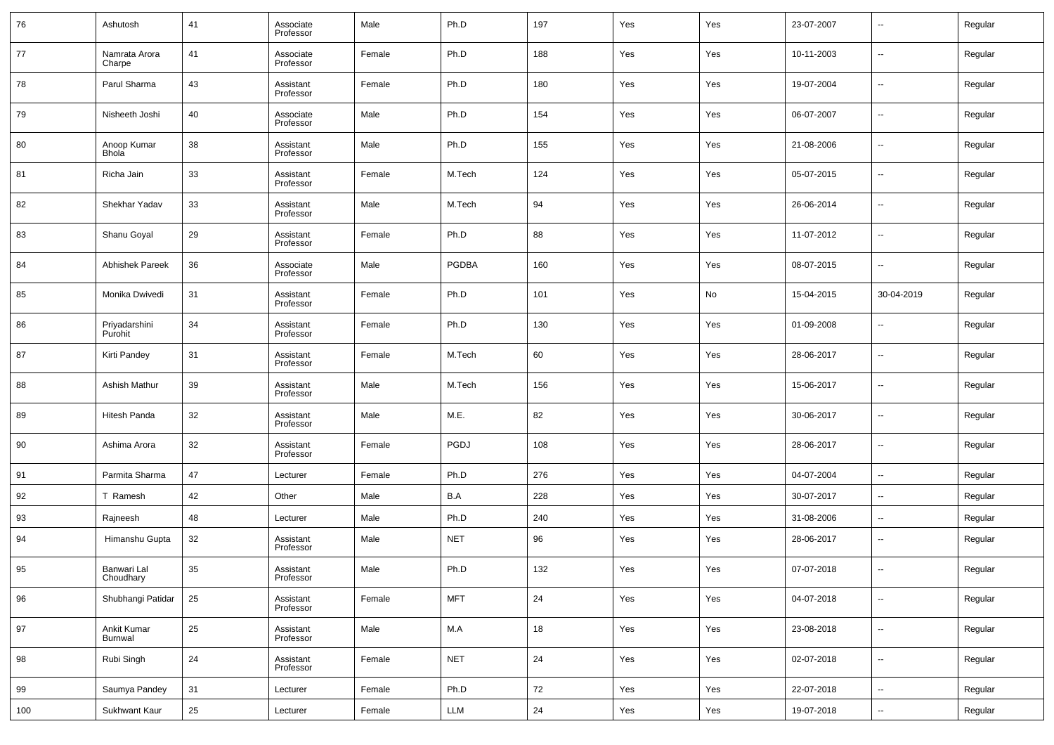| 76 | Ashutosh | 41 | Associate Professor | Male | Ph.D | 197 | Yes | Yes | 23-07-2007 | -- | Regular |
|---|---|---|---|---|---|---|---|---|---|---|---|
| 77 | Namrata Arora Charpe | 41 | Associate Professor | Female | Ph.D | 188 | Yes | Yes | 10-11-2003 | -- | Regular |
| 78 | Parul Sharma | 43 | Assistant Professor | Female | Ph.D | 180 | Yes | Yes | 19-07-2004 | -- | Regular |
| 79 | Nisheeth Joshi | 40 | Associate Professor | Male | Ph.D | 154 | Yes | Yes | 06-07-2007 | -- | Regular |
| 80 | Anoop Kumar Bhola | 38 | Assistant Professor | Male | Ph.D | 155 | Yes | Yes | 21-08-2006 | -- | Regular |
| 81 | Richa Jain | 33 | Assistant Professor | Female | M.Tech | 124 | Yes | Yes | 05-07-2015 | -- | Regular |
| 82 | Shekhar Yadav | 33 | Assistant Professor | Male | M.Tech | 94 | Yes | Yes | 26-06-2014 | -- | Regular |
| 83 | Shanu Goyal | 29 | Assistant Professor | Female | Ph.D | 88 | Yes | Yes | 11-07-2012 | -- | Regular |
| 84 | Abhishek Pareek | 36 | Associate Professor | Male | PGDBA | 160 | Yes | Yes | 08-07-2015 | -- | Regular |
| 85 | Monika Dwivedi | 31 | Assistant Professor | Female | Ph.D | 101 | Yes | No | 15-04-2015 | 30-04-2019 | Regular |
| 86 | Priyadarshini Purohit | 34 | Assistant Professor | Female | Ph.D | 130 | Yes | Yes | 01-09-2008 | -- | Regular |
| 87 | Kirti Pandey | 31 | Assistant Professor | Female | M.Tech | 60 | Yes | Yes | 28-06-2017 | -- | Regular |
| 88 | Ashish Mathur | 39 | Assistant Professor | Male | M.Tech | 156 | Yes | Yes | 15-06-2017 | -- | Regular |
| 89 | Hitesh Panda | 32 | Assistant Professor | Male | M.E. | 82 | Yes | Yes | 30-06-2017 | -- | Regular |
| 90 | Ashima Arora | 32 | Assistant Professor | Female | PGDJ | 108 | Yes | Yes | 28-06-2017 | -- | Regular |
| 91 | Parmita Sharma | 47 | Lecturer | Female | Ph.D | 276 | Yes | Yes | 04-07-2004 | -- | Regular |
| 92 | T Ramesh | 42 | Other | Male | B.A | 228 | Yes | Yes | 30-07-2017 | -- | Regular |
| 93 | Rajneesh | 48 | Lecturer | Male | Ph.D | 240 | Yes | Yes | 31-08-2006 | -- | Regular |
| 94 | Himanshu Gupta | 32 | Assistant Professor | Male | NET | 96 | Yes | Yes | 28-06-2017 | -- | Regular |
| 95 | Banwari Lal Choudhary | 35 | Assistant Professor | Male | Ph.D | 132 | Yes | Yes | 07-07-2018 | -- | Regular |
| 96 | Shubhangi Patidar | 25 | Assistant Professor | Female | MFT | 24 | Yes | Yes | 04-07-2018 | -- | Regular |
| 97 | Ankit Kumar Burnwal | 25 | Assistant Professor | Male | M.A | 18 | Yes | Yes | 23-08-2018 | -- | Regular |
| 98 | Rubi Singh | 24 | Assistant Professor | Female | NET | 24 | Yes | Yes | 02-07-2018 | -- | Regular |
| 99 | Saumya Pandey | 31 | Lecturer | Female | Ph.D | 72 | Yes | Yes | 22-07-2018 | -- | Regular |
| 100 | Sukhwant Kaur | 25 | Lecturer | Female | LLM | 24 | Yes | Yes | 19-07-2018 | -- | Regular |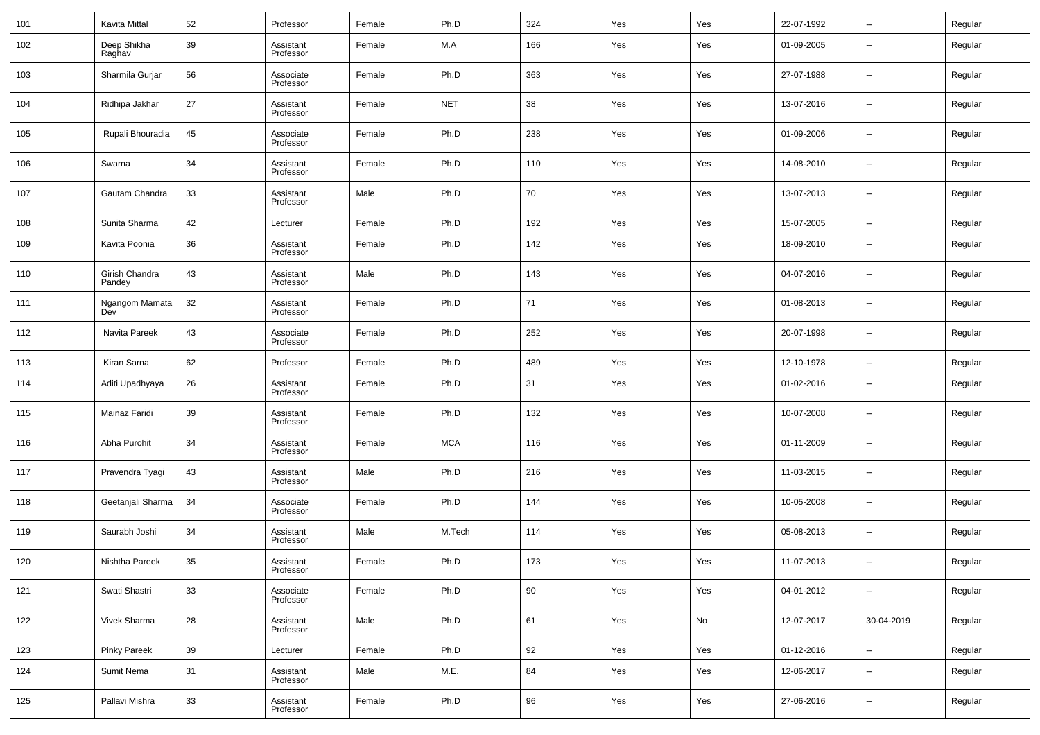| 101 | Kavita Mittal | 52 | Professor | Female | Ph.D | 324 | Yes | Yes | 22-07-1992 | -- | Regular |
|---|---|---|---|---|---|---|---|---|---|---|---|
| 102 | Deep Shikha Raghav | 39 | Assistant Professor | Female | M.A | 166 | Yes | Yes | 01-09-2005 | -- | Regular |
| 103 | Sharmila Gurjar | 56 | Associate Professor | Female | Ph.D | 363 | Yes | Yes | 27-07-1988 | -- | Regular |
| 104 | Ridhipa Jakhar | 27 | Assistant Professor | Female | NET | 38 | Yes | Yes | 13-07-2016 | -- | Regular |
| 105 | Rupali Bhouradia | 45 | Associate Professor | Female | Ph.D | 238 | Yes | Yes | 01-09-2006 | -- | Regular |
| 106 | Swarna | 34 | Assistant Professor | Female | Ph.D | 110 | Yes | Yes | 14-08-2010 | -- | Regular |
| 107 | Gautam Chandra | 33 | Assistant Professor | Male | Ph.D | 70 | Yes | Yes | 13-07-2013 | -- | Regular |
| 108 | Sunita Sharma | 42 | Lecturer | Female | Ph.D | 192 | Yes | Yes | 15-07-2005 | -- | Regular |
| 109 | Kavita Poonia | 36 | Assistant Professor | Female | Ph.D | 142 | Yes | Yes | 18-09-2010 | -- | Regular |
| 110 | Girish Chandra Pandey | 43 | Assistant Professor | Male | Ph.D | 143 | Yes | Yes | 04-07-2016 | -- | Regular |
| 111 | Ngangom Mamata Dev | 32 | Assistant Professor | Female | Ph.D | 71 | Yes | Yes | 01-08-2013 | -- | Regular |
| 112 | Navita Pareek | 43 | Associate Professor | Female | Ph.D | 252 | Yes | Yes | 20-07-1998 | -- | Regular |
| 113 | Kiran Sarna | 62 | Professor | Female | Ph.D | 489 | Yes | Yes | 12-10-1978 | -- | Regular |
| 114 | Aditi Upadhyaya | 26 | Assistant Professor | Female | Ph.D | 31 | Yes | Yes | 01-02-2016 | -- | Regular |
| 115 | Mainaz Faridi | 39 | Assistant Professor | Female | Ph.D | 132 | Yes | Yes | 10-07-2008 | -- | Regular |
| 116 | Abha Purohit | 34 | Assistant Professor | Female | MCA | 116 | Yes | Yes | 01-11-2009 | -- | Regular |
| 117 | Pravendra Tyagi | 43 | Assistant Professor | Male | Ph.D | 216 | Yes | Yes | 11-03-2015 | -- | Regular |
| 118 | Geetanjali Sharma | 34 | Associate Professor | Female | Ph.D | 144 | Yes | Yes | 10-05-2008 | -- | Regular |
| 119 | Saurabh Joshi | 34 | Assistant Professor | Male | M.Tech | 114 | Yes | Yes | 05-08-2013 | -- | Regular |
| 120 | Nishtha Pareek | 35 | Assistant Professor | Female | Ph.D | 173 | Yes | Yes | 11-07-2013 | -- | Regular |
| 121 | Swati Shastri | 33 | Associate Professor | Female | Ph.D | 90 | Yes | Yes | 04-01-2012 | -- | Regular |
| 122 | Vivek Sharma | 28 | Assistant Professor | Male | Ph.D | 61 | Yes | No | 12-07-2017 | 30-04-2019 | Regular |
| 123 | Pinky Pareek | 39 | Lecturer | Female | Ph.D | 92 | Yes | Yes | 01-12-2016 | -- | Regular |
| 124 | Sumit Nema | 31 | Assistant Professor | Male | M.E. | 84 | Yes | Yes | 12-06-2017 | -- | Regular |
| 125 | Pallavi Mishra | 33 | Assistant Professor | Female | Ph.D | 96 | Yes | Yes | 27-06-2016 | -- | Regular |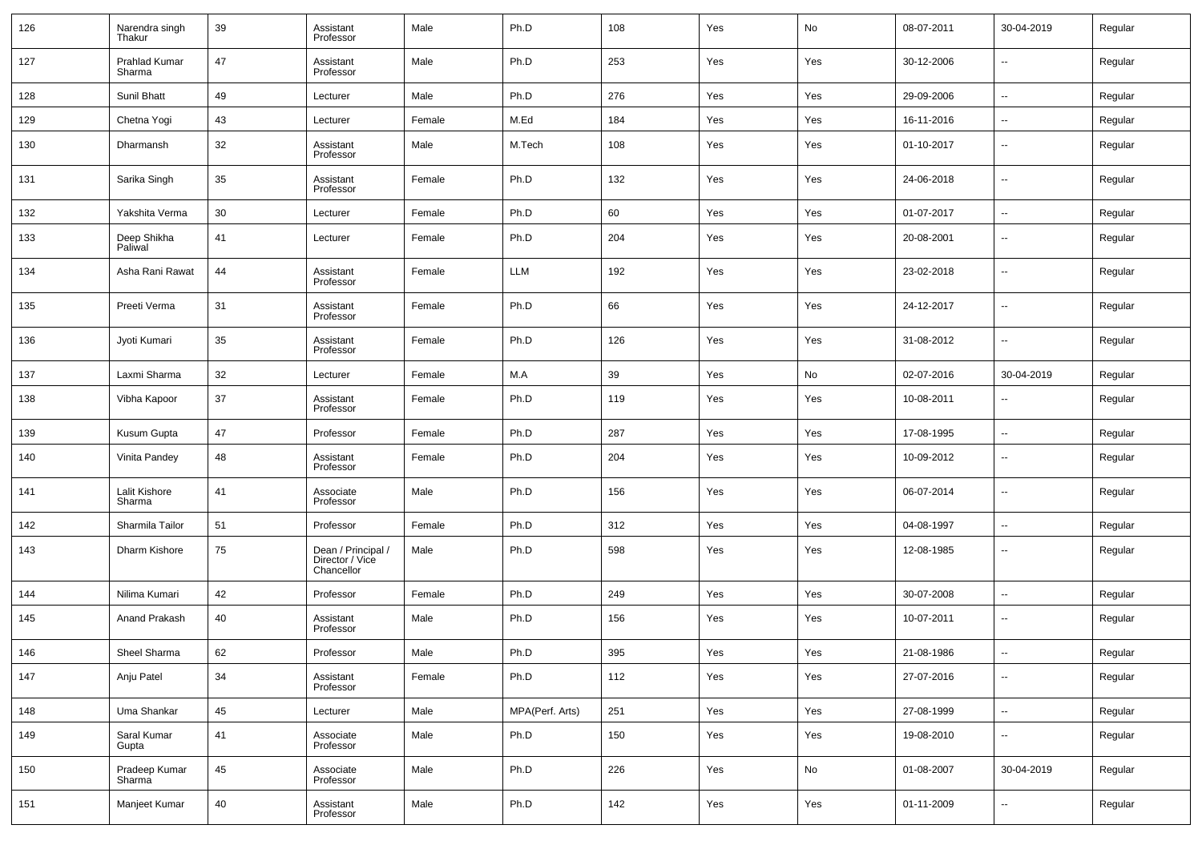| 126 | Narendra singh Thakur | 39 | Assistant Professor | Male | Ph.D | 108 | Yes | No | 08-07-2011 | 30-04-2019 | Regular |
|---|---|---|---|---|---|---|---|---|---|---|---|
| 127 | Prahlad Kumar Sharma | 47 | Assistant Professor | Male | Ph.D | 253 | Yes | Yes | 30-12-2006 | -- | Regular |
| 128 | Sunil Bhatt | 49 | Lecturer | Male | Ph.D | 276 | Yes | Yes | 29-09-2006 | -- | Regular |
| 129 | Chetna Yogi | 43 | Lecturer | Female | M.Ed | 184 | Yes | Yes | 16-11-2016 | -- | Regular |
| 130 | Dharmansh | 32 | Assistant Professor | Male | M.Tech | 108 | Yes | Yes | 01-10-2017 | -- | Regular |
| 131 | Sarika Singh | 35 | Assistant Professor | Female | Ph.D | 132 | Yes | Yes | 24-06-2018 | -- | Regular |
| 132 | Yakshita Verma | 30 | Lecturer | Female | Ph.D | 60 | Yes | Yes | 01-07-2017 | -- | Regular |
| 133 | Deep Shikha Paliwal | 41 | Lecturer | Female | Ph.D | 204 | Yes | Yes | 20-08-2001 | -- | Regular |
| 134 | Asha Rani Rawat | 44 | Assistant Professor | Female | LLM | 192 | Yes | Yes | 23-02-2018 | -- | Regular |
| 135 | Preeti Verma | 31 | Assistant Professor | Female | Ph.D | 66 | Yes | Yes | 24-12-2017 | -- | Regular |
| 136 | Jyoti Kumari | 35 | Assistant Professor | Female | Ph.D | 126 | Yes | Yes | 31-08-2012 | -- | Regular |
| 137 | Laxmi Sharma | 32 | Lecturer | Female | M.A | 39 | Yes | No | 02-07-2016 | 30-04-2019 | Regular |
| 138 | Vibha Kapoor | 37 | Assistant Professor | Female | Ph.D | 119 | Yes | Yes | 10-08-2011 | -- | Regular |
| 139 | Kusum Gupta | 47 | Professor | Female | Ph.D | 287 | Yes | Yes | 17-08-1995 | -- | Regular |
| 140 | Vinita Pandey | 48 | Assistant Professor | Female | Ph.D | 204 | Yes | Yes | 10-09-2012 | -- | Regular |
| 141 | Lalit Kishore Sharma | 41 | Associate Professor | Male | Ph.D | 156 | Yes | Yes | 06-07-2014 | -- | Regular |
| 142 | Sharmila Tailor | 51 | Professor | Female | Ph.D | 312 | Yes | Yes | 04-08-1997 | -- | Regular |
| 143 | Dharm Kishore | 75 | Dean / Principal / Director / Vice Chancellor | Male | Ph.D | 598 | Yes | Yes | 12-08-1985 | -- | Regular |
| 144 | Nilima Kumari | 42 | Professor | Female | Ph.D | 249 | Yes | Yes | 30-07-2008 | -- | Regular |
| 145 | Anand Prakash | 40 | Assistant Professor | Male | Ph.D | 156 | Yes | Yes | 10-07-2011 | -- | Regular |
| 146 | Sheel Sharma | 62 | Professor | Male | Ph.D | 395 | Yes | Yes | 21-08-1986 | -- | Regular |
| 147 | Anju Patel | 34 | Assistant Professor | Female | Ph.D | 112 | Yes | Yes | 27-07-2016 | -- | Regular |
| 148 | Uma Shankar | 45 | Lecturer | Male | MPA(Perf. Arts) | 251 | Yes | Yes | 27-08-1999 | -- | Regular |
| 149 | Saral Kumar Gupta | 41 | Associate Professor | Male | Ph.D | 150 | Yes | Yes | 19-08-2010 | -- | Regular |
| 150 | Pradeep Kumar Sharma | 45 | Associate Professor | Male | Ph.D | 226 | Yes | No | 01-08-2007 | 30-04-2019 | Regular |
| 151 | Manjeet Kumar | 40 | Assistant Professor | Male | Ph.D | 142 | Yes | Yes | 01-11-2009 | -- | Regular |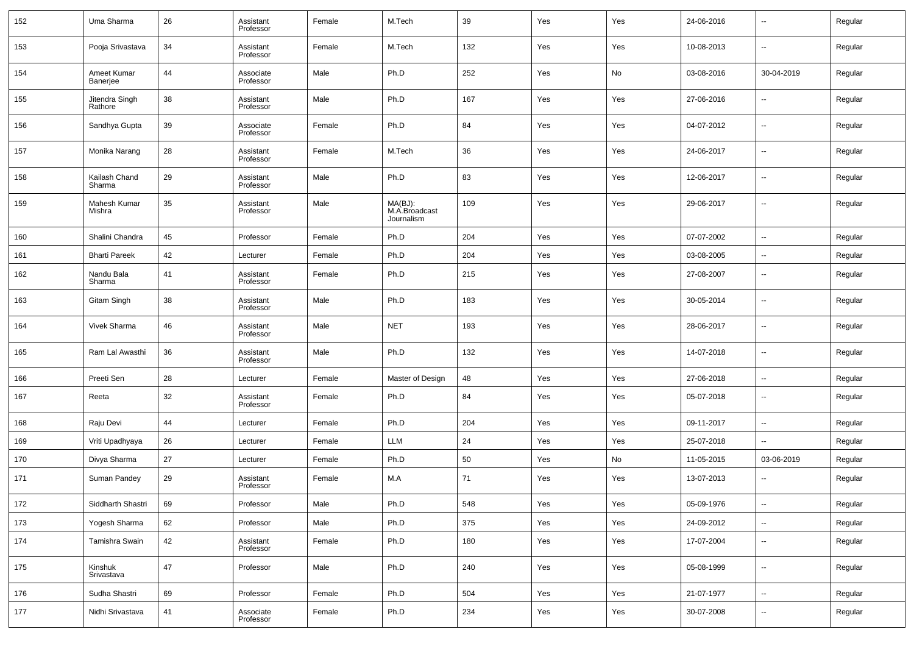| 152 | Uma Sharma | 26 | Assistant Professor | Female | M.Tech | 39 | Yes | Yes | 24-06-2016 | -- | Regular |
|---|---|---|---|---|---|---|---|---|---|---|---|
| 153 | Pooja Srivastava | 34 | Assistant Professor | Female | M.Tech | 132 | Yes | Yes | 10-08-2013 | -- | Regular |
| 154 | Ameet Kumar Banerjee | 44 | Associate Professor | Male | Ph.D | 252 | Yes | No | 03-08-2016 | 30-04-2019 | Regular |
| 155 | Jitendra Singh Rathore | 38 | Assistant Professor | Male | Ph.D | 167 | Yes | Yes | 27-06-2016 | -- | Regular |
| 156 | Sandhya Gupta | 39 | Associate Professor | Female | Ph.D | 84 | Yes | Yes | 04-07-2012 | -- | Regular |
| 157 | Monika Narang | 28 | Assistant Professor | Female | M.Tech | 36 | Yes | Yes | 24-06-2017 | -- | Regular |
| 158 | Kailash Chand Sharma | 29 | Assistant Professor | Male | Ph.D | 83 | Yes | Yes | 12-06-2017 | -- | Regular |
| 159 | Mahesh Kumar Mishra | 35 | Assistant Professor | Male | MA(BJ): M.A.Broadcast Journalism | 109 | Yes | Yes | 29-06-2017 | -- | Regular |
| 160 | Shalini Chandra | 45 | Professor | Female | Ph.D | 204 | Yes | Yes | 07-07-2002 | -- | Regular |
| 161 | Bharti Pareek | 42 | Lecturer | Female | Ph.D | 204 | Yes | Yes | 03-08-2005 | -- | Regular |
| 162 | Nandu Bala Sharma | 41 | Assistant Professor | Female | Ph.D | 215 | Yes | Yes | 27-08-2007 | -- | Regular |
| 163 | Gitam Singh | 38 | Assistant Professor | Male | Ph.D | 183 | Yes | Yes | 30-05-2014 | -- | Regular |
| 164 | Vivek Sharma | 46 | Assistant Professor | Male | NET | 193 | Yes | Yes | 28-06-2017 | -- | Regular |
| 165 | Ram Lal Awasthi | 36 | Assistant Professor | Male | Ph.D | 132 | Yes | Yes | 14-07-2018 | -- | Regular |
| 166 | Preeti Sen | 28 | Lecturer | Female | Master of Design | 48 | Yes | Yes | 27-06-2018 | -- | Regular |
| 167 | Reeta | 32 | Assistant Professor | Female | Ph.D | 84 | Yes | Yes | 05-07-2018 | -- | Regular |
| 168 | Raju Devi | 44 | Lecturer | Female | Ph.D | 204 | Yes | Yes | 09-11-2017 | -- | Regular |
| 169 | Vriti Upadhyaya | 26 | Lecturer | Female | LLM | 24 | Yes | Yes | 25-07-2018 | -- | Regular |
| 170 | Divya Sharma | 27 | Lecturer | Female | Ph.D | 50 | Yes | No | 11-05-2015 | 03-06-2019 | Regular |
| 171 | Suman Pandey | 29 | Assistant Professor | Female | M.A | 71 | Yes | Yes | 13-07-2013 | -- | Regular |
| 172 | Siddharth Shastri | 69 | Professor | Male | Ph.D | 548 | Yes | Yes | 05-09-1976 | -- | Regular |
| 173 | Yogesh Sharma | 62 | Professor | Male | Ph.D | 375 | Yes | Yes | 24-09-2012 | -- | Regular |
| 174 | Tamishra Swain | 42 | Assistant Professor | Female | Ph.D | 180 | Yes | Yes | 17-07-2004 | -- | Regular |
| 175 | Kinshuk Srivastava | 47 | Professor | Male | Ph.D | 240 | Yes | Yes | 05-08-1999 | -- | Regular |
| 176 | Sudha Shastri | 69 | Professor | Female | Ph.D | 504 | Yes | Yes | 21-07-1977 | -- | Regular |
| 177 | Nidhi Srivastava | 41 | Associate Professor | Female | Ph.D | 234 | Yes | Yes | 30-07-2008 | -- | Regular |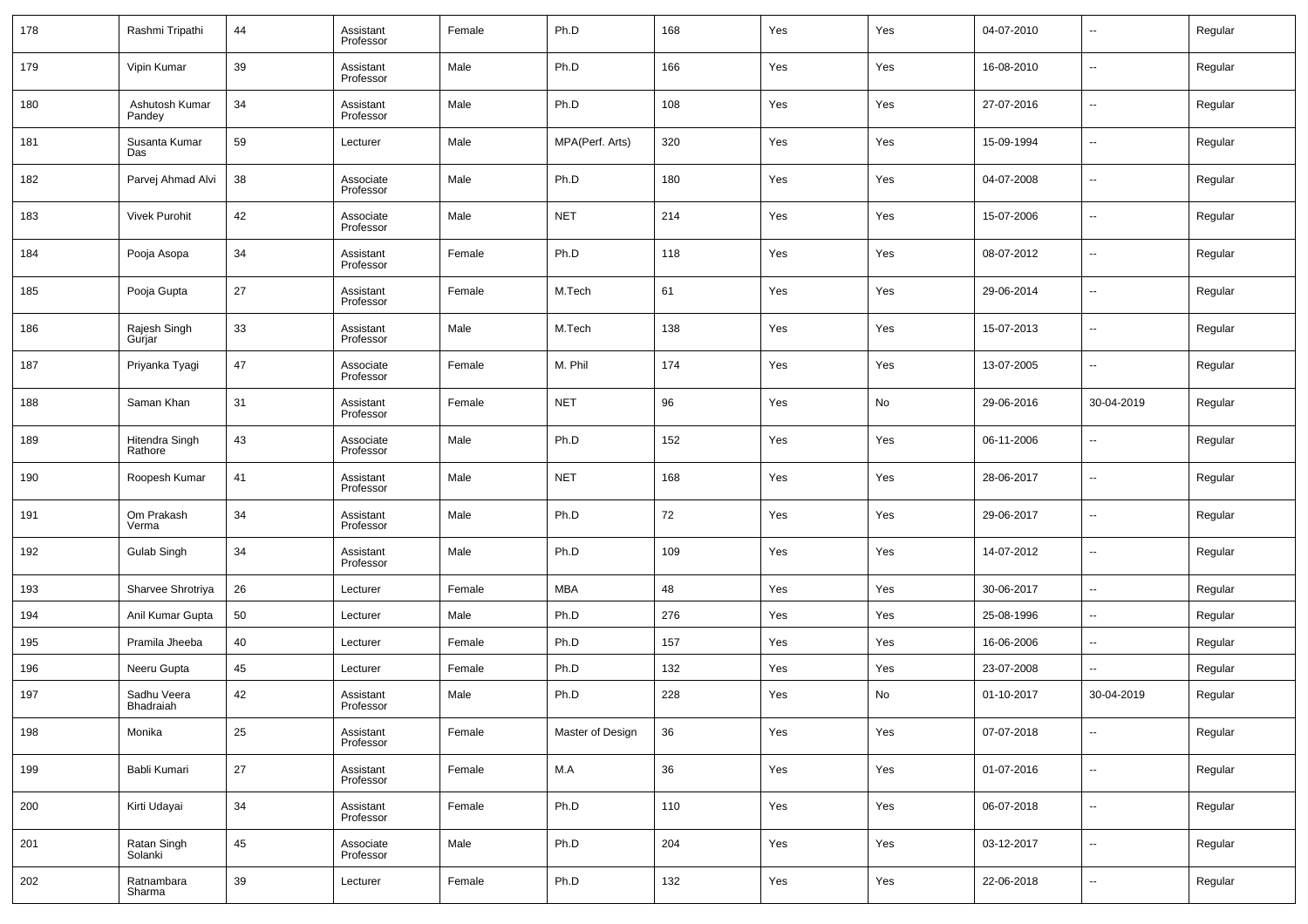| 178 | Rashmi Tripathi | 44 | Assistant Professor | Female | Ph.D | 168 | Yes | Yes | 04-07-2010 | -- | Regular |
|---|---|---|---|---|---|---|---|---|---|---|---|
| 179 | Vipin Kumar | 39 | Assistant Professor | Male | Ph.D | 166 | Yes | Yes | 16-08-2010 | -- | Regular |
| 180 | Ashutosh Kumar Pandey | 34 | Assistant Professor | Male | Ph.D | 108 | Yes | Yes | 27-07-2016 | -- | Regular |
| 181 | Susanta Kumar Das | 59 | Lecturer | Male | MPA(Perf. Arts) | 320 | Yes | Yes | 15-09-1994 | -- | Regular |
| 182 | Parvej Ahmad Alvi | 38 | Associate Professor | Male | Ph.D | 180 | Yes | Yes | 04-07-2008 | -- | Regular |
| 183 | Vivek Purohit | 42 | Associate Professor | Male | NET | 214 | Yes | Yes | 15-07-2006 | -- | Regular |
| 184 | Pooja Asopa | 34 | Assistant Professor | Female | Ph.D | 118 | Yes | Yes | 08-07-2012 | -- | Regular |
| 185 | Pooja Gupta | 27 | Assistant Professor | Female | M.Tech | 61 | Yes | Yes | 29-06-2014 | -- | Regular |
| 186 | Rajesh Singh Gurjar | 33 | Assistant Professor | Male | M.Tech | 138 | Yes | Yes | 15-07-2013 | -- | Regular |
| 187 | Priyanka Tyagi | 47 | Associate Professor | Female | M. Phil | 174 | Yes | Yes | 13-07-2005 | -- | Regular |
| 188 | Saman Khan | 31 | Assistant Professor | Female | NET | 96 | Yes | No | 29-06-2016 | 30-04-2019 | Regular |
| 189 | Hitendra Singh Rathore | 43 | Associate Professor | Male | Ph.D | 152 | Yes | Yes | 06-11-2006 | -- | Regular |
| 190 | Roopesh Kumar | 41 | Assistant Professor | Male | NET | 168 | Yes | Yes | 28-06-2017 | -- | Regular |
| 191 | Om Prakash Verma | 34 | Assistant Professor | Male | Ph.D | 72 | Yes | Yes | 29-06-2017 | -- | Regular |
| 192 | Gulab Singh | 34 | Assistant Professor | Male | Ph.D | 109 | Yes | Yes | 14-07-2012 | -- | Regular |
| 193 | Sharvee Shrotriya | 26 | Lecturer | Female | MBA | 48 | Yes | Yes | 30-06-2017 | -- | Regular |
| 194 | Anil Kumar Gupta | 50 | Lecturer | Male | Ph.D | 276 | Yes | Yes | 25-08-1996 | -- | Regular |
| 195 | Pramila Jheeba | 40 | Lecturer | Female | Ph.D | 157 | Yes | Yes | 16-06-2006 | -- | Regular |
| 196 | Neeru Gupta | 45 | Lecturer | Female | Ph.D | 132 | Yes | Yes | 23-07-2008 | -- | Regular |
| 197 | Sadhu Veera Bhadraiah | 42 | Assistant Professor | Male | Ph.D | 228 | Yes | No | 01-10-2017 | 30-04-2019 | Regular |
| 198 | Monika | 25 | Assistant Professor | Female | Master of Design | 36 | Yes | Yes | 07-07-2018 | -- | Regular |
| 199 | Babli Kumari | 27 | Assistant Professor | Female | M.A | 36 | Yes | Yes | 01-07-2016 | -- | Regular |
| 200 | Kirti Udayai | 34 | Assistant Professor | Female | Ph.D | 110 | Yes | Yes | 06-07-2018 | -- | Regular |
| 201 | Ratan Singh Solanki | 45 | Associate Professor | Male | Ph.D | 204 | Yes | Yes | 03-12-2017 | -- | Regular |
| 202 | Ratnambara Sharma | 39 | Lecturer | Female | Ph.D | 132 | Yes | Yes | 22-06-2018 | -- | Regular |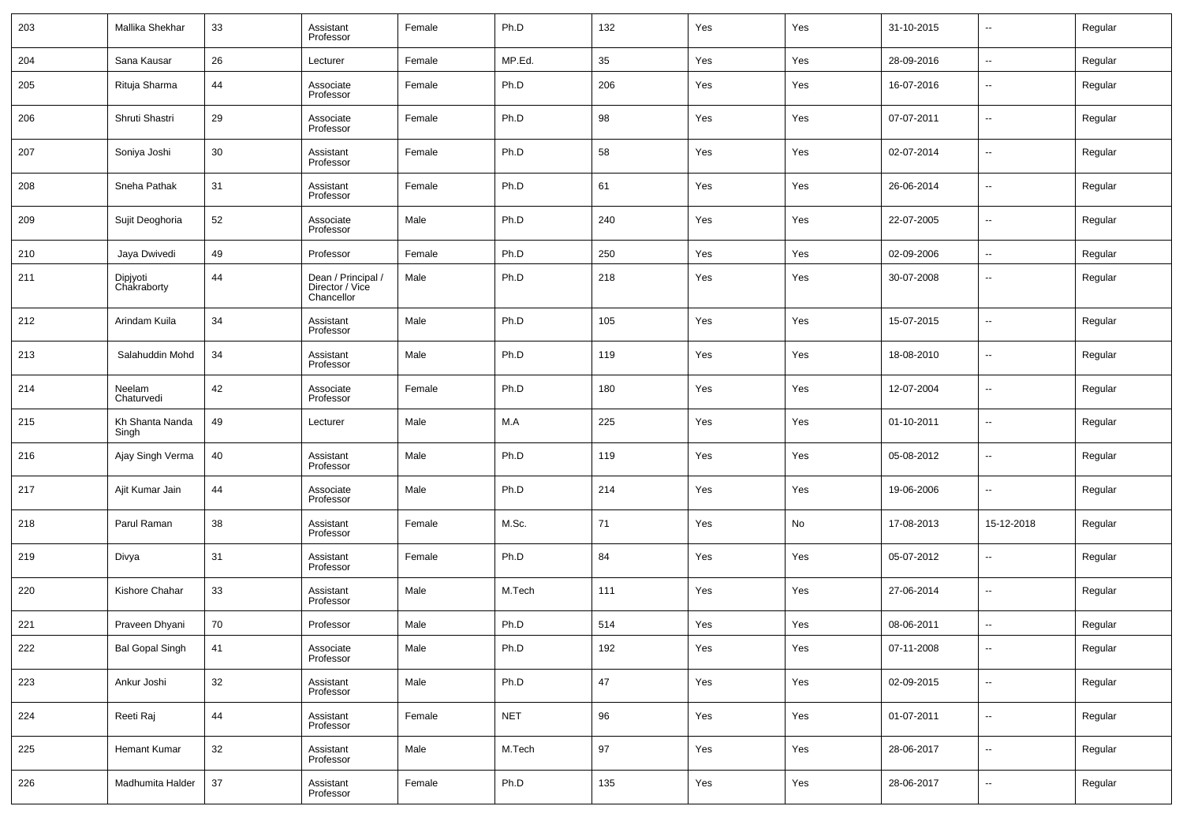| | | | | | | | | | | | |
|---|---|---|---|---|---|---|---|---|---|---|---|
| 203 | Mallika Shekhar | 33 | Assistant Professor | Female | Ph.D | 132 | Yes | Yes | 31-10-2015 | -- | Regular |
| 204 | Sana Kausar | 26 | Lecturer | Female | MP.Ed. | 35 | Yes | Yes | 28-09-2016 | -- | Regular |
| 205 | Rituja Sharma | 44 | Associate Professor | Female | Ph.D | 206 | Yes | Yes | 16-07-2016 | -- | Regular |
| 206 | Shruti Shastri | 29 | Associate Professor | Female | Ph.D | 98 | Yes | Yes | 07-07-2011 | -- | Regular |
| 207 | Soniya Joshi | 30 | Assistant Professor | Female | Ph.D | 58 | Yes | Yes | 02-07-2014 | -- | Regular |
| 208 | Sneha Pathak | 31 | Assistant Professor | Female | Ph.D | 61 | Yes | Yes | 26-06-2014 | -- | Regular |
| 209 | Sujit Deoghoria | 52 | Associate Professor | Male | Ph.D | 240 | Yes | Yes | 22-07-2005 | -- | Regular |
| 210 | Jaya Dwivedi | 49 | Professor | Female | Ph.D | 250 | Yes | Yes | 02-09-2006 | -- | Regular |
| 211 | Dipjyoti Chakraborty | 44 | Dean / Principal / Director / Vice Chancellor | Male | Ph.D | 218 | Yes | Yes | 30-07-2008 | -- | Regular |
| 212 | Arindam Kuila | 34 | Assistant Professor | Male | Ph.D | 105 | Yes | Yes | 15-07-2015 | -- | Regular |
| 213 | Salahuddin Mohd | 34 | Assistant Professor | Male | Ph.D | 119 | Yes | Yes | 18-08-2010 | -- | Regular |
| 214 | Neelam Chaturvedi | 42 | Associate Professor | Female | Ph.D | 180 | Yes | Yes | 12-07-2004 | -- | Regular |
| 215 | Kh Shanta Nanda Singh | 49 | Lecturer | Male | M.A | 225 | Yes | Yes | 01-10-2011 | -- | Regular |
| 216 | Ajay Singh Verma | 40 | Assistant Professor | Male | Ph.D | 119 | Yes | Yes | 05-08-2012 | -- | Regular |
| 217 | Ajit Kumar Jain | 44 | Associate Professor | Male | Ph.D | 214 | Yes | Yes | 19-06-2006 | -- | Regular |
| 218 | Parul Raman | 38 | Assistant Professor | Female | M.Sc. | 71 | Yes | No | 17-08-2013 | 15-12-2018 | Regular |
| 219 | Divya | 31 | Assistant Professor | Female | Ph.D | 84 | Yes | Yes | 05-07-2012 | -- | Regular |
| 220 | Kishore Chahar | 33 | Assistant Professor | Male | M.Tech | 111 | Yes | Yes | 27-06-2014 | -- | Regular |
| 221 | Praveen Dhyani | 70 | Professor | Male | Ph.D | 514 | Yes | Yes | 08-06-2011 | -- | Regular |
| 222 | Bal Gopal Singh | 41 | Associate Professor | Male | Ph.D | 192 | Yes | Yes | 07-11-2008 | -- | Regular |
| 223 | Ankur Joshi | 32 | Assistant Professor | Male | Ph.D | 47 | Yes | Yes | 02-09-2015 | -- | Regular |
| 224 | Reeti Raj | 44 | Assistant Professor | Female | NET | 96 | Yes | Yes | 01-07-2011 | -- | Regular |
| 225 | Hemant Kumar | 32 | Assistant Professor | Male | M.Tech | 97 | Yes | Yes | 28-06-2017 | -- | Regular |
| 226 | Madhumita Halder | 37 | Assistant Professor | Female | Ph.D | 135 | Yes | Yes | 28-06-2017 | -- | Regular |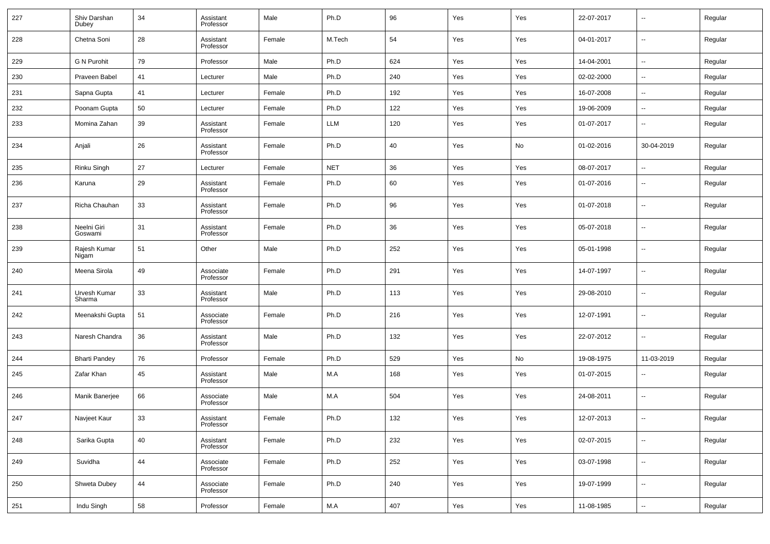| 227 | Shiv Darshan Dubey | 34 | Assistant Professor | Male | Ph.D | 96 | Yes | Yes | 22-07-2017 | -- | Regular |
|---|---|---|---|---|---|---|---|---|---|---|---|
| 228 | Chetna Soni | 28 | Assistant Professor | Female | M.Tech | 54 | Yes | Yes | 04-01-2017 | -- | Regular |
| 229 | G N Purohit | 79 | Professor | Male | Ph.D | 624 | Yes | Yes | 14-04-2001 | -- | Regular |
| 230 | Praveen Babel | 41 | Lecturer | Male | Ph.D | 240 | Yes | Yes | 02-02-2000 | -- | Regular |
| 231 | Sapna Gupta | 41 | Lecturer | Female | Ph.D | 192 | Yes | Yes | 16-07-2008 | -- | Regular |
| 232 | Poonam Gupta | 50 | Lecturer | Female | Ph.D | 122 | Yes | Yes | 19-06-2009 | -- | Regular |
| 233 | Momina Zahan | 39 | Assistant Professor | Female | LLM | 120 | Yes | Yes | 01-07-2017 | -- | Regular |
| 234 | Anjali | 26 | Assistant Professor | Female | Ph.D | 40 | Yes | No | 01-02-2016 | 30-04-2019 | Regular |
| 235 | Rinku Singh | 27 | Lecturer | Female | NET | 36 | Yes | Yes | 08-07-2017 | -- | Regular |
| 236 | Karuna | 29 | Assistant Professor | Female | Ph.D | 60 | Yes | Yes | 01-07-2016 | -- | Regular |
| 237 | Richa Chauhan | 33 | Assistant Professor | Female | Ph.D | 96 | Yes | Yes | 01-07-2018 | -- | Regular |
| 238 | Neelni Giri Goswami | 31 | Assistant Professor | Female | Ph.D | 36 | Yes | Yes | 05-07-2018 | -- | Regular |
| 239 | Rajesh Kumar Nigam | 51 | Other | Male | Ph.D | 252 | Yes | Yes | 05-01-1998 | -- | Regular |
| 240 | Meena Sirola | 49 | Associate Professor | Female | Ph.D | 291 | Yes | Yes | 14-07-1997 | -- | Regular |
| 241 | Urvesh Kumar Sharma | 33 | Assistant Professor | Male | Ph.D | 113 | Yes | Yes | 29-08-2010 | -- | Regular |
| 242 | Meenakshi Gupta | 51 | Associate Professor | Female | Ph.D | 216 | Yes | Yes | 12-07-1991 | -- | Regular |
| 243 | Naresh Chandra | 36 | Assistant Professor | Male | Ph.D | 132 | Yes | Yes | 22-07-2012 | -- | Regular |
| 244 | Bharti Pandey | 76 | Professor | Female | Ph.D | 529 | Yes | No | 19-08-1975 | 11-03-2019 | Regular |
| 245 | Zafar Khan | 45 | Assistant Professor | Male | M.A | 168 | Yes | Yes | 01-07-2015 | -- | Regular |
| 246 | Manik Banerjee | 66 | Associate Professor | Male | M.A | 504 | Yes | Yes | 24-08-2011 | -- | Regular |
| 247 | Navjeet Kaur | 33 | Assistant Professor | Female | Ph.D | 132 | Yes | Yes | 12-07-2013 | -- | Regular |
| 248 | Sarika Gupta | 40 | Assistant Professor | Female | Ph.D | 232 | Yes | Yes | 02-07-2015 | -- | Regular |
| 249 | Suvidha | 44 | Associate Professor | Female | Ph.D | 252 | Yes | Yes | 03-07-1998 | -- | Regular |
| 250 | Shweta Dubey | 44 | Associate Professor | Female | Ph.D | 240 | Yes | Yes | 19-07-1999 | -- | Regular |
| 251 | Indu Singh | 58 | Professor | Female | M.A | 407 | Yes | Yes | 11-08-1985 | -- | Regular |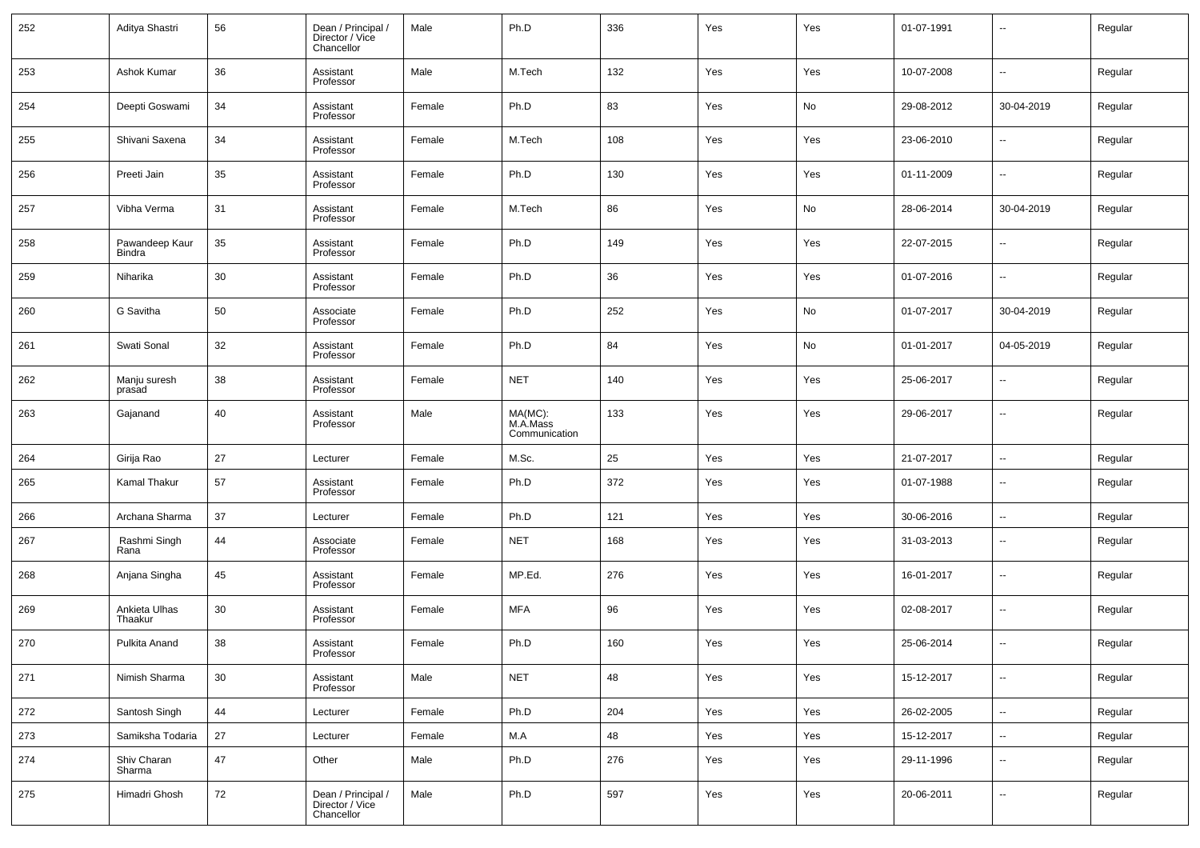| 252 | Aditya Shastri | 56 | Dean / Principal / Director / Vice Chancellor | Male | Ph.D | 336 | Yes | Yes | 01-07-1991 | -- | Regular |
|---|---|---|---|---|---|---|---|---|---|---|---|
| 253 | Ashok Kumar | 36 | Assistant Professor | Male | M.Tech | 132 | Yes | Yes | 10-07-2008 | -- | Regular |
| 254 | Deepti Goswami | 34 | Assistant Professor | Female | Ph.D | 83 | Yes | No | 29-08-2012 | 30-04-2019 | Regular |
| 255 | Shivani Saxena | 34 | Assistant Professor | Female | M.Tech | 108 | Yes | Yes | 23-06-2010 | -- | Regular |
| 256 | Preeti Jain | 35 | Assistant Professor | Female | Ph.D | 130 | Yes | Yes | 01-11-2009 | -- | Regular |
| 257 | Vibha Verma | 31 | Assistant Professor | Female | M.Tech | 86 | Yes | No | 28-06-2014 | 30-04-2019 | Regular |
| 258 | Pawandeep Kaur Bindra | 35 | Assistant Professor | Female | Ph.D | 149 | Yes | Yes | 22-07-2015 | -- | Regular |
| 259 | Niharika | 30 | Assistant Professor | Female | Ph.D | 36 | Yes | Yes | 01-07-2016 | -- | Regular |
| 260 | G Savitha | 50 | Associate Professor | Female | Ph.D | 252 | Yes | No | 01-07-2017 | 30-04-2019 | Regular |
| 261 | Swati Sonal | 32 | Assistant Professor | Female | Ph.D | 84 | Yes | No | 01-01-2017 | 04-05-2019 | Regular |
| 262 | Manju suresh prasad | 38 | Assistant Professor | Female | NET | 140 | Yes | Yes | 25-06-2017 | -- | Regular |
| 263 | Gajanand | 40 | Assistant Professor | Male | MA(MC): M.A.Mass Communication | 133 | Yes | Yes | 29-06-2017 | -- | Regular |
| 264 | Girija Rao | 27 | Lecturer | Female | M.Sc. | 25 | Yes | Yes | 21-07-2017 | -- | Regular |
| 265 | Kamal Thakur | 57 | Assistant Professor | Female | Ph.D | 372 | Yes | Yes | 01-07-1988 | -- | Regular |
| 266 | Archana Sharma | 37 | Lecturer | Female | Ph.D | 121 | Yes | Yes | 30-06-2016 | -- | Regular |
| 267 | Rashmi Singh Rana | 44 | Associate Professor | Female | NET | 168 | Yes | Yes | 31-03-2013 | -- | Regular |
| 268 | Anjana Singha | 45 | Assistant Professor | Female | MP.Ed. | 276 | Yes | Yes | 16-01-2017 | -- | Regular |
| 269 | Ankieta Ulhas Thaakur | 30 | Assistant Professor | Female | MFA | 96 | Yes | Yes | 02-08-2017 | -- | Regular |
| 270 | Pulkita Anand | 38 | Assistant Professor | Female | Ph.D | 160 | Yes | Yes | 25-06-2014 | -- | Regular |
| 271 | Nimish Sharma | 30 | Assistant Professor | Male | NET | 48 | Yes | Yes | 15-12-2017 | -- | Regular |
| 272 | Santosh Singh | 44 | Lecturer | Female | Ph.D | 204 | Yes | Yes | 26-02-2005 | -- | Regular |
| 273 | Samiksha Todaria | 27 | Lecturer | Female | M.A | 48 | Yes | Yes | 15-12-2017 | -- | Regular |
| 274 | Shiv Charan Sharma | 47 | Other | Male | Ph.D | 276 | Yes | Yes | 29-11-1996 | -- | Regular |
| 275 | Himadri Ghosh | 72 | Dean / Principal / Director / Vice Chancellor | Male | Ph.D | 597 | Yes | Yes | 20-06-2011 | -- | Regular |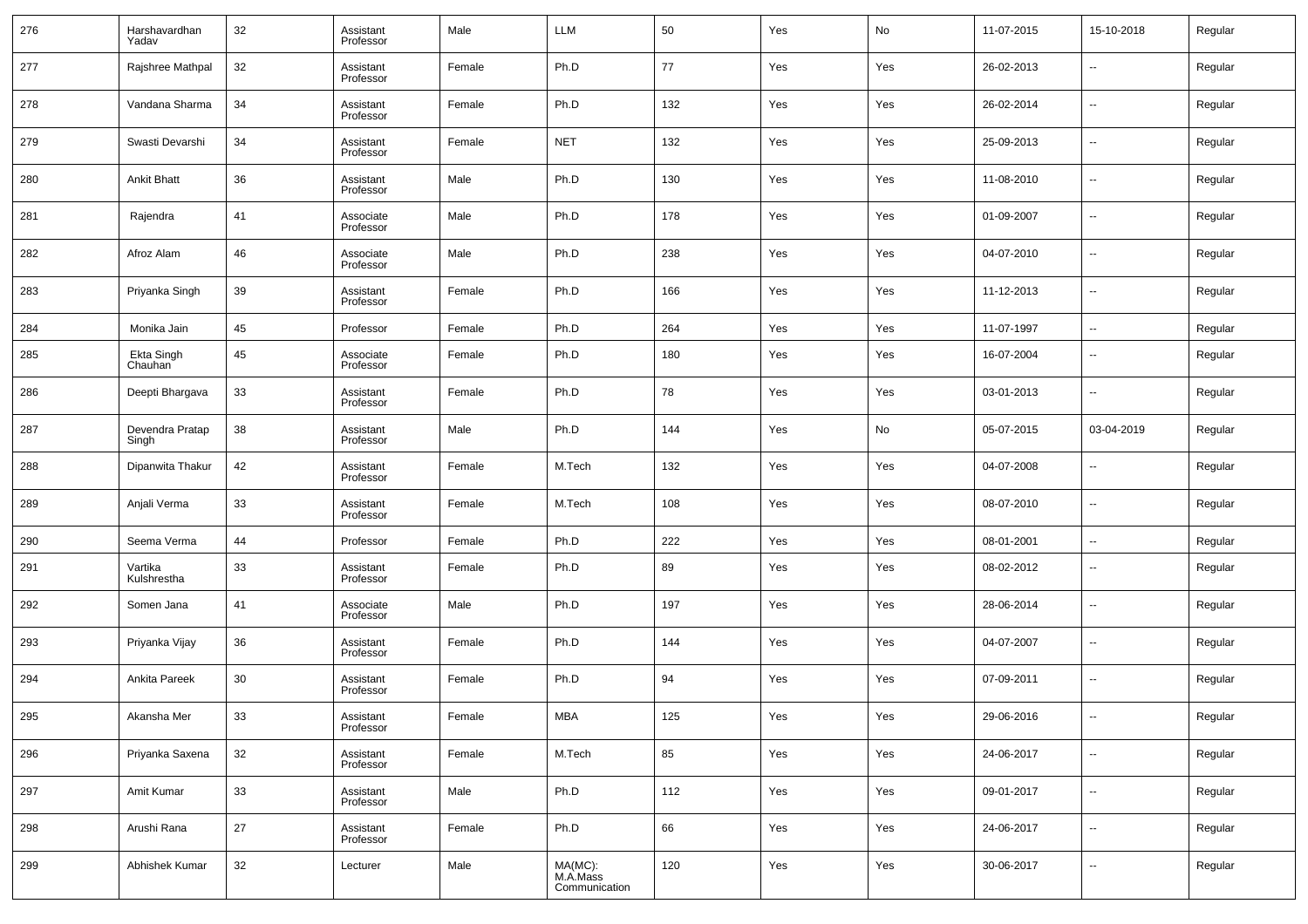| | | | | | | | | | | | |
|---|---|---|---|---|---|---|---|---|---|---|---|
| 276 | Harshavardhan Yadav | 32 | Assistant Professor | Male | LLM | 50 | Yes | No | 11-07-2015 | 15-10-2018 | Regular |
| 277 | Rajshree Mathpal | 32 | Assistant Professor | Female | Ph.D | 77 | Yes | Yes | 26-02-2013 | -- | Regular |
| 278 | Vandana Sharma | 34 | Assistant Professor | Female | Ph.D | 132 | Yes | Yes | 26-02-2014 | -- | Regular |
| 279 | Swasti Devarshi | 34 | Assistant Professor | Female | NET | 132 | Yes | Yes | 25-09-2013 | -- | Regular |
| 280 | Ankit Bhatt | 36 | Assistant Professor | Male | Ph.D | 130 | Yes | Yes | 11-08-2010 | -- | Regular |
| 281 | Rajendra | 41 | Associate Professor | Male | Ph.D | 178 | Yes | Yes | 01-09-2007 | -- | Regular |
| 282 | Afroz Alam | 46 | Associate Professor | Male | Ph.D | 238 | Yes | Yes | 04-07-2010 | -- | Regular |
| 283 | Priyanka Singh | 39 | Assistant Professor | Female | Ph.D | 166 | Yes | Yes | 11-12-2013 | -- | Regular |
| 284 | Monika Jain | 45 | Professor | Female | Ph.D | 264 | Yes | Yes | 11-07-1997 | -- | Regular |
| 285 | Ekta Singh Chauhan | 45 | Associate Professor | Female | Ph.D | 180 | Yes | Yes | 16-07-2004 | -- | Regular |
| 286 | Deepti Bhargava | 33 | Assistant Professor | Female | Ph.D | 78 | Yes | Yes | 03-01-2013 | -- | Regular |
| 287 | Devendra Pratap Singh | 38 | Assistant Professor | Male | Ph.D | 144 | Yes | No | 05-07-2015 | 03-04-2019 | Regular |
| 288 | Dipanwita Thakur | 42 | Assistant Professor | Female | M.Tech | 132 | Yes | Yes | 04-07-2008 | -- | Regular |
| 289 | Anjali Verma | 33 | Assistant Professor | Female | M.Tech | 108 | Yes | Yes | 08-07-2010 | -- | Regular |
| 290 | Seema Verma | 44 | Professor | Female | Ph.D | 222 | Yes | Yes | 08-01-2001 | -- | Regular |
| 291 | Vartika Kulshrestha | 33 | Assistant Professor | Female | Ph.D | 89 | Yes | Yes | 08-02-2012 | -- | Regular |
| 292 | Somen Jana | 41 | Associate Professor | Male | Ph.D | 197 | Yes | Yes | 28-06-2014 | -- | Regular |
| 293 | Priyanka Vijay | 36 | Assistant Professor | Female | Ph.D | 144 | Yes | Yes | 04-07-2007 | -- | Regular |
| 294 | Ankita Pareek | 30 | Assistant Professor | Female | Ph.D | 94 | Yes | Yes | 07-09-2011 | -- | Regular |
| 295 | Akansha Mer | 33 | Assistant Professor | Female | MBA | 125 | Yes | Yes | 29-06-2016 | -- | Regular |
| 296 | Priyanka Saxena | 32 | Assistant Professor | Female | M.Tech | 85 | Yes | Yes | 24-06-2017 | -- | Regular |
| 297 | Amit Kumar | 33 | Assistant Professor | Male | Ph.D | 112 | Yes | Yes | 09-01-2017 | -- | Regular |
| 298 | Arushi Rana | 27 | Assistant Professor | Female | Ph.D | 66 | Yes | Yes | 24-06-2017 | -- | Regular |
| 299 | Abhishek Kumar | 32 | Lecturer | Male | MA(MC): M.A.Mass Communication | 120 | Yes | Yes | 30-06-2017 | -- | Regular |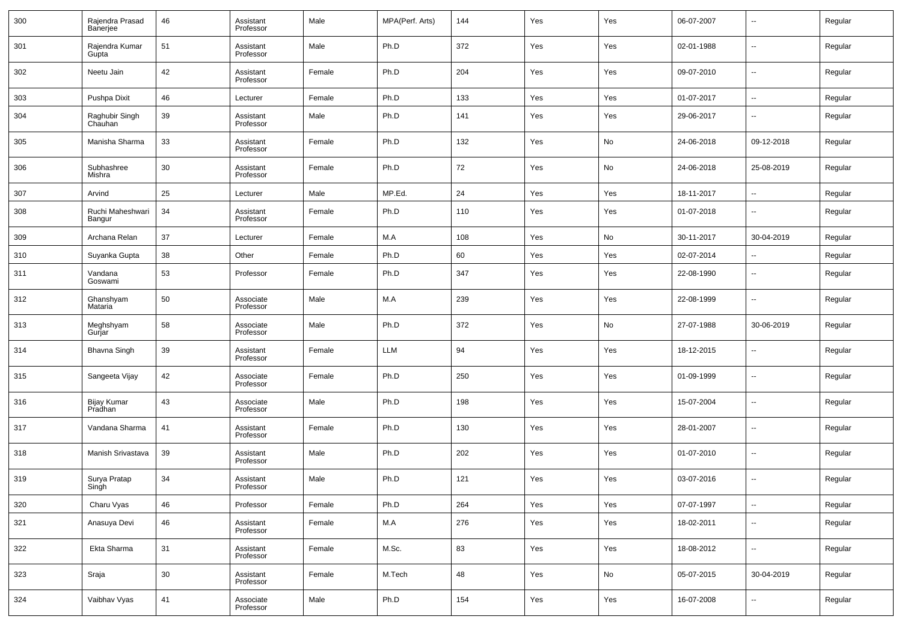| 300 | Rajendra Prasad Banerjee | 46 | Assistant Professor | Male | MPA(Perf. Arts) | 144 | Yes | Yes | 06-07-2007 | -- | Regular |
|---|---|---|---|---|---|---|---|---|---|---|---|
| 301 | Rajendra Kumar Gupta | 51 | Assistant Professor | Male | Ph.D | 372 | Yes | Yes | 02-01-1988 | -- | Regular |
| 302 | Neetu Jain | 42 | Assistant Professor | Female | Ph.D | 204 | Yes | Yes | 09-07-2010 | -- | Regular |
| 303 | Pushpa Dixit | 46 | Lecturer | Female | Ph.D | 133 | Yes | Yes | 01-07-2017 | -- | Regular |
| 304 | Raghubir Singh Chauhan | 39 | Assistant Professor | Male | Ph.D | 141 | Yes | Yes | 29-06-2017 | -- | Regular |
| 305 | Manisha Sharma | 33 | Assistant Professor | Female | Ph.D | 132 | Yes | No | 24-06-2018 | 09-12-2018 | Regular |
| 306 | Subhashree Mishra | 30 | Assistant Professor | Female | Ph.D | 72 | Yes | No | 24-06-2018 | 25-08-2019 | Regular |
| 307 | Arvind | 25 | Lecturer | Male | MP.Ed. | 24 | Yes | Yes | 18-11-2017 | -- | Regular |
| 308 | Ruchi Maheshwari Bangur | 34 | Assistant Professor | Female | Ph.D | 110 | Yes | Yes | 01-07-2018 | -- | Regular |
| 309 | Archana Relan | 37 | Lecturer | Female | M.A | 108 | Yes | No | 30-11-2017 | 30-04-2019 | Regular |
| 310 | Suyanka Gupta | 38 | Other | Female | Ph.D | 60 | Yes | Yes | 02-07-2014 | -- | Regular |
| 311 | Vandana Goswami | 53 | Professor | Female | Ph.D | 347 | Yes | Yes | 22-08-1990 | -- | Regular |
| 312 | Ghanshyam Mataria | 50 | Associate Professor | Male | M.A | 239 | Yes | Yes | 22-08-1999 | -- | Regular |
| 313 | Meghshyam Gurjar | 58 | Associate Professor | Male | Ph.D | 372 | Yes | No | 27-07-1988 | 30-06-2019 | Regular |
| 314 | Bhavna Singh | 39 | Assistant Professor | Female | LLM | 94 | Yes | Yes | 18-12-2015 | -- | Regular |
| 315 | Sangeeta Vijay | 42 | Associate Professor | Female | Ph.D | 250 | Yes | Yes | 01-09-1999 | -- | Regular |
| 316 | Bijay Kumar Pradhan | 43 | Associate Professor | Male | Ph.D | 198 | Yes | Yes | 15-07-2004 | -- | Regular |
| 317 | Vandana Sharma | 41 | Assistant Professor | Female | Ph.D | 130 | Yes | Yes | 28-01-2007 | -- | Regular |
| 318 | Manish Srivastava | 39 | Assistant Professor | Male | Ph.D | 202 | Yes | Yes | 01-07-2010 | -- | Regular |
| 319 | Surya Pratap Singh | 34 | Assistant Professor | Male | Ph.D | 121 | Yes | Yes | 03-07-2016 | -- | Regular |
| 320 | Charu Vyas | 46 | Professor | Female | Ph.D | 264 | Yes | Yes | 07-07-1997 | -- | Regular |
| 321 | Anasuya Devi | 46 | Assistant Professor | Female | M.A | 276 | Yes | Yes | 18-02-2011 | -- | Regular |
| 322 | Ekta Sharma | 31 | Assistant Professor | Female | M.Sc. | 83 | Yes | Yes | 18-08-2012 | -- | Regular |
| 323 | Sraja | 30 | Assistant Professor | Female | M.Tech | 48 | Yes | No | 05-07-2015 | 30-04-2019 | Regular |
| 324 | Vaibhav Vyas | 41 | Associate Professor | Male | Ph.D | 154 | Yes | Yes | 16-07-2008 | -- | Regular |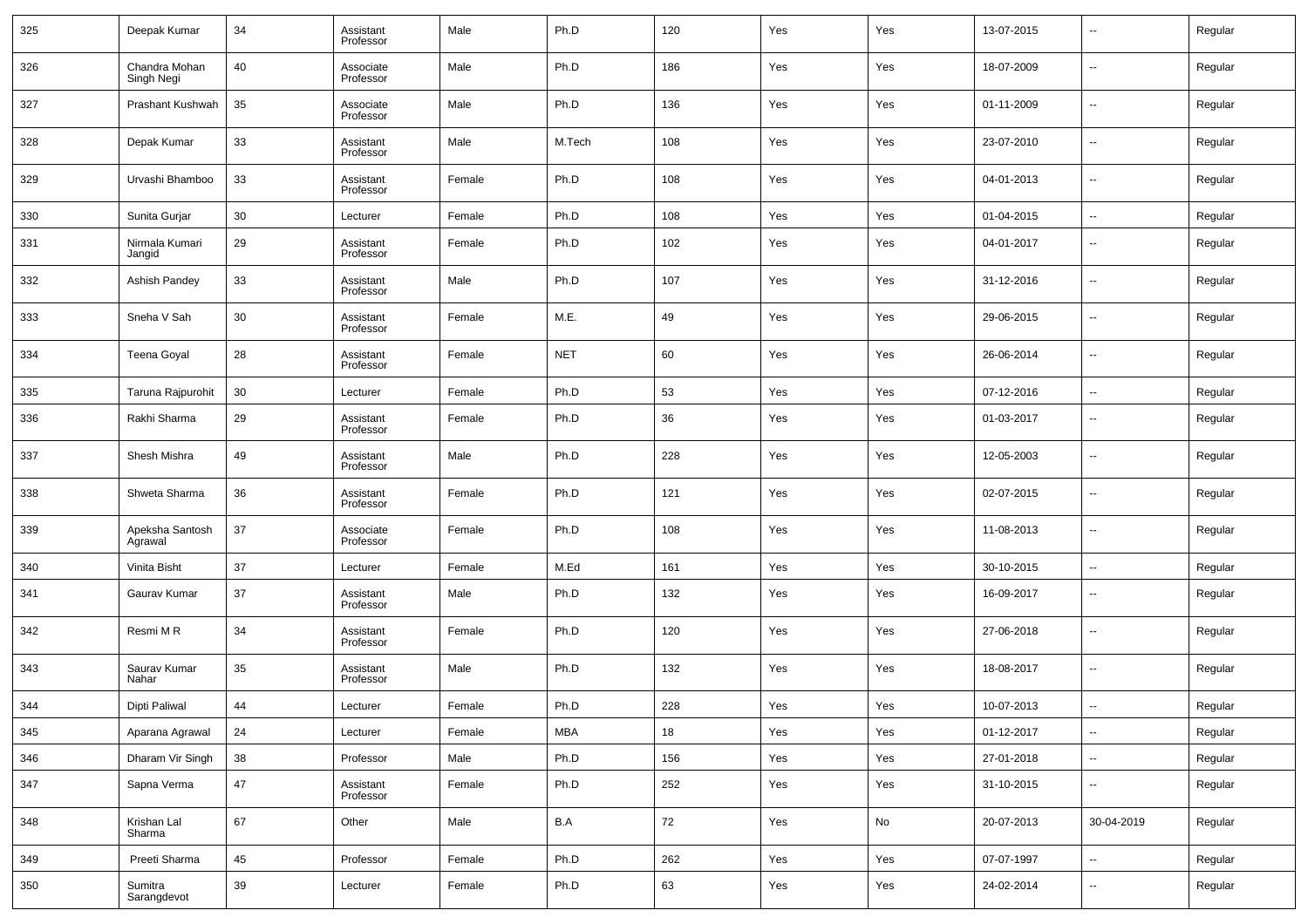| 325 | Deepak Kumar | 34 | Assistant Professor | Male | Ph.D | 120 | Yes | Yes | 13-07-2015 | -- | Regular |
|---|---|---|---|---|---|---|---|---|---|---|---|
| 326 | Chandra Mohan Singh Negi | 40 | Associate Professor | Male | Ph.D | 186 | Yes | Yes | 18-07-2009 | -- | Regular |
| 327 | Prashant Kushwah | 35 | Associate Professor | Male | Ph.D | 136 | Yes | Yes | 01-11-2009 | -- | Regular |
| 328 | Depak Kumar | 33 | Assistant Professor | Male | M.Tech | 108 | Yes | Yes | 23-07-2010 | -- | Regular |
| 329 | Urvashi Bhamboo | 33 | Assistant Professor | Female | Ph.D | 108 | Yes | Yes | 04-01-2013 | -- | Regular |
| 330 | Sunita Gurjar | 30 | Lecturer | Female | Ph.D | 108 | Yes | Yes | 01-04-2015 | -- | Regular |
| 331 | Nirmala Kumari Jangid | 29 | Assistant Professor | Female | Ph.D | 102 | Yes | Yes | 04-01-2017 | -- | Regular |
| 332 | Ashish Pandey | 33 | Assistant Professor | Male | Ph.D | 107 | Yes | Yes | 31-12-2016 | -- | Regular |
| 333 | Sneha V Sah | 30 | Assistant Professor | Female | M.E. | 49 | Yes | Yes | 29-06-2015 | -- | Regular |
| 334 | Teena Goyal | 28 | Assistant Professor | Female | NET | 60 | Yes | Yes | 26-06-2014 | -- | Regular |
| 335 | Taruna Rajpurohit | 30 | Lecturer | Female | Ph.D | 53 | Yes | Yes | 07-12-2016 | -- | Regular |
| 336 | Rakhi Sharma | 29 | Assistant Professor | Female | Ph.D | 36 | Yes | Yes | 01-03-2017 | -- | Regular |
| 337 | Shesh Mishra | 49 | Assistant Professor | Male | Ph.D | 228 | Yes | Yes | 12-05-2003 | -- | Regular |
| 338 | Shweta Sharma | 36 | Assistant Professor | Female | Ph.D | 121 | Yes | Yes | 02-07-2015 | -- | Regular |
| 339 | Apeksha Santosh Agrawal | 37 | Associate Professor | Female | Ph.D | 108 | Yes | Yes | 11-08-2013 | -- | Regular |
| 340 | Vinita Bisht | 37 | Lecturer | Female | M.Ed | 161 | Yes | Yes | 30-10-2015 | -- | Regular |
| 341 | Gaurav Kumar | 37 | Assistant Professor | Male | Ph.D | 132 | Yes | Yes | 16-09-2017 | -- | Regular |
| 342 | Resmi M R | 34 | Assistant Professor | Female | Ph.D | 120 | Yes | Yes | 27-06-2018 | -- | Regular |
| 343 | Saurav Kumar Nahar | 35 | Assistant Professor | Male | Ph.D | 132 | Yes | Yes | 18-08-2017 | -- | Regular |
| 344 | Dipti Paliwal | 44 | Lecturer | Female | Ph.D | 228 | Yes | Yes | 10-07-2013 | -- | Regular |
| 345 | Aparana Agrawal | 24 | Lecturer | Female | MBA | 18 | Yes | Yes | 01-12-2017 | -- | Regular |
| 346 | Dharam Vir Singh | 38 | Professor | Male | Ph.D | 156 | Yes | Yes | 27-01-2018 | -- | Regular |
| 347 | Sapna Verma | 47 | Assistant Professor | Female | Ph.D | 252 | Yes | Yes | 31-10-2015 | -- | Regular |
| 348 | Krishan Lal Sharma | 67 | Other | Male | B.A | 72 | Yes | No | 20-07-2013 | 30-04-2019 | Regular |
| 349 | Preeti Sharma | 45 | Professor | Female | Ph.D | 262 | Yes | Yes | 07-07-1997 | -- | Regular |
| 350 | Sumitra Sarangdevot | 39 | Lecturer | Female | Ph.D | 63 | Yes | Yes | 24-02-2014 | -- | Regular |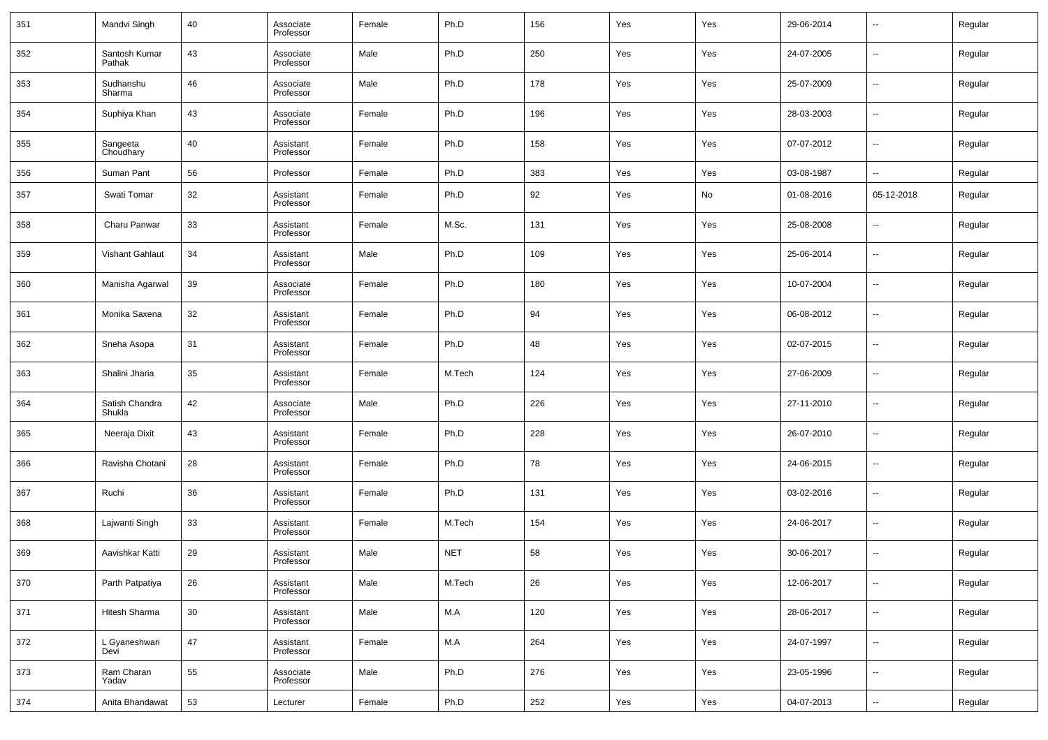| 351 | Mandvi Singh | 40 | Associate Professor | Female | Ph.D | 156 | Yes | Yes | 29-06-2014 | -- | Regular |
|---|---|---|---|---|---|---|---|---|---|---|---|
| 352 | Santosh Kumar Pathak | 43 | Associate Professor | Male | Ph.D | 250 | Yes | Yes | 24-07-2005 | -- | Regular |
| 353 | Sudhanshu Sharma | 46 | Associate Professor | Male | Ph.D | 178 | Yes | Yes | 25-07-2009 | -- | Regular |
| 354 | Suphiya Khan | 43 | Associate Professor | Female | Ph.D | 196 | Yes | Yes | 28-03-2003 | -- | Regular |
| 355 | Sangeeta Choudhary | 40 | Assistant Professor | Female | Ph.D | 158 | Yes | Yes | 07-07-2012 | -- | Regular |
| 356 | Suman Pant | 56 | Professor | Female | Ph.D | 383 | Yes | Yes | 03-08-1987 | -- | Regular |
| 357 | Swati Tomar | 32 | Assistant Professor | Female | Ph.D | 92 | Yes | No | 01-08-2016 | 05-12-2018 | Regular |
| 358 | Charu Panwar | 33 | Assistant Professor | Female | M.Sc. | 131 | Yes | Yes | 25-08-2008 | -- | Regular |
| 359 | Vishant Gahlaut | 34 | Assistant Professor | Male | Ph.D | 109 | Yes | Yes | 25-06-2014 | -- | Regular |
| 360 | Manisha Agarwal | 39 | Associate Professor | Female | Ph.D | 180 | Yes | Yes | 10-07-2004 | -- | Regular |
| 361 | Monika Saxena | 32 | Assistant Professor | Female | Ph.D | 94 | Yes | Yes | 06-08-2012 | -- | Regular |
| 362 | Sneha Asopa | 31 | Assistant Professor | Female | Ph.D | 48 | Yes | Yes | 02-07-2015 | -- | Regular |
| 363 | Shalini Jharia | 35 | Assistant Professor | Female | M.Tech | 124 | Yes | Yes | 27-06-2009 | -- | Regular |
| 364 | Satish Chandra Shukla | 42 | Associate Professor | Male | Ph.D | 226 | Yes | Yes | 27-11-2010 | -- | Regular |
| 365 | Neeraja Dixit | 43 | Assistant Professor | Female | Ph.D | 228 | Yes | Yes | 26-07-2010 | -- | Regular |
| 366 | Ravisha Chotani | 28 | Assistant Professor | Female | Ph.D | 78 | Yes | Yes | 24-06-2015 | -- | Regular |
| 367 | Ruchi | 36 | Assistant Professor | Female | Ph.D | 131 | Yes | Yes | 03-02-2016 | -- | Regular |
| 368 | Lajwanti Singh | 33 | Assistant Professor | Female | M.Tech | 154 | Yes | Yes | 24-06-2017 | -- | Regular |
| 369 | Aavishkar Katti | 29 | Assistant Professor | Male | NET | 58 | Yes | Yes | 30-06-2017 | -- | Regular |
| 370 | Parth Patpatiya | 26 | Assistant Professor | Male | M.Tech | 26 | Yes | Yes | 12-06-2017 | -- | Regular |
| 371 | Hitesh Sharma | 30 | Assistant Professor | Male | M.A | 120 | Yes | Yes | 28-06-2017 | -- | Regular |
| 372 | L Gyaneshwari Devi | 47 | Assistant Professor | Female | M.A | 264 | Yes | Yes | 24-07-1997 | -- | Regular |
| 373 | Ram Charan Yadav | 55 | Associate Professor | Male | Ph.D | 276 | Yes | Yes | 23-05-1996 | -- | Regular |
| 374 | Anita Bhandawat | 53 | Lecturer | Female | Ph.D | 252 | Yes | Yes | 04-07-2013 | -- | Regular |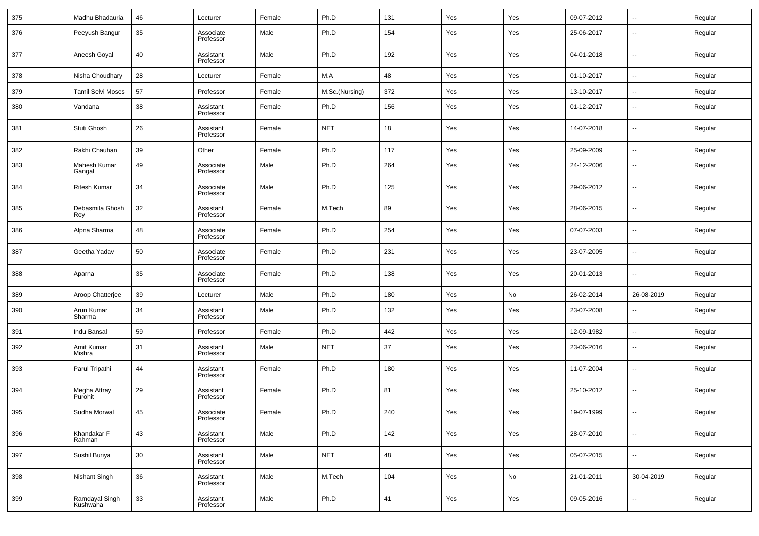| 375 | Madhu Bhadauria | 46 | Lecturer | Female | Ph.D | 131 | Yes | Yes | 09-07-2012 | -- | Regular |
|---|---|---|---|---|---|---|---|---|---|---|---|
| 376 | Peeyush Bangur | 35 | Associate Professor | Male | Ph.D | 154 | Yes | Yes | 25-06-2017 | -- | Regular |
| 377 | Aneesh Goyal | 40 | Assistant Professor | Male | Ph.D | 192 | Yes | Yes | 04-01-2018 | -- | Regular |
| 378 | Nisha Choudhary | 28 | Lecturer | Female | M.A | 48 | Yes | Yes | 01-10-2017 | -- | Regular |
| 379 | Tamil Selvi Moses | 57 | Professor | Female | M.Sc.(Nursing) | 372 | Yes | Yes | 13-10-2017 | -- | Regular |
| 380 | Vandana | 38 | Assistant Professor | Female | Ph.D | 156 | Yes | Yes | 01-12-2017 | -- | Regular |
| 381 | Stuti Ghosh | 26 | Assistant Professor | Female | NET | 18 | Yes | Yes | 14-07-2018 | -- | Regular |
| 382 | Rakhi Chauhan | 39 | Other | Female | Ph.D | 117 | Yes | Yes | 25-09-2009 | -- | Regular |
| 383 | Mahesh Kumar Gangal | 49 | Associate Professor | Male | Ph.D | 264 | Yes | Yes | 24-12-2006 | -- | Regular |
| 384 | Ritesh Kumar | 34 | Associate Professor | Male | Ph.D | 125 | Yes | Yes | 29-06-2012 | -- | Regular |
| 385 | Debasmita Ghosh Roy | 32 | Assistant Professor | Female | M.Tech | 89 | Yes | Yes | 28-06-2015 | -- | Regular |
| 386 | Alpna Sharma | 48 | Associate Professor | Female | Ph.D | 254 | Yes | Yes | 07-07-2003 | -- | Regular |
| 387 | Geetha Yadav | 50 | Associate Professor | Female | Ph.D | 231 | Yes | Yes | 23-07-2005 | -- | Regular |
| 388 | Aparna | 35 | Associate Professor | Female | Ph.D | 138 | Yes | Yes | 20-01-2013 | -- | Regular |
| 389 | Aroop Chatterjee | 39 | Lecturer | Male | Ph.D | 180 | Yes | No | 26-02-2014 | 26-08-2019 | Regular |
| 390 | Arun Kumar Sharma | 34 | Assistant Professor | Male | Ph.D | 132 | Yes | Yes | 23-07-2008 | -- | Regular |
| 391 | Indu Bansal | 59 | Professor | Female | Ph.D | 442 | Yes | Yes | 12-09-1982 | -- | Regular |
| 392 | Amit Kumar Mishra | 31 | Assistant Professor | Male | NET | 37 | Yes | Yes | 23-06-2016 | -- | Regular |
| 393 | Parul Tripathi | 44 | Assistant Professor | Female | Ph.D | 180 | Yes | Yes | 11-07-2004 | -- | Regular |
| 394 | Megha Attray Purohit | 29 | Assistant Professor | Female | Ph.D | 81 | Yes | Yes | 25-10-2012 | -- | Regular |
| 395 | Sudha Morwal | 45 | Associate Professor | Female | Ph.D | 240 | Yes | Yes | 19-07-1999 | -- | Regular |
| 396 | Khandakar F Rahman | 43 | Assistant Professor | Male | Ph.D | 142 | Yes | Yes | 28-07-2010 | -- | Regular |
| 397 | Sushil Buriya | 30 | Assistant Professor | Male | NET | 48 | Yes | Yes | 05-07-2015 | -- | Regular |
| 398 | Nishant Singh | 36 | Assistant Professor | Male | M.Tech | 104 | Yes | No | 21-01-2011 | 30-04-2019 | Regular |
| 399 | Ramdayal Singh Kushwaha | 33 | Assistant Professor | Male | Ph.D | 41 | Yes | Yes | 09-05-2016 | -- | Regular |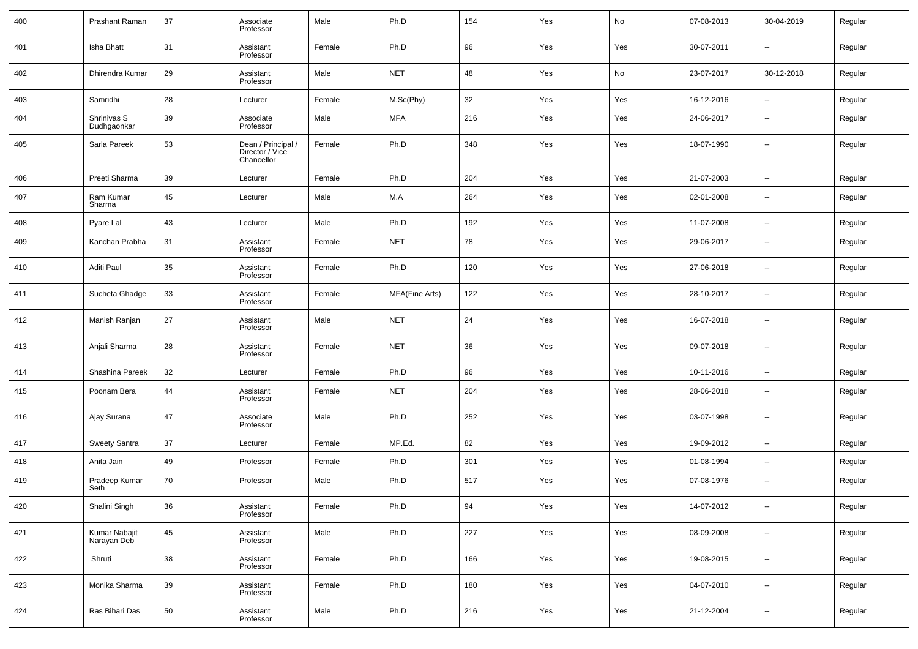| 400 | Prashant Raman | 37 | Associate Professor | Male | Ph.D | 154 | Yes | No | 07-08-2013 | 30-04-2019 | Regular |
|---|---|---|---|---|---|---|---|---|---|---|---|
| 401 | Isha Bhatt | 31 | Assistant Professor | Female | Ph.D | 96 | Yes | Yes | 30-07-2011 | -- | Regular |
| 402 | Dhirendra Kumar | 29 | Assistant Professor | Male | NET | 48 | Yes | No | 23-07-2017 | 30-12-2018 | Regular |
| 403 | Samridhi | 28 | Lecturer | Female | M.Sc(Phy) | 32 | Yes | Yes | 16-12-2016 | -- | Regular |
| 404 | Shrinivas S Dudhgaonkar | 39 | Associate Professor | Male | MFA | 216 | Yes | Yes | 24-06-2017 | -- | Regular |
| 405 | Sarla Pareek | 53 | Dean / Principal / Director / Vice Chancellor | Female | Ph.D | 348 | Yes | Yes | 18-07-1990 | -- | Regular |
| 406 | Preeti Sharma | 39 | Lecturer | Female | Ph.D | 204 | Yes | Yes | 21-07-2003 | -- | Regular |
| 407 | Ram Kumar Sharma | 45 | Lecturer | Male | M.A | 264 | Yes | Yes | 02-01-2008 | -- | Regular |
| 408 | Pyare Lal | 43 | Lecturer | Male | Ph.D | 192 | Yes | Yes | 11-07-2008 | -- | Regular |
| 409 | Kanchan Prabha | 31 | Assistant Professor | Female | NET | 78 | Yes | Yes | 29-06-2017 | -- | Regular |
| 410 | Aditi Paul | 35 | Assistant Professor | Female | Ph.D | 120 | Yes | Yes | 27-06-2018 | -- | Regular |
| 411 | Sucheta Ghadge | 33 | Assistant Professor | Female | MFA(Fine Arts) | 122 | Yes | Yes | 28-10-2017 | -- | Regular |
| 412 | Manish Ranjan | 27 | Assistant Professor | Male | NET | 24 | Yes | Yes | 16-07-2018 | -- | Regular |
| 413 | Anjali Sharma | 28 | Assistant Professor | Female | NET | 36 | Yes | Yes | 09-07-2018 | -- | Regular |
| 414 | Shashina Pareek | 32 | Lecturer | Female | Ph.D | 96 | Yes | Yes | 10-11-2016 | -- | Regular |
| 415 | Poonam Bera | 44 | Assistant Professor | Female | NET | 204 | Yes | Yes | 28-06-2018 | -- | Regular |
| 416 | Ajay Surana | 47 | Associate Professor | Male | Ph.D | 252 | Yes | Yes | 03-07-1998 | -- | Regular |
| 417 | Sweety Santra | 37 | Lecturer | Female | MP.Ed. | 82 | Yes | Yes | 19-09-2012 | -- | Regular |
| 418 | Anita Jain | 49 | Professor | Female | Ph.D | 301 | Yes | Yes | 01-08-1994 | -- | Regular |
| 419 | Pradeep Kumar Seth | 70 | Professor | Male | Ph.D | 517 | Yes | Yes | 07-08-1976 | -- | Regular |
| 420 | Shalini Singh | 36 | Assistant Professor | Female | Ph.D | 94 | Yes | Yes | 14-07-2012 | -- | Regular |
| 421 | Kumar Nabajit Narayan Deb | 45 | Assistant Professor | Male | Ph.D | 227 | Yes | Yes | 08-09-2008 | -- | Regular |
| 422 | Shruti | 38 | Assistant Professor | Female | Ph.D | 166 | Yes | Yes | 19-08-2015 | -- | Regular |
| 423 | Monika Sharma | 39 | Assistant Professor | Female | Ph.D | 180 | Yes | Yes | 04-07-2010 | -- | Regular |
| 424 | Ras Bihari Das | 50 | Assistant Professor | Male | Ph.D | 216 | Yes | Yes | 21-12-2004 | -- | Regular |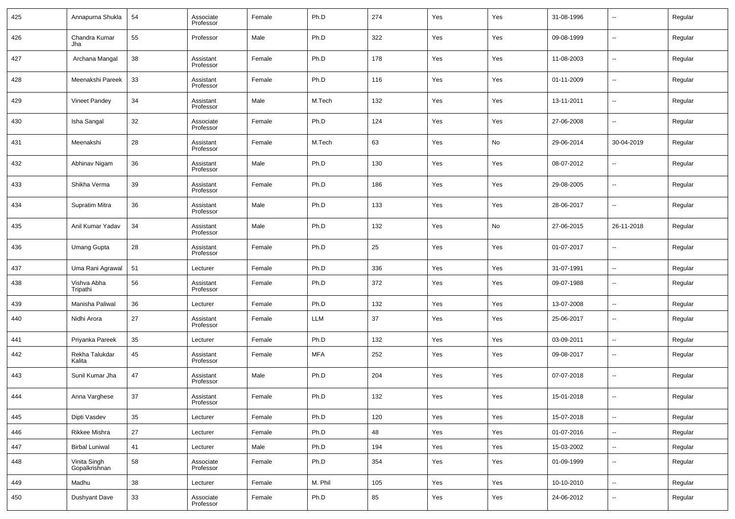| 425 | Annapurna Shukla | 54 | Associate Professor | Female | Ph.D | 274 | Yes | Yes | 31-08-1996 | -- | Regular |
|---|---|---|---|---|---|---|---|---|---|---|---|
| 426 | Chandra Kumar Jha | 55 | Professor | Male | Ph.D | 322 | Yes | Yes | 09-08-1999 | -- | Regular |
| 427 | Archana Mangal | 38 | Assistant Professor | Female | Ph.D | 178 | Yes | Yes | 11-08-2003 | -- | Regular |
| 428 | Meenakshi Pareek | 33 | Assistant Professor | Female | Ph.D | 116 | Yes | Yes | 01-11-2009 | -- | Regular |
| 429 | Vineet Pandey | 34 | Assistant Professor | Male | M.Tech | 132 | Yes | Yes | 13-11-2011 | -- | Regular |
| 430 | Isha Sangal | 32 | Associate Professor | Female | Ph.D | 124 | Yes | Yes | 27-06-2008 | -- | Regular |
| 431 | Meenakshi | 28 | Assistant Professor | Female | M.Tech | 63 | Yes | No | 29-06-2014 | 30-04-2019 | Regular |
| 432 | Abhinav Nigam | 36 | Assistant Professor | Male | Ph.D | 130 | Yes | Yes | 08-07-2012 | -- | Regular |
| 433 | Shikha Verma | 39 | Assistant Professor | Female | Ph.D | 186 | Yes | Yes | 29-08-2005 | -- | Regular |
| 434 | Supratim Mitra | 36 | Assistant Professor | Male | Ph.D | 133 | Yes | Yes | 28-06-2017 | -- | Regular |
| 435 | Anil Kumar Yadav | 34 | Assistant Professor | Male | Ph.D | 132 | Yes | No | 27-06-2015 | 26-11-2018 | Regular |
| 436 | Umang Gupta | 28 | Assistant Professor | Female | Ph.D | 25 | Yes | Yes | 01-07-2017 | -- | Regular |
| 437 | Uma Rani Agrawal | 51 | Lecturer | Female | Ph.D | 336 | Yes | Yes | 31-07-1991 | -- | Regular |
| 438 | Vishva Abha Tripathi | 56 | Assistant Professor | Female | Ph.D | 372 | Yes | Yes | 09-07-1988 | -- | Regular |
| 439 | Manisha Paliwal | 36 | Lecturer | Female | Ph.D | 132 | Yes | Yes | 13-07-2008 | -- | Regular |
| 440 | Nidhi Arora | 27 | Assistant Professor | Female | LLM | 37 | Yes | Yes | 25-06-2017 | -- | Regular |
| 441 | Priyanka Pareek | 35 | Lecturer | Female | Ph.D | 132 | Yes | Yes | 03-09-2011 | -- | Regular |
| 442 | Rekha Talukdar Kalita | 45 | Assistant Professor | Female | MFA | 252 | Yes | Yes | 09-08-2017 | -- | Regular |
| 443 | Sunil Kumar Jha | 47 | Assistant Professor | Male | Ph.D | 204 | Yes | Yes | 07-07-2018 | -- | Regular |
| 444 | Anna Varghese | 37 | Assistant Professor | Female | Ph.D | 132 | Yes | Yes | 15-01-2018 | -- | Regular |
| 445 | Dipti Vasdev | 35 | Lecturer | Female | Ph.D | 120 | Yes | Yes | 15-07-2018 | -- | Regular |
| 446 | Rikkee Mishra | 27 | Lecturer | Female | Ph.D | 48 | Yes | Yes | 01-07-2016 | -- | Regular |
| 447 | Birbal Luniwal | 41 | Lecturer | Male | Ph.D | 194 | Yes | Yes | 15-03-2002 | -- | Regular |
| 448 | Vinita Singh Gopalkrishnan | 58 | Associate Professor | Female | Ph.D | 354 | Yes | Yes | 01-09-1999 | -- | Regular |
| 449 | Madhu | 38 | Lecturer | Female | M. Phil | 105 | Yes | Yes | 10-10-2010 | -- | Regular |
| 450 | Dushyant Dave | 33 | Associate Professor | Female | Ph.D | 85 | Yes | Yes | 24-06-2012 | -- | Regular |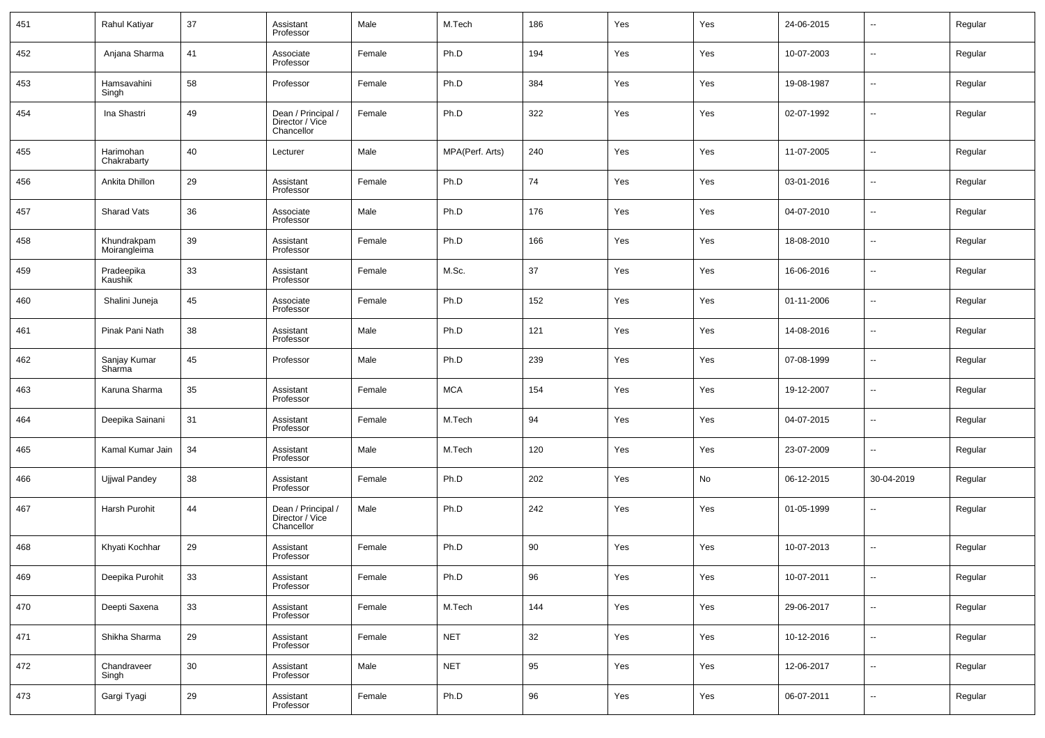| | | | | | | | | | | | |
|---|---|---|---|---|---|---|---|---|---|---|---|
| 451 | Rahul Katiyar | 37 | Assistant Professor | Male | M.Tech | 186 | Yes | Yes | 24-06-2015 | -- | Regular |
| 452 | Anjana Sharma | 41 | Associate Professor | Female | Ph.D | 194 | Yes | Yes | 10-07-2003 | -- | Regular |
| 453 | Hamsavahini Singh | 58 | Professor | Female | Ph.D | 384 | Yes | Yes | 19-08-1987 | -- | Regular |
| 454 | Ina Shastri | 49 | Dean / Principal / Director / Vice Chancellor | Female | Ph.D | 322 | Yes | Yes | 02-07-1992 | -- | Regular |
| 455 | Harimohan Chakrabarty | 40 | Lecturer | Male | MPA(Perf. Arts) | 240 | Yes | Yes | 11-07-2005 | -- | Regular |
| 456 | Ankita Dhillon | 29 | Assistant Professor | Female | Ph.D | 74 | Yes | Yes | 03-01-2016 | -- | Regular |
| 457 | Sharad Vats | 36 | Associate Professor | Male | Ph.D | 176 | Yes | Yes | 04-07-2010 | -- | Regular |
| 458 | Khundrakpam Moirangleima | 39 | Assistant Professor | Female | Ph.D | 166 | Yes | Yes | 18-08-2010 | -- | Regular |
| 459 | Pradeepika Kaushik | 33 | Assistant Professor | Female | M.Sc. | 37 | Yes | Yes | 16-06-2016 | -- | Regular |
| 460 | Shalini Juneja | 45 | Associate Professor | Female | Ph.D | 152 | Yes | Yes | 01-11-2006 | -- | Regular |
| 461 | Pinak Pani Nath | 38 | Assistant Professor | Male | Ph.D | 121 | Yes | Yes | 14-08-2016 | -- | Regular |
| 462 | Sanjay Kumar Sharma | 45 | Professor | Male | Ph.D | 239 | Yes | Yes | 07-08-1999 | -- | Regular |
| 463 | Karuna Sharma | 35 | Assistant Professor | Female | MCA | 154 | Yes | Yes | 19-12-2007 | -- | Regular |
| 464 | Deepika Sainani | 31 | Assistant Professor | Female | M.Tech | 94 | Yes | Yes | 04-07-2015 | -- | Regular |
| 465 | Kamal Kumar Jain | 34 | Assistant Professor | Male | M.Tech | 120 | Yes | Yes | 23-07-2009 | -- | Regular |
| 466 | Ujjwal Pandey | 38 | Assistant Professor | Female | Ph.D | 202 | Yes | No | 06-12-2015 | 30-04-2019 | Regular |
| 467 | Harsh Purohit | 44 | Dean / Principal / Director / Vice Chancellor | Male | Ph.D | 242 | Yes | Yes | 01-05-1999 | -- | Regular |
| 468 | Khyati Kochhar | 29 | Assistant Professor | Female | Ph.D | 90 | Yes | Yes | 10-07-2013 | -- | Regular |
| 469 | Deepika Purohit | 33 | Assistant Professor | Female | Ph.D | 96 | Yes | Yes | 10-07-2011 | -- | Regular |
| 470 | Deepti Saxena | 33 | Assistant Professor | Female | M.Tech | 144 | Yes | Yes | 29-06-2017 | -- | Regular |
| 471 | Shikha Sharma | 29 | Assistant Professor | Female | NET | 32 | Yes | Yes | 10-12-2016 | -- | Regular |
| 472 | Chandraveer Singh | 30 | Assistant Professor | Male | NET | 95 | Yes | Yes | 12-06-2017 | -- | Regular |
| 473 | Gargi Tyagi | 29 | Assistant Professor | Female | Ph.D | 96 | Yes | Yes | 06-07-2011 | -- | Regular |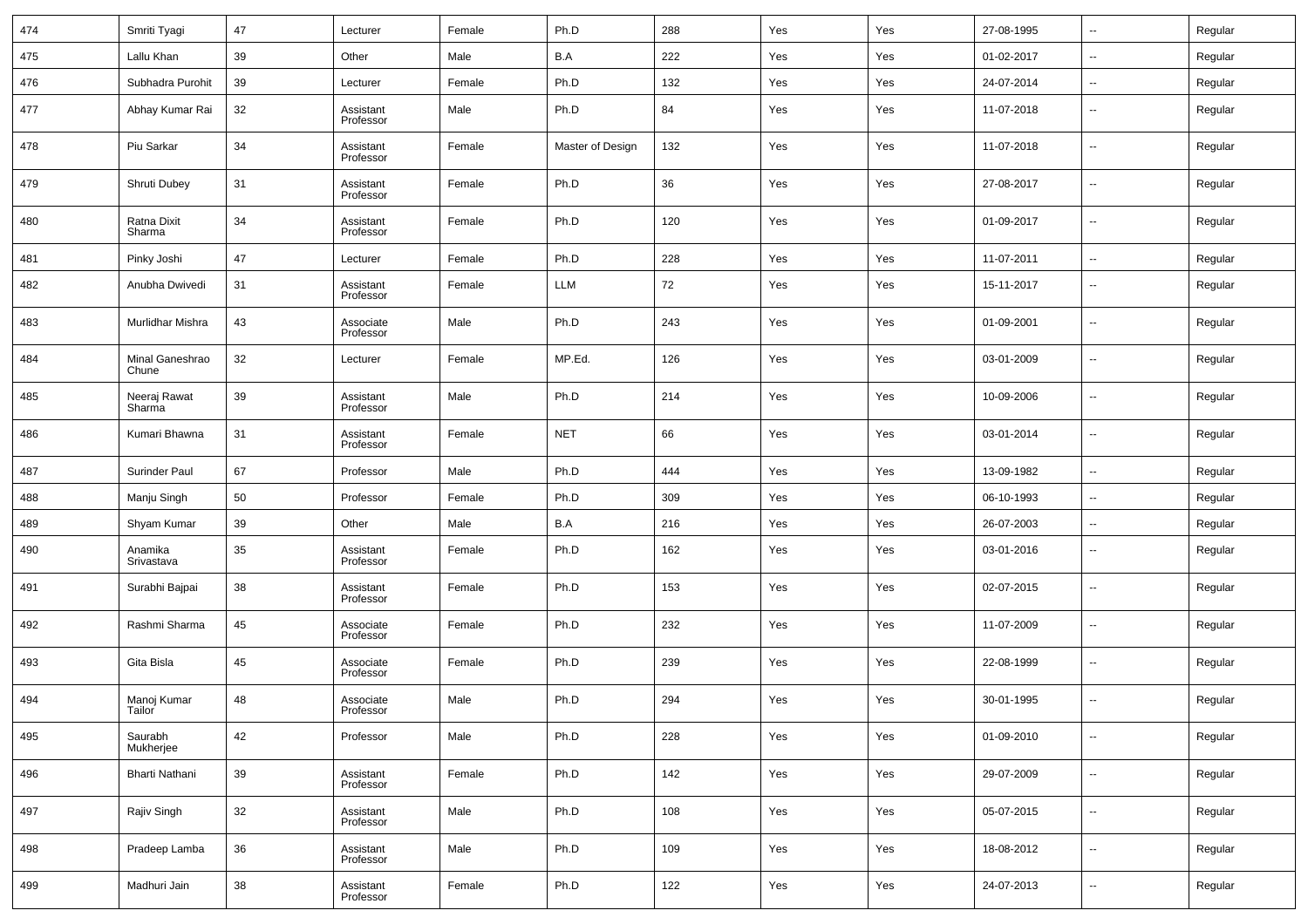| 474 | Smriti Tyagi | 47 | Lecturer | Female | Ph.D | 288 | Yes | Yes | 27-08-1995 | -- | Regular |
|---|---|---|---|---|---|---|---|---|---|---|---|
| 475 | Lallu Khan | 39 | Other | Male | B.A | 222 | Yes | Yes | 01-02-2017 | -- | Regular |
| 476 | Subhadra Purohit | 39 | Lecturer | Female | Ph.D | 132 | Yes | Yes | 24-07-2014 | -- | Regular |
| 477 | Abhay Kumar Rai | 32 | Assistant Professor | Male | Ph.D | 84 | Yes | Yes | 11-07-2018 | -- | Regular |
| 478 | Piu Sarkar | 34 | Assistant Professor | Female | Master of Design | 132 | Yes | Yes | 11-07-2018 | -- | Regular |
| 479 | Shruti Dubey | 31 | Assistant Professor | Female | Ph.D | 36 | Yes | Yes | 27-08-2017 | -- | Regular |
| 480 | Ratna Dixit Sharma | 34 | Assistant Professor | Female | Ph.D | 120 | Yes | Yes | 01-09-2017 | -- | Regular |
| 481 | Pinky Joshi | 47 | Lecturer | Female | Ph.D | 228 | Yes | Yes | 11-07-2011 | -- | Regular |
| 482 | Anubha Dwivedi | 31 | Assistant Professor | Female | LLM | 72 | Yes | Yes | 15-11-2017 | -- | Regular |
| 483 | Murlidhar Mishra | 43 | Associate Professor | Male | Ph.D | 243 | Yes | Yes | 01-09-2001 | -- | Regular |
| 484 | Minal Ganeshrao Chune | 32 | Lecturer | Female | MP.Ed. | 126 | Yes | Yes | 03-01-2009 | -- | Regular |
| 485 | Neeraj Rawat Sharma | 39 | Assistant Professor | Male | Ph.D | 214 | Yes | Yes | 10-09-2006 | -- | Regular |
| 486 | Kumari Bhawna | 31 | Assistant Professor | Female | NET | 66 | Yes | Yes | 03-01-2014 | -- | Regular |
| 487 | Surinder Paul | 67 | Professor | Male | Ph.D | 444 | Yes | Yes | 13-09-1982 | -- | Regular |
| 488 | Manju Singh | 50 | Professor | Female | Ph.D | 309 | Yes | Yes | 06-10-1993 | -- | Regular |
| 489 | Shyam Kumar | 39 | Other | Male | B.A | 216 | Yes | Yes | 26-07-2003 | -- | Regular |
| 490 | Anamika Srivastava | 35 | Assistant Professor | Female | Ph.D | 162 | Yes | Yes | 03-01-2016 | -- | Regular |
| 491 | Surabhi Bajpai | 38 | Assistant Professor | Female | Ph.D | 153 | Yes | Yes | 02-07-2015 | -- | Regular |
| 492 | Rashmi Sharma | 45 | Associate Professor | Female | Ph.D | 232 | Yes | Yes | 11-07-2009 | -- | Regular |
| 493 | Gita Bisla | 45 | Associate Professor | Female | Ph.D | 239 | Yes | Yes | 22-08-1999 | -- | Regular |
| 494 | Manoj Kumar Tailor | 48 | Associate Professor | Male | Ph.D | 294 | Yes | Yes | 30-01-1995 | -- | Regular |
| 495 | Saurabh Mukherjee | 42 | Professor | Male | Ph.D | 228 | Yes | Yes | 01-09-2010 | -- | Regular |
| 496 | Bharti Nathani | 39 | Assistant Professor | Female | Ph.D | 142 | Yes | Yes | 29-07-2009 | -- | Regular |
| 497 | Rajiv Singh | 32 | Assistant Professor | Male | Ph.D | 108 | Yes | Yes | 05-07-2015 | -- | Regular |
| 498 | Pradeep Lamba | 36 | Assistant Professor | Male | Ph.D | 109 | Yes | Yes | 18-08-2012 | -- | Regular |
| 499 | Madhuri Jain | 38 | Assistant Professor | Female | Ph.D | 122 | Yes | Yes | 24-07-2013 | -- | Regular |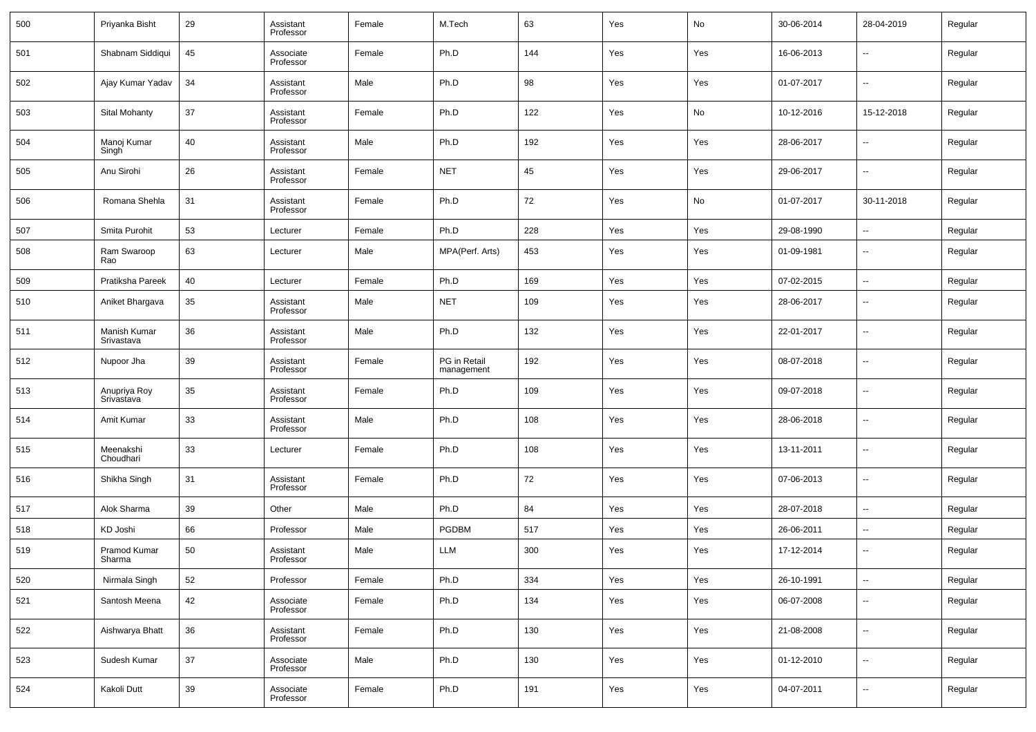| 500 | Priyanka Bisht | 29 | Assistant Professor | Female | M.Tech | 63 | Yes | No | 30-06-2014 | 28-04-2019 | Regular |
|---|---|---|---|---|---|---|---|---|---|---|---|
| 501 | Shabnam Siddiqui | 45 | Associate Professor | Female | Ph.D | 144 | Yes | Yes | 16-06-2013 | -- | Regular |
| 502 | Ajay Kumar Yadav | 34 | Assistant Professor | Male | Ph.D | 98 | Yes | Yes | 01-07-2017 | -- | Regular |
| 503 | Sital Mohanty | 37 | Assistant Professor | Female | Ph.D | 122 | Yes | No | 10-12-2016 | 15-12-2018 | Regular |
| 504 | Manoj Kumar Singh | 40 | Assistant Professor | Male | Ph.D | 192 | Yes | Yes | 28-06-2017 | -- | Regular |
| 505 | Anu Sirohi | 26 | Assistant Professor | Female | NET | 45 | Yes | Yes | 29-06-2017 | -- | Regular |
| 506 | Romana Shehla | 31 | Assistant Professor | Female | Ph.D | 72 | Yes | No | 01-07-2017 | 30-11-2018 | Regular |
| 507 | Smita Purohit | 53 | Lecturer | Female | Ph.D | 228 | Yes | Yes | 29-08-1990 | -- | Regular |
| 508 | Ram Swaroop Rao | 63 | Lecturer | Male | MPA(Perf. Arts) | 453 | Yes | Yes | 01-09-1981 | -- | Regular |
| 509 | Pratiksha Pareek | 40 | Lecturer | Female | Ph.D | 169 | Yes | Yes | 07-02-2015 | -- | Regular |
| 510 | Aniket Bhargava | 35 | Assistant Professor | Male | NET | 109 | Yes | Yes | 28-06-2017 | -- | Regular |
| 511 | Manish Kumar Srivastava | 36 | Assistant Professor | Male | Ph.D | 132 | Yes | Yes | 22-01-2017 | -- | Regular |
| 512 | Nupoor Jha | 39 | Assistant Professor | Female | PG in Retail management | 192 | Yes | Yes | 08-07-2018 | -- | Regular |
| 513 | Anupriya Roy Srivastava | 35 | Assistant Professor | Female | Ph.D | 109 | Yes | Yes | 09-07-2018 | -- | Regular |
| 514 | Amit Kumar | 33 | Assistant Professor | Male | Ph.D | 108 | Yes | Yes | 28-06-2018 | -- | Regular |
| 515 | Meenakshi Choudhari | 33 | Lecturer | Female | Ph.D | 108 | Yes | Yes | 13-11-2011 | -- | Regular |
| 516 | Shikha Singh | 31 | Assistant Professor | Female | Ph.D | 72 | Yes | Yes | 07-06-2013 | -- | Regular |
| 517 | Alok Sharma | 39 | Other | Male | Ph.D | 84 | Yes | Yes | 28-07-2018 | -- | Regular |
| 518 | KD Joshi | 66 | Professor | Male | PGDBM | 517 | Yes | Yes | 26-06-2011 | -- | Regular |
| 519 | Pramod Kumar Sharma | 50 | Assistant Professor | Male | LLM | 300 | Yes | Yes | 17-12-2014 | -- | Regular |
| 520 | Nirmala Singh | 52 | Professor | Female | Ph.D | 334 | Yes | Yes | 26-10-1991 | -- | Regular |
| 521 | Santosh Meena | 42 | Associate Professor | Female | Ph.D | 134 | Yes | Yes | 06-07-2008 | -- | Regular |
| 522 | Aishwarya Bhatt | 36 | Assistant Professor | Female | Ph.D | 130 | Yes | Yes | 21-08-2008 | -- | Regular |
| 523 | Sudesh Kumar | 37 | Associate Professor | Male | Ph.D | 130 | Yes | Yes | 01-12-2010 | -- | Regular |
| 524 | Kakoli Dutt | 39 | Associate Professor | Female | Ph.D | 191 | Yes | Yes | 04-07-2011 | -- | Regular |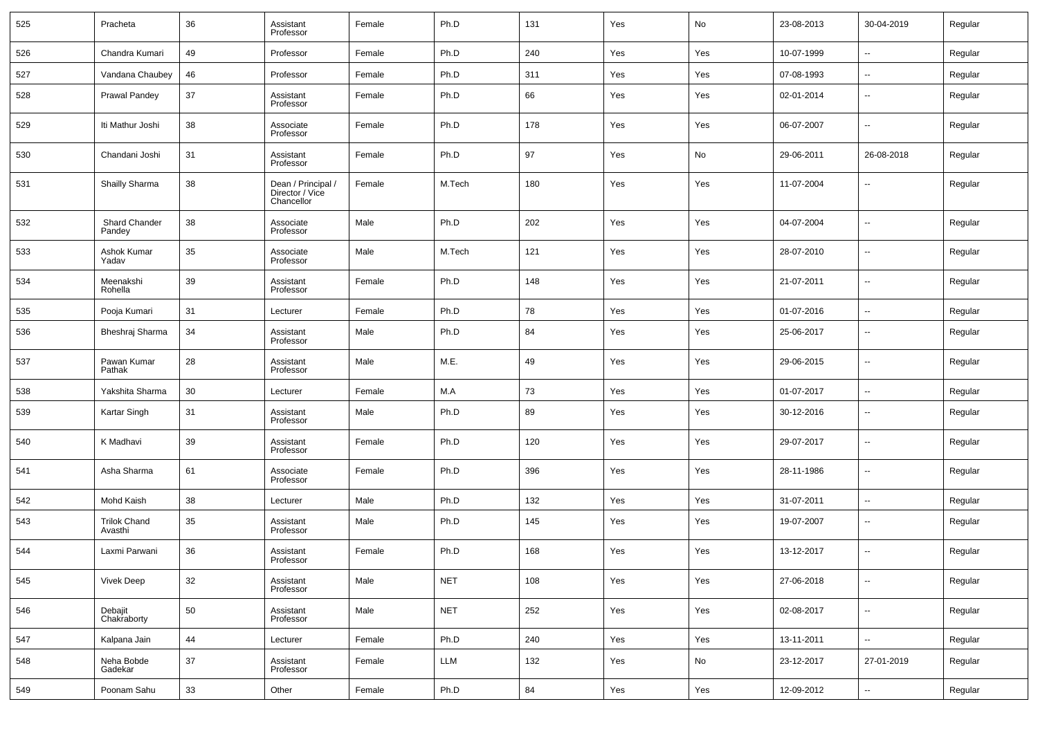| 525 | Pracheta | 36 | Assistant Professor | Female | Ph.D | 131 | Yes | No | 23-08-2013 | 30-04-2019 | Regular |
|---|---|---|---|---|---|---|---|---|---|---|---|
| 526 | Chandra Kumari | 49 | Professor | Female | Ph.D | 240 | Yes | Yes | 10-07-1999 | -- | Regular |
| 527 | Vandana Chaubey | 46 | Professor | Female | Ph.D | 311 | Yes | Yes | 07-08-1993 | -- | Regular |
| 528 | Prawal Pandey | 37 | Assistant Professor | Female | Ph.D | 66 | Yes | Yes | 02-01-2014 | -- | Regular |
| 529 | Iti Mathur Joshi | 38 | Associate Professor | Female | Ph.D | 178 | Yes | Yes | 06-07-2007 | -- | Regular |
| 530 | Chandani Joshi | 31 | Assistant Professor | Female | Ph.D | 97 | Yes | No | 29-06-2011 | 26-08-2018 | Regular |
| 531 | Shailly Sharma | 38 | Dean / Principal / Director / Vice Chancellor | Female | M.Tech | 180 | Yes | Yes | 11-07-2004 | -- | Regular |
| 532 | Shard Chander Pandey | 38 | Associate Professor | Male | Ph.D | 202 | Yes | Yes | 04-07-2004 | -- | Regular |
| 533 | Ashok Kumar Yadav | 35 | Associate Professor | Male | M.Tech | 121 | Yes | Yes | 28-07-2010 | -- | Regular |
| 534 | Meenakshi Rohella | 39 | Assistant Professor | Female | Ph.D | 148 | Yes | Yes | 21-07-2011 | -- | Regular |
| 535 | Pooja Kumari | 31 | Lecturer | Female | Ph.D | 78 | Yes | Yes | 01-07-2016 | -- | Regular |
| 536 | Bheshraj Sharma | 34 | Assistant Professor | Male | Ph.D | 84 | Yes | Yes | 25-06-2017 | -- | Regular |
| 537 | Pawan Kumar Pathak | 28 | Assistant Professor | Male | M.E. | 49 | Yes | Yes | 29-06-2015 | -- | Regular |
| 538 | Yakshita Sharma | 30 | Lecturer | Female | M.A | 73 | Yes | Yes | 01-07-2017 | -- | Regular |
| 539 | Kartar Singh | 31 | Assistant Professor | Male | Ph.D | 89 | Yes | Yes | 30-12-2016 | -- | Regular |
| 540 | K Madhavi | 39 | Assistant Professor | Female | Ph.D | 120 | Yes | Yes | 29-07-2017 | -- | Regular |
| 541 | Asha Sharma | 61 | Associate Professor | Female | Ph.D | 396 | Yes | Yes | 28-11-1986 | -- | Regular |
| 542 | Mohd Kaish | 38 | Lecturer | Male | Ph.D | 132 | Yes | Yes | 31-07-2011 | -- | Regular |
| 543 | Trilok Chand Avasthi | 35 | Assistant Professor | Male | Ph.D | 145 | Yes | Yes | 19-07-2007 | -- | Regular |
| 544 | Laxmi Parwani | 36 | Assistant Professor | Female | Ph.D | 168 | Yes | Yes | 13-12-2017 | -- | Regular |
| 545 | Vivek Deep | 32 | Assistant Professor | Male | NET | 108 | Yes | Yes | 27-06-2018 | -- | Regular |
| 546 | Debajit Chakraborty | 50 | Assistant Professor | Male | NET | 252 | Yes | Yes | 02-08-2017 | -- | Regular |
| 547 | Kalpana Jain | 44 | Lecturer | Female | Ph.D | 240 | Yes | Yes | 13-11-2011 | -- | Regular |
| 548 | Neha Bobde Gadekar | 37 | Assistant Professor | Female | LLM | 132 | Yes | No | 23-12-2017 | 27-01-2019 | Regular |
| 549 | Poonam Sahu | 33 | Other | Female | Ph.D | 84 | Yes | Yes | 12-09-2012 | -- | Regular |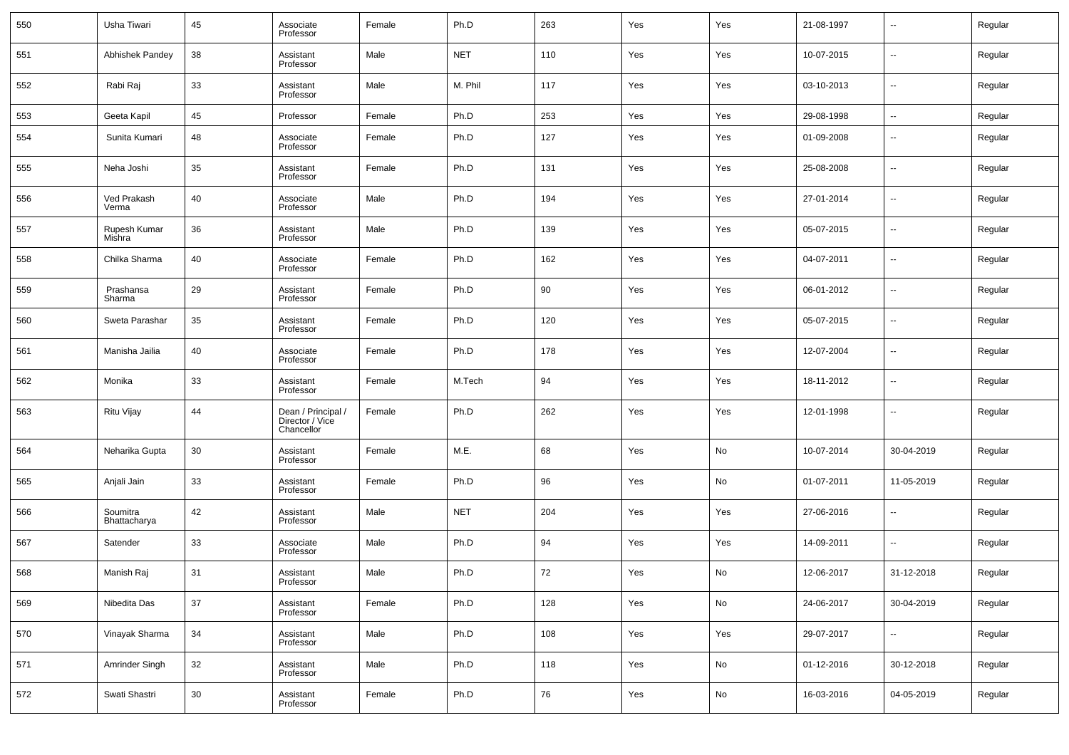| 550 | Usha Tiwari | 45 | Associate Professor | Female | Ph.D | 263 | Yes | Yes | 21-08-1997 | -- | Regular |
|---|---|---|---|---|---|---|---|---|---|---|---|
| 551 | Abhishek Pandey | 38 | Assistant Professor | Male | NET | 110 | Yes | Yes | 10-07-2015 | -- | Regular |
| 552 | Rabi Raj | 33 | Assistant Professor | Male | M. Phil | 117 | Yes | Yes | 03-10-2013 | -- | Regular |
| 553 | Geeta Kapil | 45 | Professor | Female | Ph.D | 253 | Yes | Yes | 29-08-1998 | -- | Regular |
| 554 | Sunita Kumari | 48 | Associate Professor | Female | Ph.D | 127 | Yes | Yes | 01-09-2008 | -- | Regular |
| 555 | Neha Joshi | 35 | Assistant Professor | Female | Ph.D | 131 | Yes | Yes | 25-08-2008 | -- | Regular |
| 556 | Ved Prakash Verma | 40 | Associate Professor | Male | Ph.D | 194 | Yes | Yes | 27-01-2014 | -- | Regular |
| 557 | Rupesh Kumar Mishra | 36 | Assistant Professor | Male | Ph.D | 139 | Yes | Yes | 05-07-2015 | -- | Regular |
| 558 | Chilka Sharma | 40 | Associate Professor | Female | Ph.D | 162 | Yes | Yes | 04-07-2011 | -- | Regular |
| 559 | Prashansa Sharma | 29 | Assistant Professor | Female | Ph.D | 90 | Yes | Yes | 06-01-2012 | -- | Regular |
| 560 | Sweta Parashar | 35 | Assistant Professor | Female | Ph.D | 120 | Yes | Yes | 05-07-2015 | -- | Regular |
| 561 | Manisha Jailia | 40 | Associate Professor | Female | Ph.D | 178 | Yes | Yes | 12-07-2004 | -- | Regular |
| 562 | Monika | 33 | Assistant Professor | Female | M.Tech | 94 | Yes | Yes | 18-11-2012 | -- | Regular |
| 563 | Ritu Vijay | 44 | Dean / Principal / Director / Vice Chancellor | Female | Ph.D | 262 | Yes | Yes | 12-01-1998 | -- | Regular |
| 564 | Neharika Gupta | 30 | Assistant Professor | Female | M.E. | 68 | Yes | No | 10-07-2014 | 30-04-2019 | Regular |
| 565 | Anjali Jain | 33 | Assistant Professor | Female | Ph.D | 96 | Yes | No | 01-07-2011 | 11-05-2019 | Regular |
| 566 | Soumitra Bhattacharya | 42 | Assistant Professor | Male | NET | 204 | Yes | Yes | 27-06-2016 | -- | Regular |
| 567 | Satender | 33 | Associate Professor | Male | Ph.D | 94 | Yes | Yes | 14-09-2011 | -- | Regular |
| 568 | Manish Raj | 31 | Assistant Professor | Male | Ph.D | 72 | Yes | No | 12-06-2017 | 31-12-2018 | Regular |
| 569 | Nibedita Das | 37 | Assistant Professor | Female | Ph.D | 128 | Yes | No | 24-06-2017 | 30-04-2019 | Regular |
| 570 | Vinayak Sharma | 34 | Assistant Professor | Male | Ph.D | 108 | Yes | Yes | 29-07-2017 | -- | Regular |
| 571 | Amrinder Singh | 32 | Assistant Professor | Male | Ph.D | 118 | Yes | No | 01-12-2016 | 30-12-2018 | Regular |
| 572 | Swati Shastri | 30 | Assistant Professor | Female | Ph.D | 76 | Yes | No | 16-03-2016 | 04-05-2019 | Regular |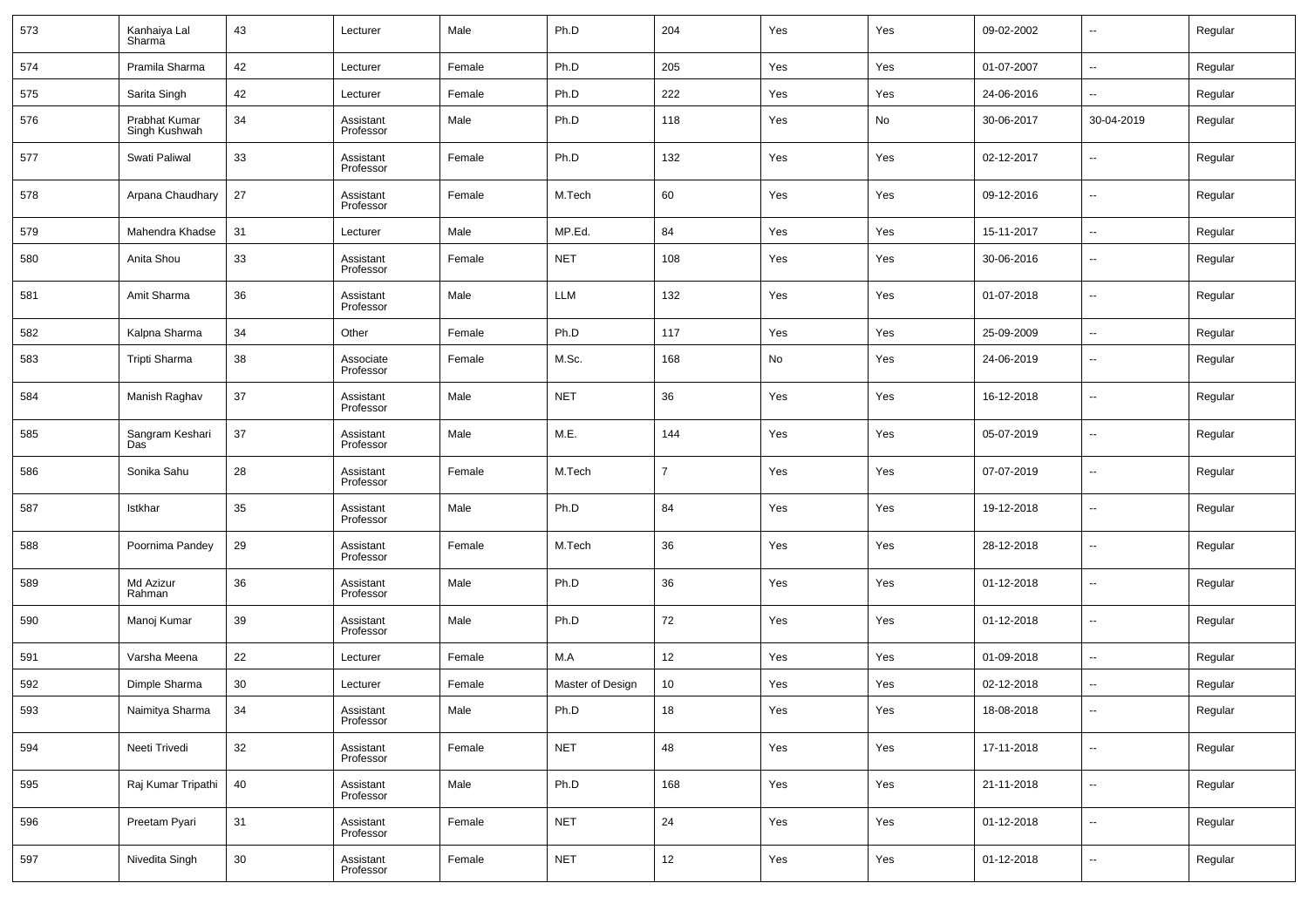| 573 | Kanhaiya Lal Sharma | 43 | Lecturer | Male | Ph.D | 204 | Yes | Yes | 09-02-2002 | -- | Regular |
|---|---|---|---|---|---|---|---|---|---|---|---|
| 574 | Pramila Sharma | 42 | Lecturer | Female | Ph.D | 205 | Yes | Yes | 01-07-2007 | -- | Regular |
| 575 | Sarita Singh | 42 | Lecturer | Female | Ph.D | 222 | Yes | Yes | 24-06-2016 | -- | Regular |
| 576 | Prabhat Kumar Singh Kushwah | 34 | Assistant Professor | Male | Ph.D | 118 | Yes | No | 30-06-2017 | 30-04-2019 | Regular |
| 577 | Swati Paliwal | 33 | Assistant Professor | Female | Ph.D | 132 | Yes | Yes | 02-12-2017 | -- | Regular |
| 578 | Arpana Chaudhary | 27 | Assistant Professor | Female | M.Tech | 60 | Yes | Yes | 09-12-2016 | -- | Regular |
| 579 | Mahendra Khadse | 31 | Lecturer | Male | MP.Ed. | 84 | Yes | Yes | 15-11-2017 | -- | Regular |
| 580 | Anita Shou | 33 | Assistant Professor | Female | NET | 108 | Yes | Yes | 30-06-2016 | -- | Regular |
| 581 | Amit Sharma | 36 | Assistant Professor | Male | LLM | 132 | Yes | Yes | 01-07-2018 | -- | Regular |
| 582 | Kalpna Sharma | 34 | Other | Female | Ph.D | 117 | Yes | Yes | 25-09-2009 | -- | Regular |
| 583 | Tripti Sharma | 38 | Associate Professor | Female | M.Sc. | 168 | No | Yes | 24-06-2019 | -- | Regular |
| 584 | Manish Raghav | 37 | Assistant Professor | Male | NET | 36 | Yes | Yes | 16-12-2018 | -- | Regular |
| 585 | Sangram Keshari Das | 37 | Assistant Professor | Male | M.E. | 144 | Yes | Yes | 05-07-2019 | -- | Regular |
| 586 | Sonika Sahu | 28 | Assistant Professor | Female | M.Tech | 7 | Yes | Yes | 07-07-2019 | -- | Regular |
| 587 | Istkhar | 35 | Assistant Professor | Male | Ph.D | 84 | Yes | Yes | 19-12-2018 | -- | Regular |
| 588 | Poornima Pandey | 29 | Assistant Professor | Female | M.Tech | 36 | Yes | Yes | 28-12-2018 | -- | Regular |
| 589 | Md Azizur Rahman | 36 | Assistant Professor | Male | Ph.D | 36 | Yes | Yes | 01-12-2018 | -- | Regular |
| 590 | Manoj Kumar | 39 | Assistant Professor | Male | Ph.D | 72 | Yes | Yes | 01-12-2018 | -- | Regular |
| 591 | Varsha Meena | 22 | Lecturer | Female | M.A | 12 | Yes | Yes | 01-09-2018 | -- | Regular |
| 592 | Dimple Sharma | 30 | Lecturer | Female | Master of Design | 10 | Yes | Yes | 02-12-2018 | -- | Regular |
| 593 | Naimitya Sharma | 34 | Assistant Professor | Male | Ph.D | 18 | Yes | Yes | 18-08-2018 | -- | Regular |
| 594 | Neeti Trivedi | 32 | Assistant Professor | Female | NET | 48 | Yes | Yes | 17-11-2018 | -- | Regular |
| 595 | Raj Kumar Tripathi | 40 | Assistant Professor | Male | Ph.D | 168 | Yes | Yes | 21-11-2018 | -- | Regular |
| 596 | Preetam Pyari | 31 | Assistant Professor | Female | NET | 24 | Yes | Yes | 01-12-2018 | -- | Regular |
| 597 | Nivedita Singh | 30 | Assistant Professor | Female | NET | 12 | Yes | Yes | 01-12-2018 | -- | Regular |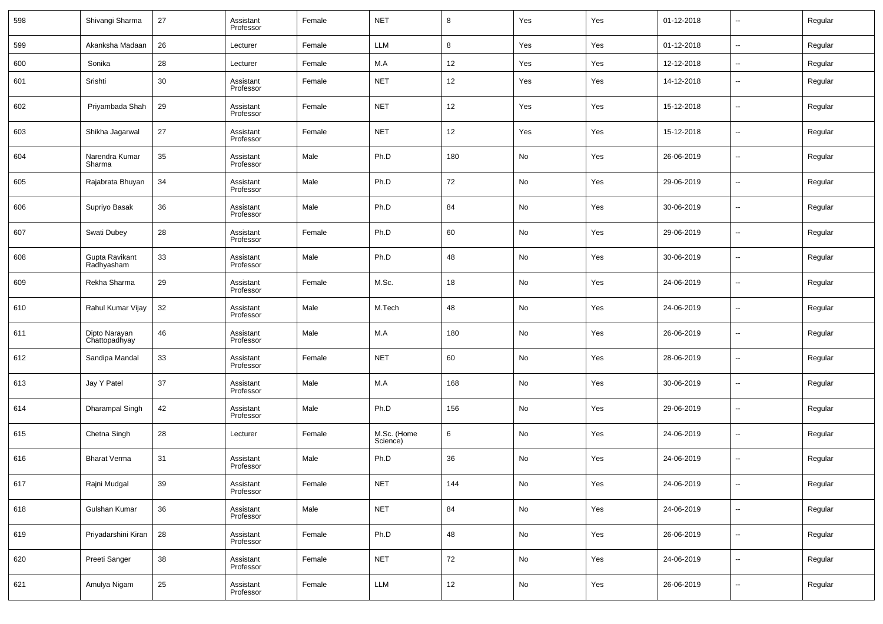| 598 | Shivangi Sharma | 27 | Assistant Professor | Female | NET | 8 | Yes | Yes | 01-12-2018 | -- | Regular |
|---|---|---|---|---|---|---|---|---|---|---|---|
| 599 | Akanksha Madaan | 26 | Lecturer | Female | LLM | 8 | Yes | Yes | 01-12-2018 | -- | Regular |
| 600 | Sonika | 28 | Lecturer | Female | M.A | 12 | Yes | Yes | 12-12-2018 | -- | Regular |
| 601 | Srishti | 30 | Assistant Professor | Female | NET | 12 | Yes | Yes | 14-12-2018 | -- | Regular |
| 602 | Priyambada Shah | 29 | Assistant Professor | Female | NET | 12 | Yes | Yes | 15-12-2018 | -- | Regular |
| 603 | Shikha Jagarwal | 27 | Assistant Professor | Female | NET | 12 | Yes | Yes | 15-12-2018 | -- | Regular |
| 604 | Narendra Kumar Sharma | 35 | Assistant Professor | Male | Ph.D | 180 | No | Yes | 26-06-2019 | -- | Regular |
| 605 | Rajabrata Bhuyan | 34 | Assistant Professor | Male | Ph.D | 72 | No | Yes | 29-06-2019 | -- | Regular |
| 606 | Supriyo Basak | 36 | Assistant Professor | Male | Ph.D | 84 | No | Yes | 30-06-2019 | -- | Regular |
| 607 | Swati Dubey | 28 | Assistant Professor | Female | Ph.D | 60 | No | Yes | 29-06-2019 | -- | Regular |
| 608 | Gupta Ravikant Radhyasham | 33 | Assistant Professor | Male | Ph.D | 48 | No | Yes | 30-06-2019 | -- | Regular |
| 609 | Rekha Sharma | 29 | Assistant Professor | Female | M.Sc. | 18 | No | Yes | 24-06-2019 | -- | Regular |
| 610 | Rahul Kumar Vijay | 32 | Assistant Professor | Male | M.Tech | 48 | No | Yes | 24-06-2019 | -- | Regular |
| 611 | Dipto Narayan Chattopadhyay | 46 | Assistant Professor | Male | M.A | 180 | No | Yes | 26-06-2019 | -- | Regular |
| 612 | Sandipa Mandal | 33 | Assistant Professor | Female | NET | 60 | No | Yes | 28-06-2019 | -- | Regular |
| 613 | Jay Y Patel | 37 | Assistant Professor | Male | M.A | 168 | No | Yes | 30-06-2019 | -- | Regular |
| 614 | Dharampal Singh | 42 | Assistant Professor | Male | Ph.D | 156 | No | Yes | 29-06-2019 | -- | Regular |
| 615 | Chetna Singh | 28 | Lecturer | Female | M.Sc. (Home Science) | 6 | No | Yes | 24-06-2019 | -- | Regular |
| 616 | Bharat Verma | 31 | Assistant Professor | Male | Ph.D | 36 | No | Yes | 24-06-2019 | -- | Regular |
| 617 | Rajni Mudgal | 39 | Assistant Professor | Female | NET | 144 | No | Yes | 24-06-2019 | -- | Regular |
| 618 | Gulshan Kumar | 36 | Assistant Professor | Male | NET | 84 | No | Yes | 24-06-2019 | -- | Regular |
| 619 | Priyadarshini Kiran | 28 | Assistant Professor | Female | Ph.D | 48 | No | Yes | 26-06-2019 | -- | Regular |
| 620 | Preeti Sanger | 38 | Assistant Professor | Female | NET | 72 | No | Yes | 24-06-2019 | -- | Regular |
| 621 | Amulya Nigam | 25 | Assistant Professor | Female | LLM | 12 | No | Yes | 26-06-2019 | -- | Regular |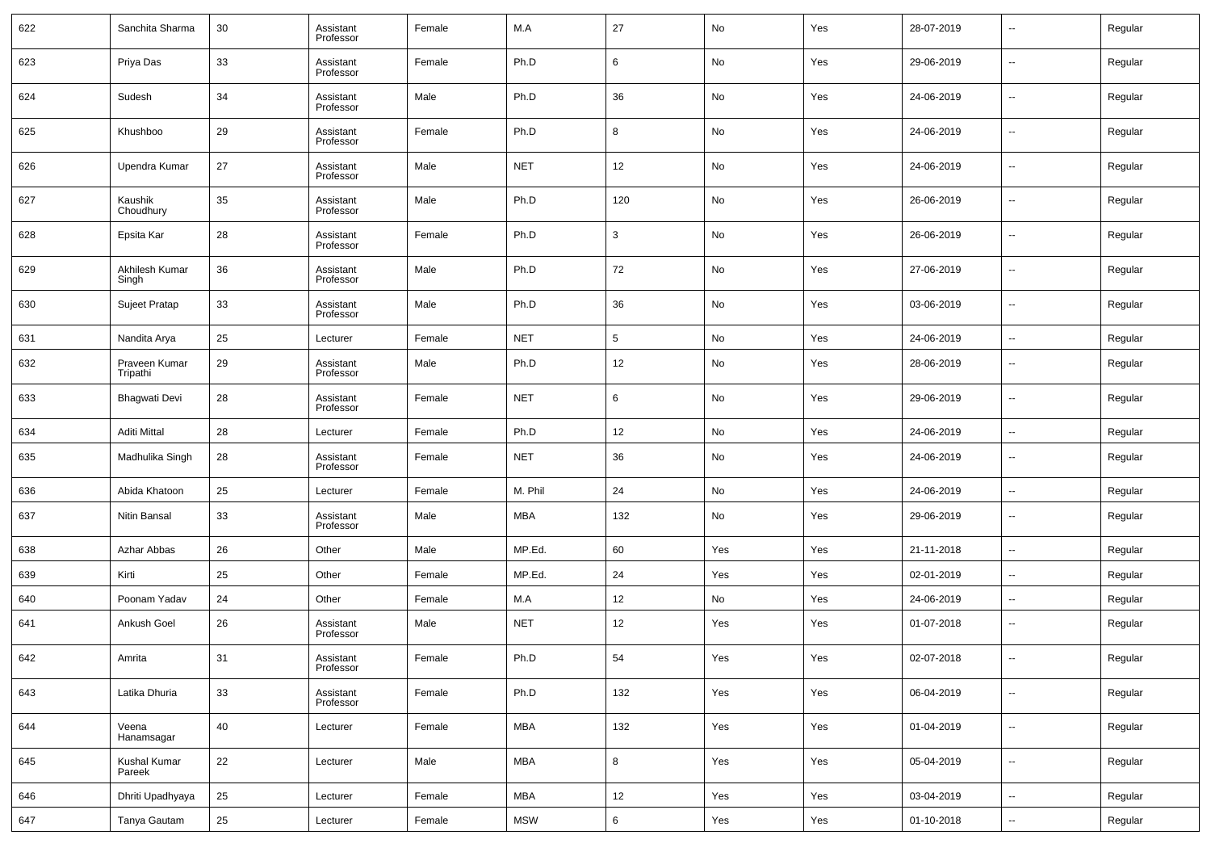| 622 | Sanchita Sharma | 30 | Assistant Professor | Female | M.A | 27 | No | Yes | 28-07-2019 | -- | Regular |
|---|---|---|---|---|---|---|---|---|---|---|---|
| 623 | Priya Das | 33 | Assistant Professor | Female | Ph.D | 6 | No | Yes | 29-06-2019 | -- | Regular |
| 624 | Sudesh | 34 | Assistant Professor | Male | Ph.D | 36 | No | Yes | 24-06-2019 | -- | Regular |
| 625 | Khushboo | 29 | Assistant Professor | Female | Ph.D | 8 | No | Yes | 24-06-2019 | -- | Regular |
| 626 | Upendra Kumar | 27 | Assistant Professor | Male | NET | 12 | No | Yes | 24-06-2019 | -- | Regular |
| 627 | Kaushik Choudhury | 35 | Assistant Professor | Male | Ph.D | 120 | No | Yes | 26-06-2019 | -- | Regular |
| 628 | Epsita Kar | 28 | Assistant Professor | Female | Ph.D | 3 | No | Yes | 26-06-2019 | -- | Regular |
| 629 | Akhilesh Kumar Singh | 36 | Assistant Professor | Male | Ph.D | 72 | No | Yes | 27-06-2019 | -- | Regular |
| 630 | Sujeet Pratap | 33 | Assistant Professor | Male | Ph.D | 36 | No | Yes | 03-06-2019 | -- | Regular |
| 631 | Nandita Arya | 25 | Lecturer | Female | NET | 5 | No | Yes | 24-06-2019 | -- | Regular |
| 632 | Praveen Kumar Tripathi | 29 | Assistant Professor | Male | Ph.D | 12 | No | Yes | 28-06-2019 | -- | Regular |
| 633 | Bhagwati Devi | 28 | Assistant Professor | Female | NET | 6 | No | Yes | 29-06-2019 | -- | Regular |
| 634 | Aditi Mittal | 28 | Lecturer | Female | Ph.D | 12 | No | Yes | 24-06-2019 | -- | Regular |
| 635 | Madhulika Singh | 28 | Assistant Professor | Female | NET | 36 | No | Yes | 24-06-2019 | -- | Regular |
| 636 | Abida Khatoon | 25 | Lecturer | Female | M. Phil | 24 | No | Yes | 24-06-2019 | -- | Regular |
| 637 | Nitin Bansal | 33 | Assistant Professor | Male | MBA | 132 | No | Yes | 29-06-2019 | -- | Regular |
| 638 | Azhar Abbas | 26 | Other | Male | MP.Ed. | 60 | Yes | Yes | 21-11-2018 | -- | Regular |
| 639 | Kirti | 25 | Other | Female | MP.Ed. | 24 | Yes | Yes | 02-01-2019 | -- | Regular |
| 640 | Poonam Yadav | 24 | Other | Female | M.A | 12 | No | Yes | 24-06-2019 | -- | Regular |
| 641 | Ankush Goel | 26 | Assistant Professor | Male | NET | 12 | Yes | Yes | 01-07-2018 | -- | Regular |
| 642 | Amrita | 31 | Assistant Professor | Female | Ph.D | 54 | Yes | Yes | 02-07-2018 | -- | Regular |
| 643 | Latika Dhuria | 33 | Assistant Professor | Female | Ph.D | 132 | Yes | Yes | 06-04-2019 | -- | Regular |
| 644 | Veena Hanamsagar | 40 | Lecturer | Female | MBA | 132 | Yes | Yes | 01-04-2019 | -- | Regular |
| 645 | Kushal Kumar Pareek | 22 | Lecturer | Male | MBA | 8 | Yes | Yes | 05-04-2019 | -- | Regular |
| 646 | Dhriti Upadhyaya | 25 | Lecturer | Female | MBA | 12 | Yes | Yes | 03-04-2019 | -- | Regular |
| 647 | Tanya Gautam | 25 | Lecturer | Female | MSW | 6 | Yes | Yes | 01-10-2018 | -- | Regular |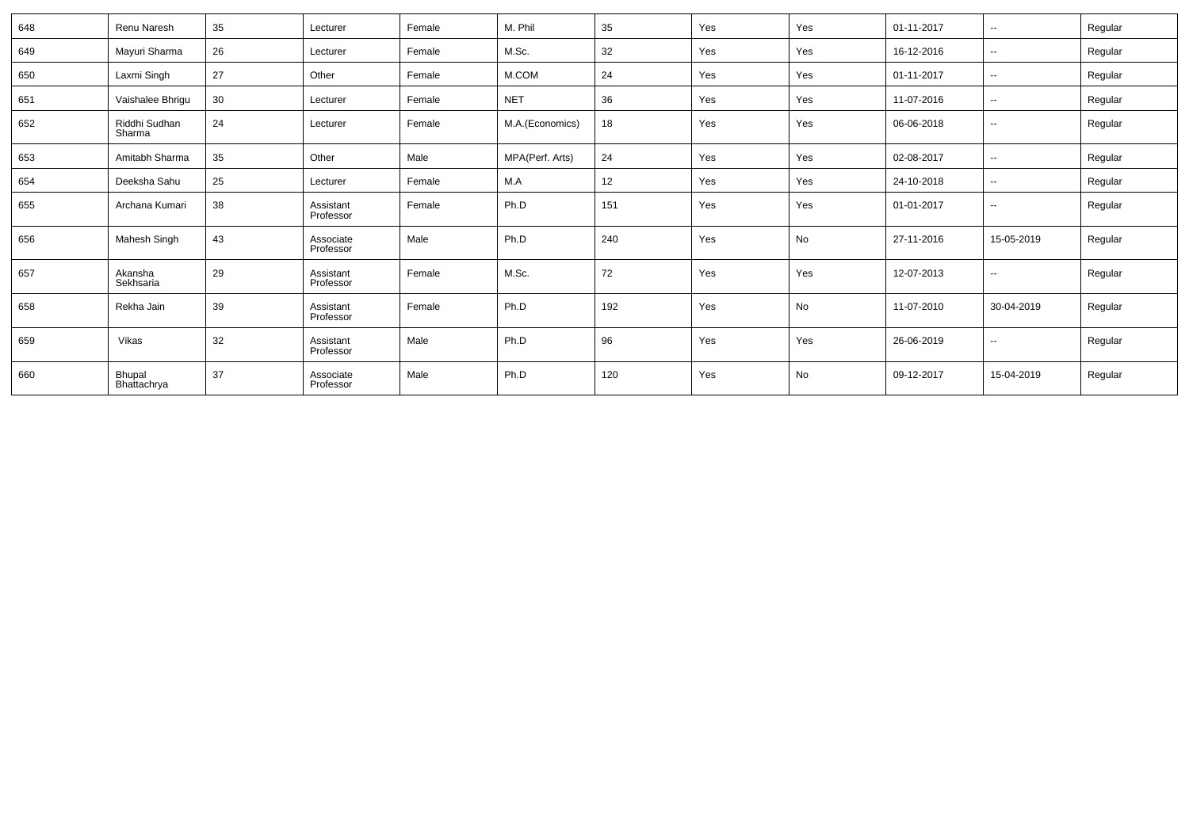| | | | | | | | | | | | |
|---|---|---|---|---|---|---|---|---|---|---|---|
| 648 | Renu Naresh | 35 | Lecturer | Female | M. Phil | 35 | Yes | Yes | 01-11-2017 | -- | Regular |
| 649 | Mayuri Sharma | 26 | Lecturer | Female | M.Sc. | 32 | Yes | Yes | 16-12-2016 | -- | Regular |
| 650 | Laxmi Singh | 27 | Other | Female | M.COM | 24 | Yes | Yes | 01-11-2017 | -- | Regular |
| 651 | Vaishalee Bhrigu | 30 | Lecturer | Female | NET | 36 | Yes | Yes | 11-07-2016 | -- | Regular |
| 652 | Riddhi Sudhan Sharma | 24 | Lecturer | Female | M.A.(Economics) | 18 | Yes | Yes | 06-06-2018 | -- | Regular |
| 653 | Amitabh Sharma | 35 | Other | Male | MPA(Perf. Arts) | 24 | Yes | Yes | 02-08-2017 | -- | Regular |
| 654 | Deeksha Sahu | 25 | Lecturer | Female | M.A | 12 | Yes | Yes | 24-10-2018 | -- | Regular |
| 655 | Archana Kumari | 38 | Assistant Professor | Female | Ph.D | 151 | Yes | Yes | 01-01-2017 | -- | Regular |
| 656 | Mahesh Singh | 43 | Associate Professor | Male | Ph.D | 240 | Yes | No | 27-11-2016 | 15-05-2019 | Regular |
| 657 | Akansha Sekhsaria | 29 | Assistant Professor | Female | M.Sc. | 72 | Yes | Yes | 12-07-2013 | -- | Regular |
| 658 | Rekha Jain | 39 | Assistant Professor | Female | Ph.D | 192 | Yes | No | 11-07-2010 | 30-04-2019 | Regular |
| 659 | Vikas | 32 | Assistant Professor | Male | Ph.D | 96 | Yes | Yes | 26-06-2019 | -- | Regular |
| 660 | Bhupal Bhattachrya | 37 | Associate Professor | Male | Ph.D | 120 | Yes | No | 09-12-2017 | 15-04-2019 | Regular |